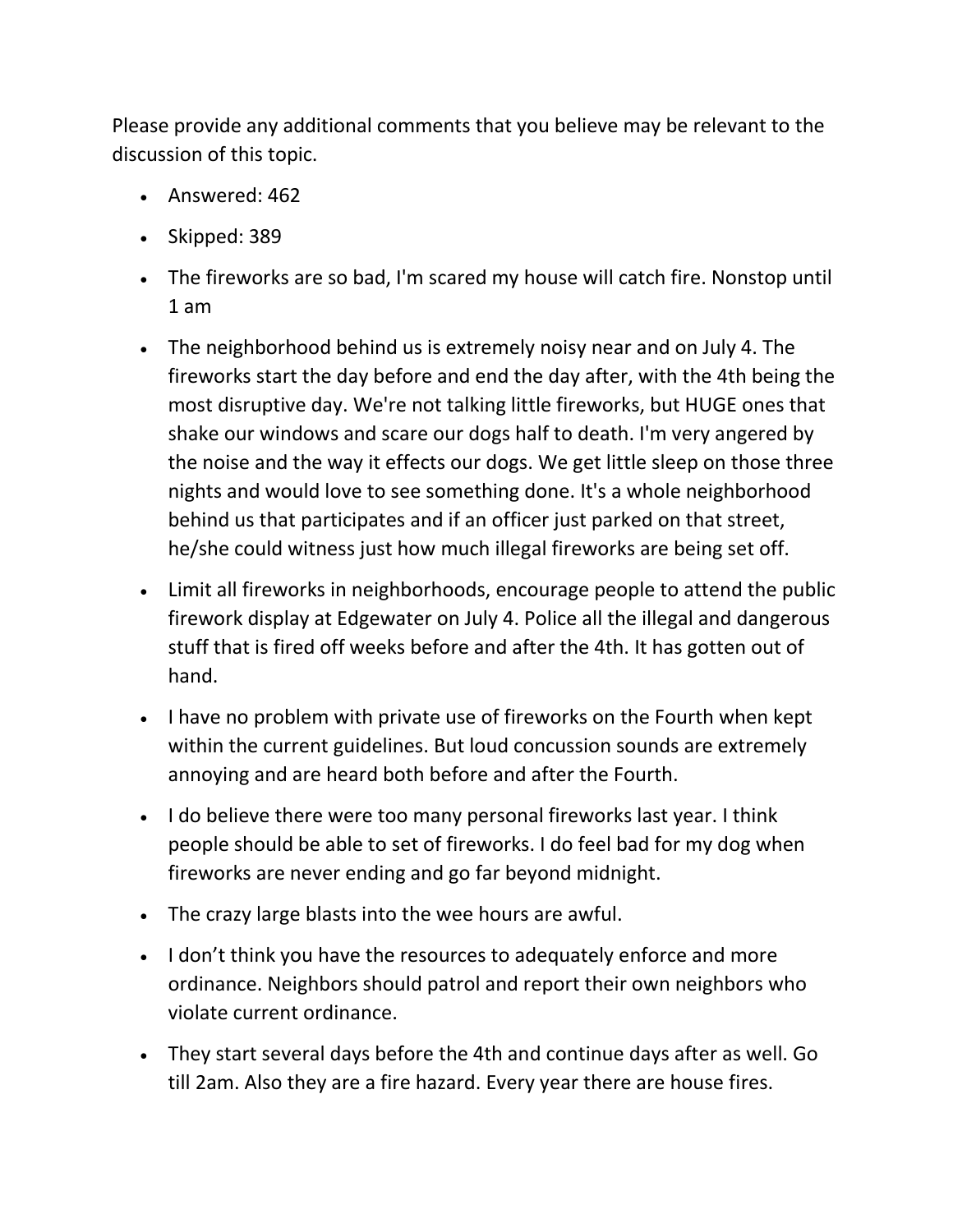Please provide any additional comments that you believe may be relevant to the discussion of this topic.

- Answered: 462
- Skipped: 389
- The fireworks are so bad, I'm scared my house will catch fire. Nonstop until 1 am
- The neighborhood behind us is extremely noisy near and on July 4. The fireworks start the day before and end the day after, with the 4th being the most disruptive day. We're not talking little fireworks, but HUGE ones that shake our windows and scare our dogs half to death. I'm very angered by the noise and the way it effects our dogs. We get little sleep on those three nights and would love to see something done. It's a whole neighborhood behind us that participates and if an officer just parked on that street, he/she could witness just how much illegal fireworks are being set off.
- Limit all fireworks in neighborhoods, encourage people to attend the public firework display at Edgewater on July 4. Police all the illegal and dangerous stuff that is fired off weeks before and after the 4th. It has gotten out of hand.
- I have no problem with private use of fireworks on the Fourth when kept within the current guidelines. But loud concussion sounds are extremely annoying and are heard both before and after the Fourth.
- I do believe there were too many personal fireworks last year. I think people should be able to set of fireworks. I do feel bad for my dog when fireworks are never ending and go far beyond midnight.
- The crazy large blasts into the wee hours are awful.
- I don't think you have the resources to adequately enforce and more ordinance. Neighbors should patrol and report their own neighbors who violate current ordinance.
- They start several days before the 4th and continue days after as well. Go till 2am. Also they are a fire hazard. Every year there are house fires.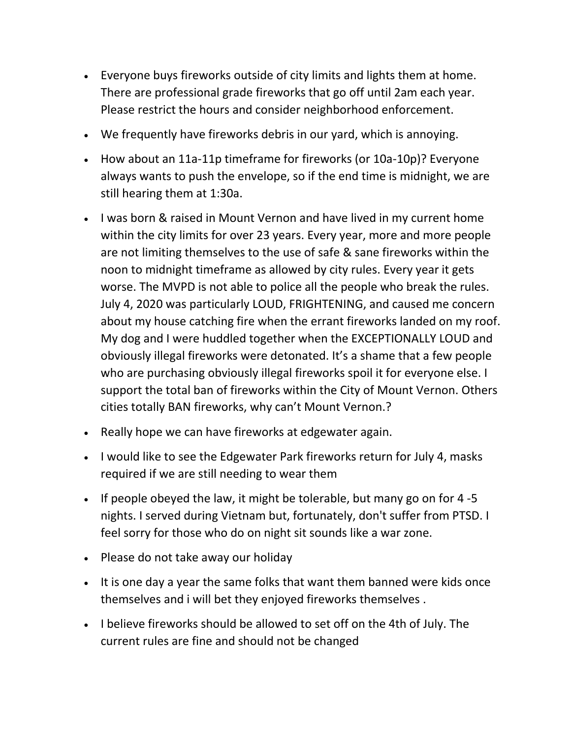- Everyone buys fireworks outside of city limits and lights them at home. There are professional grade fireworks that go off until 2am each year. Please restrict the hours and consider neighborhood enforcement.
- We frequently have fireworks debris in our yard, which is annoying.
- How about an 11a-11p timeframe for fireworks (or 10a-10p)? Everyone always wants to push the envelope, so if the end time is midnight, we are still hearing them at 1:30a.
- I was born & raised in Mount Vernon and have lived in my current home within the city limits for over 23 years. Every year, more and more people are not limiting themselves to the use of safe & sane fireworks within the noon to midnight timeframe as allowed by city rules. Every year it gets worse. The MVPD is not able to police all the people who break the rules. July 4, 2020 was particularly LOUD, FRIGHTENING, and caused me concern about my house catching fire when the errant fireworks landed on my roof. My dog and I were huddled together when the EXCEPTIONALLY LOUD and obviously illegal fireworks were detonated. It's a shame that a few people who are purchasing obviously illegal fireworks spoil it for everyone else. I support the total ban of fireworks within the City of Mount Vernon. Others cities totally BAN fireworks, why can't Mount Vernon.?
- Really hope we can have fireworks at edgewater again.
- I would like to see the Edgewater Park fireworks return for July 4, masks required if we are still needing to wear them
- If people obeyed the law, it might be tolerable, but many go on for 4 -5 nights. I served during Vietnam but, fortunately, don't suffer from PTSD. I feel sorry for those who do on night sit sounds like a war zone.
- Please do not take away our holiday
- It is one day a year the same folks that want them banned were kids once themselves and i will bet they enjoyed fireworks themselves .
- I believe fireworks should be allowed to set off on the 4th of July. The current rules are fine and should not be changed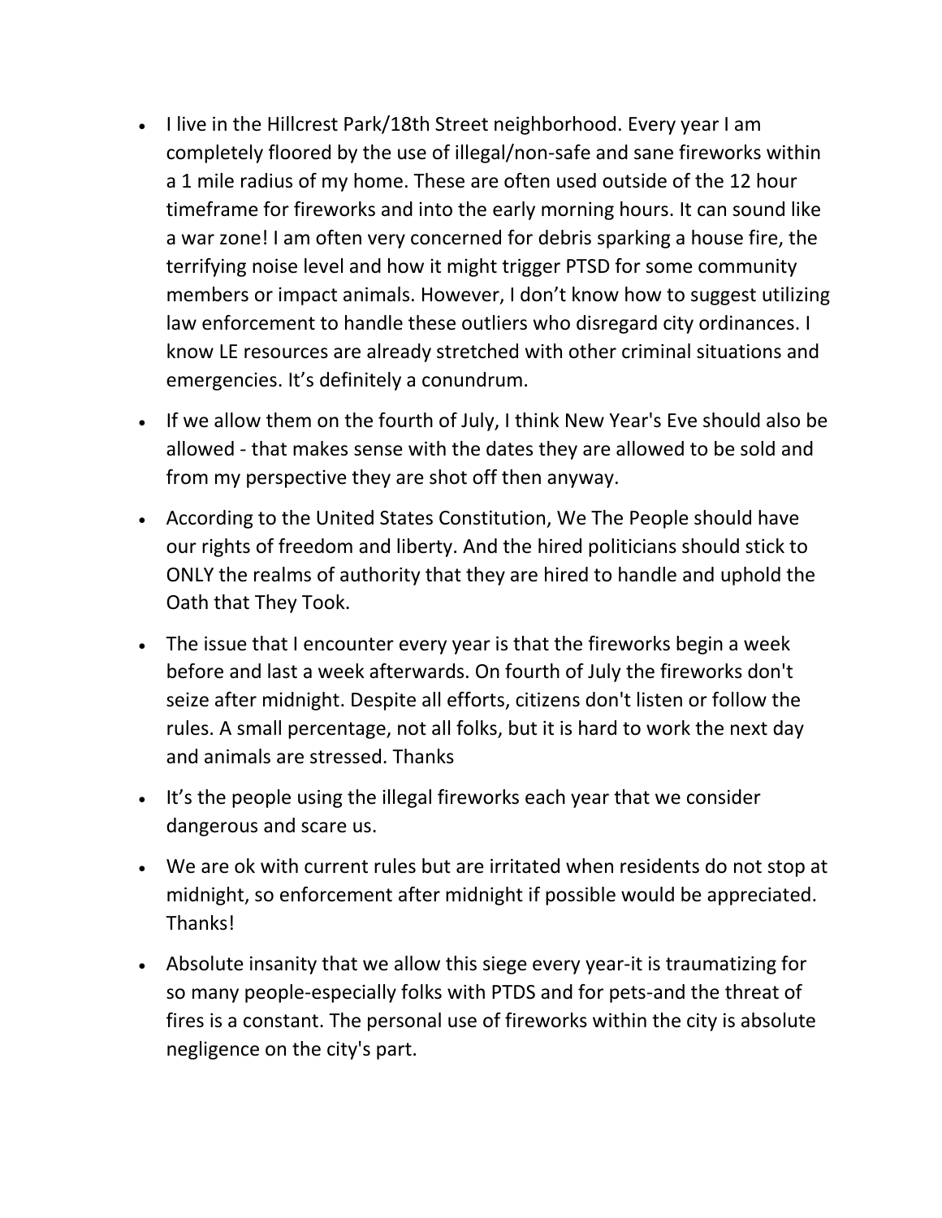- I live in the Hillcrest Park/18th Street neighborhood. Every year I am completely floored by the use of illegal/non-safe and sane fireworks within a 1 mile radius of my home. These are often used outside of the 12 hour timeframe for fireworks and into the early morning hours. It can sound like a war zone! I am often very concerned for debris sparking a house fire, the terrifying noise level and how it might trigger PTSD for some community members or impact animals. However, I don't know how to suggest utilizing law enforcement to handle these outliers who disregard city ordinances. I know LE resources are already stretched with other criminal situations and emergencies. It's definitely a conundrum.
- If we allow them on the fourth of July, I think New Year's Eve should also be allowed - that makes sense with the dates they are allowed to be sold and from my perspective they are shot off then anyway.
- According to the United States Constitution, We The People should have our rights of freedom and liberty. And the hired politicians should stick to ONLY the realms of authority that they are hired to handle and uphold the Oath that They Took.
- The issue that I encounter every year is that the fireworks begin a week before and last a week afterwards. On fourth of July the fireworks don't seize after midnight. Despite all efforts, citizens don't listen or follow the rules. A small percentage, not all folks, but it is hard to work the next day and animals are stressed. Thanks
- It's the people using the illegal fireworks each year that we consider dangerous and scare us.
- We are ok with current rules but are irritated when residents do not stop at midnight, so enforcement after midnight if possible would be appreciated. Thanks!
- Absolute insanity that we allow this siege every year-it is traumatizing for so many people-especially folks with PTDS and for pets-and the threat of fires is a constant. The personal use of fireworks within the city is absolute negligence on the city's part.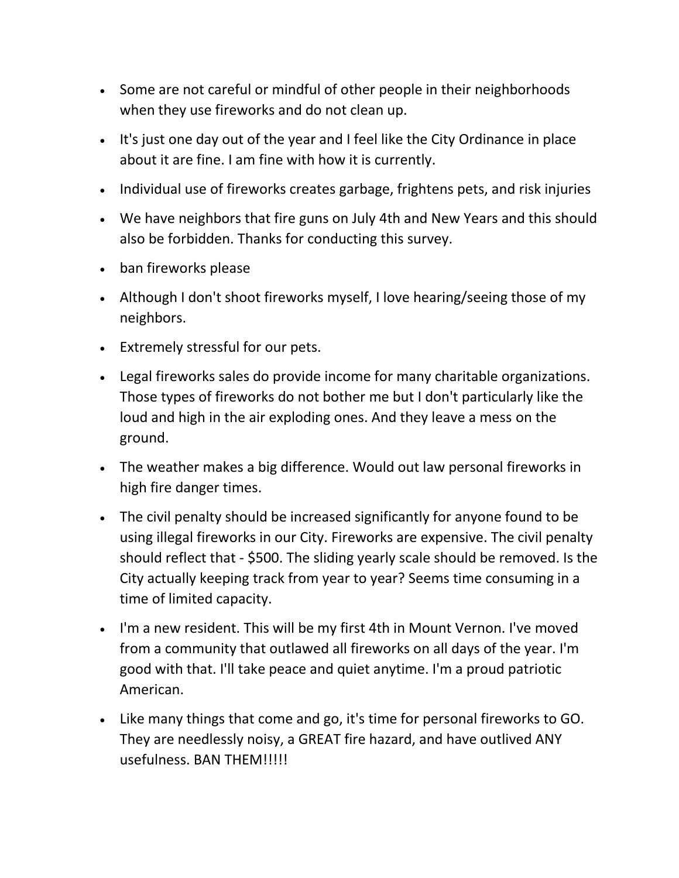- Some are not careful or mindful of other people in their neighborhoods when they use fireworks and do not clean up.
- It's just one day out of the year and I feel like the City Ordinance in place about it are fine. I am fine with how it is currently.
- Individual use of fireworks creates garbage, frightens pets, and risk injuries
- We have neighbors that fire guns on July 4th and New Years and this should also be forbidden. Thanks for conducting this survey.
- ban fireworks please
- Although I don't shoot fireworks myself, I love hearing/seeing those of my neighbors.
- Extremely stressful for our pets.
- Legal fireworks sales do provide income for many charitable organizations. Those types of fireworks do not bother me but I don't particularly like the loud and high in the air exploding ones. And they leave a mess on the ground.
- The weather makes a big difference. Would out law personal fireworks in high fire danger times.
- The civil penalty should be increased significantly for anyone found to be using illegal fireworks in our City. Fireworks are expensive. The civil penalty should reflect that - $500. The sliding yearly scale should be removed. Is the City actually keeping track from year to year? Seems time consuming in a time of limited capacity.
- I'm a new resident. This will be my first 4th in Mount Vernon. I've moved from a community that outlawed all fireworks on all days of the year. I'm good with that. I'll take peace and quiet anytime. I'm a proud patriotic American.
- Like many things that come and go, it's time for personal fireworks to GO. They are needlessly noisy, a GREAT fire hazard, and have outlived ANY usefulness. BAN THEM!!!!!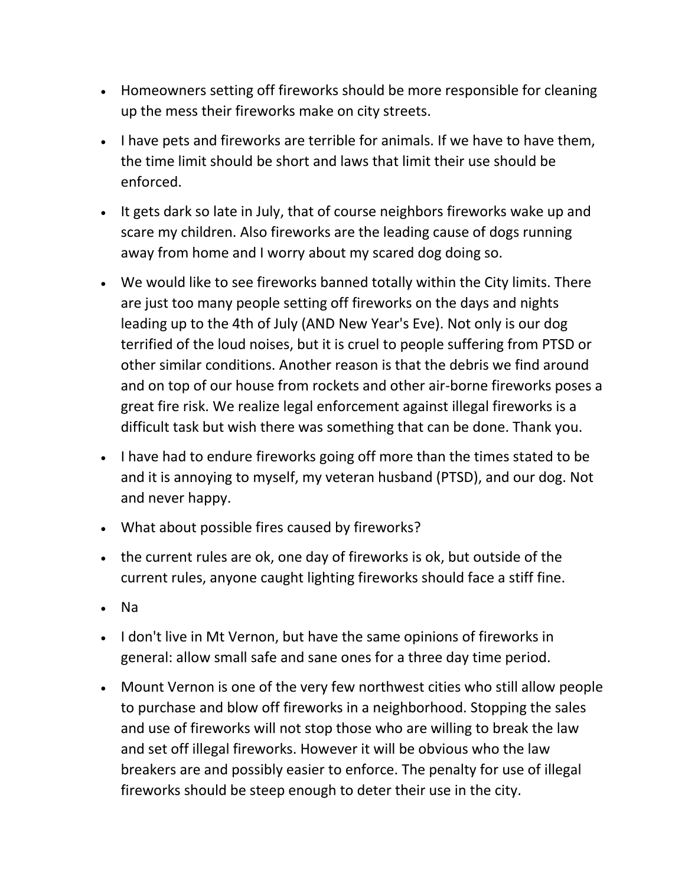- Homeowners setting off fireworks should be more responsible for cleaning up the mess their fireworks make on city streets.
- I have pets and fireworks are terrible for animals. If we have to have them, the time limit should be short and laws that limit their use should be enforced.
- It gets dark so late in July, that of course neighbors fireworks wake up and scare my children. Also fireworks are the leading cause of dogs running away from home and I worry about my scared dog doing so.
- We would like to see fireworks banned totally within the City limits. There are just too many people setting off fireworks on the days and nights leading up to the 4th of July (AND New Year's Eve). Not only is our dog terrified of the loud noises, but it is cruel to people suffering from PTSD or other similar conditions. Another reason is that the debris we find around and on top of our house from rockets and other air-borne fireworks poses a great fire risk. We realize legal enforcement against illegal fireworks is a difficult task but wish there was something that can be done. Thank you.
- I have had to endure fireworks going off more than the times stated to be and it is annoying to myself, my veteran husband (PTSD), and our dog. Not and never happy.
- What about possible fires caused by fireworks?
- the current rules are ok, one day of fireworks is ok, but outside of the current rules, anyone caught lighting fireworks should face a stiff fine.
- Na
- I don't live in Mt Vernon, but have the same opinions of fireworks in general: allow small safe and sane ones for a three day time period.
- Mount Vernon is one of the very few northwest cities who still allow people to purchase and blow off fireworks in a neighborhood. Stopping the sales and use of fireworks will not stop those who are willing to break the law and set off illegal fireworks. However it will be obvious who the law breakers are and possibly easier to enforce. The penalty for use of illegal fireworks should be steep enough to deter their use in the city.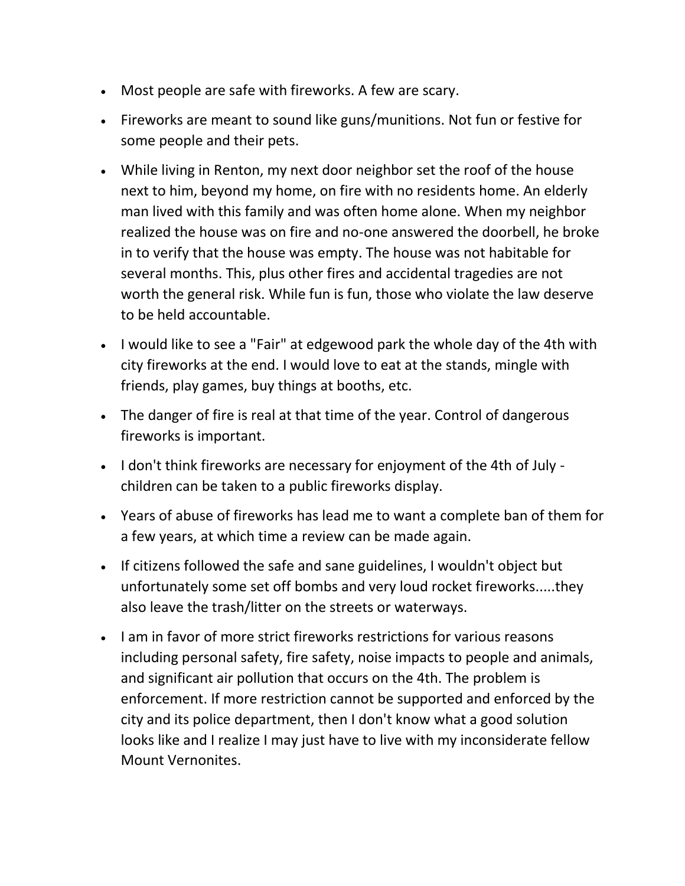- Most people are safe with fireworks. A few are scary.
- Fireworks are meant to sound like guns/munitions. Not fun or festive for some people and their pets.
- While living in Renton, my next door neighbor set the roof of the house next to him, beyond my home, on fire with no residents home. An elderly man lived with this family and was often home alone. When my neighbor realized the house was on fire and no-one answered the doorbell, he broke in to verify that the house was empty. The house was not habitable for several months. This, plus other fires and accidental tragedies are not worth the general risk. While fun is fun, those who violate the law deserve to be held accountable.
- I would like to see a "Fair" at edgewood park the whole day of the 4th with city fireworks at the end. I would love to eat at the stands, mingle with friends, play games, buy things at booths, etc.
- The danger of fire is real at that time of the year. Control of dangerous fireworks is important.
- I don't think fireworks are necessary for enjoyment of the 4th of July - children can be taken to a public fireworks display.
- Years of abuse of fireworks has lead me to want a complete ban of them for a few years, at which time a review can be made again.
- If citizens followed the safe and sane guidelines, I wouldn't object but unfortunately some set off bombs and very loud rocket fireworks.....they also leave the trash/litter on the streets or waterways.
- I am in favor of more strict fireworks restrictions for various reasons including personal safety, fire safety, noise impacts to people and animals, and significant air pollution that occurs on the 4th. The problem is enforcement. If more restriction cannot be supported and enforced by the city and its police department, then I don't know what a good solution looks like and I realize I may just have to live with my inconsiderate fellow Mount Vernonites.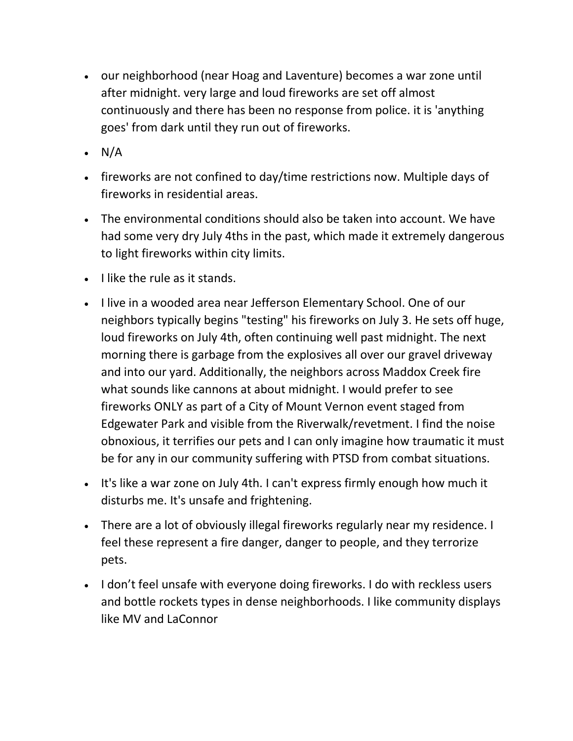- our neighborhood (near Hoag and Laventure) becomes a war zone until after midnight. very large and loud fireworks are set off almost continuously and there has been no response from police. it is 'anything goes' from dark until they run out of fireworks.
- N/A
- fireworks are not confined to day/time restrictions now. Multiple days of fireworks in residential areas.
- The environmental conditions should also be taken into account. We have had some very dry July 4ths in the past, which made it extremely dangerous to light fireworks within city limits.
- I like the rule as it stands.
- I live in a wooded area near Jefferson Elementary School. One of our neighbors typically begins "testing" his fireworks on July 3. He sets off huge, loud fireworks on July 4th, often continuing well past midnight. The next morning there is garbage from the explosives all over our gravel driveway and into our yard. Additionally, the neighbors across Maddox Creek fire what sounds like cannons at about midnight. I would prefer to see fireworks ONLY as part of a City of Mount Vernon event staged from Edgewater Park and visible from the Riverwalk/revetment. I find the noise obnoxious, it terrifies our pets and I can only imagine how traumatic it must be for any in our community suffering with PTSD from combat situations.
- It's like a war zone on July 4th. I can't express firmly enough how much it disturbs me. It's unsafe and frightening.
- There are a lot of obviously illegal fireworks regularly near my residence. I feel these represent a fire danger, danger to people, and they terrorize pets.
- I don't feel unsafe with everyone doing fireworks. I do with reckless users and bottle rockets types in dense neighborhoods. I like community displays like MV and LaConnor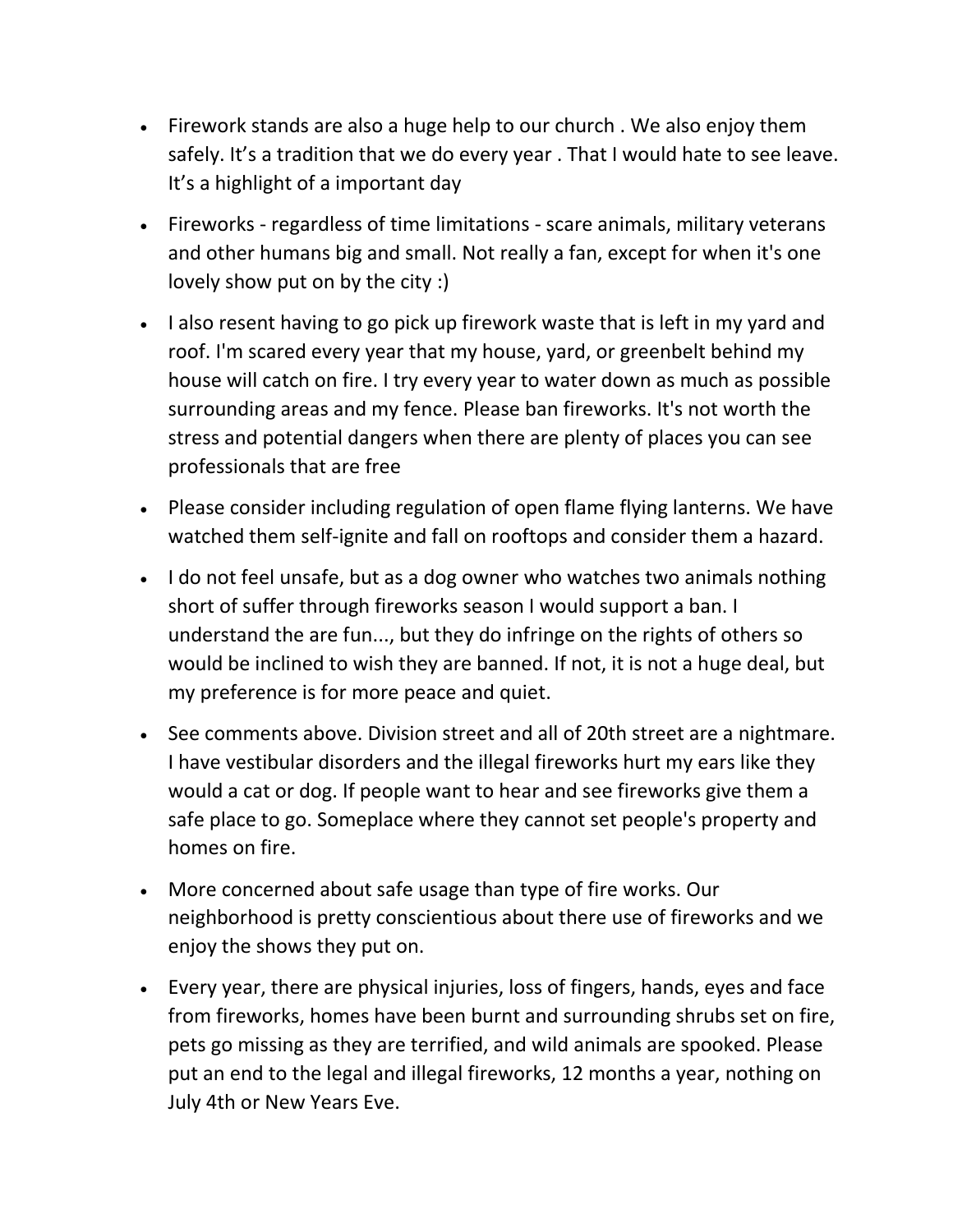- Firework stands are also a huge help to our church . We also enjoy them safely. It's a tradition that we do every year . That I would hate to see leave. It's a highlight of a important day
- Fireworks - regardless of time limitations - scare animals, military veterans and other humans big and small. Not really a fan, except for when it's one lovely show put on by the city :)
- I also resent having to go pick up firework waste that is left in my yard and roof. I'm scared every year that my house, yard, or greenbelt behind my house will catch on fire. I try every year to water down as much as possible surrounding areas and my fence. Please ban fireworks. It's not worth the stress and potential dangers when there are plenty of places you can see professionals that are free
- Please consider including regulation of open flame flying lanterns. We have watched them self-ignite and fall on rooftops and consider them a hazard.
- I do not feel unsafe, but as a dog owner who watches two animals nothing short of suffer through fireworks season I would support a ban. I understand the are fun..., but they do infringe on the rights of others so would be inclined to wish they are banned. If not, it is not a huge deal, but my preference is for more peace and quiet.
- See comments above. Division street and all of 20th street are a nightmare. I have vestibular disorders and the illegal fireworks hurt my ears like they would a cat or dog. If people want to hear and see fireworks give them a safe place to go. Someplace where they cannot set people's property and homes on fire.
- More concerned about safe usage than type of fire works. Our neighborhood is pretty conscientious about there use of fireworks and we enjoy the shows they put on.
- Every year, there are physical injuries, loss of fingers, hands, eyes and face from fireworks, homes have been burnt and surrounding shrubs set on fire, pets go missing as they are terrified, and wild animals are spooked. Please put an end to the legal and illegal fireworks, 12 months a year, nothing on July 4th or New Years Eve.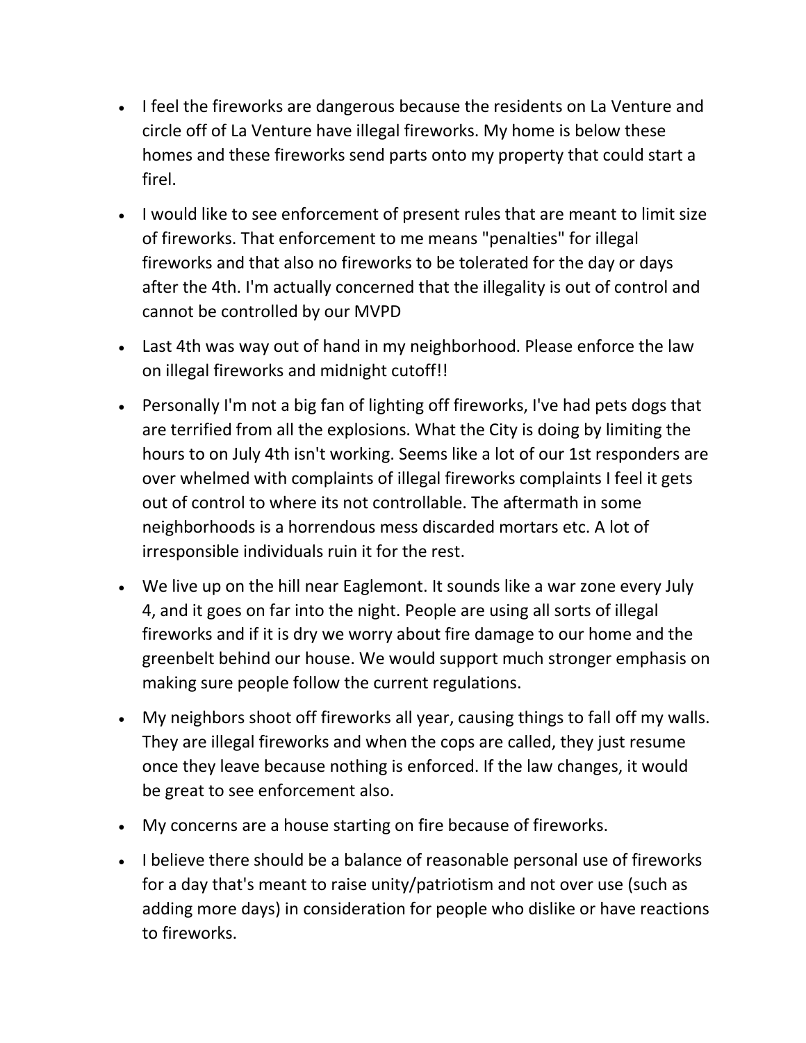- I feel the fireworks are dangerous because the residents on La Venture and circle off of La Venture have illegal fireworks. My home is below these homes and these fireworks send parts onto my property that could start a firel.
- I would like to see enforcement of present rules that are meant to limit size of fireworks. That enforcement to me means "penalties" for illegal fireworks and that also no fireworks to be tolerated for the day or days after the 4th. I'm actually concerned that the illegality is out of control and cannot be controlled by our MVPD
- Last 4th was way out of hand in my neighborhood. Please enforce the law on illegal fireworks and midnight cutoff!!
- Personally I'm not a big fan of lighting off fireworks, I've had pets dogs that are terrified from all the explosions. What the City is doing by limiting the hours to on July 4th isn't working. Seems like a lot of our 1st responders are over whelmed with complaints of illegal fireworks complaints I feel it gets out of control to where its not controllable. The aftermath in some neighborhoods is a horrendous mess discarded mortars etc. A lot of irresponsible individuals ruin it for the rest.
- We live up on the hill near Eaglemont. It sounds like a war zone every July 4, and it goes on far into the night. People are using all sorts of illegal fireworks and if it is dry we worry about fire damage to our home and the greenbelt behind our house. We would support much stronger emphasis on making sure people follow the current regulations.
- My neighbors shoot off fireworks all year, causing things to fall off my walls. They are illegal fireworks and when the cops are called, they just resume once they leave because nothing is enforced. If the law changes, it would be great to see enforcement also.
- My concerns are a house starting on fire because of fireworks.
- I believe there should be a balance of reasonable personal use of fireworks for a day that's meant to raise unity/patriotism and not over use (such as adding more days) in consideration for people who dislike or have reactions to fireworks.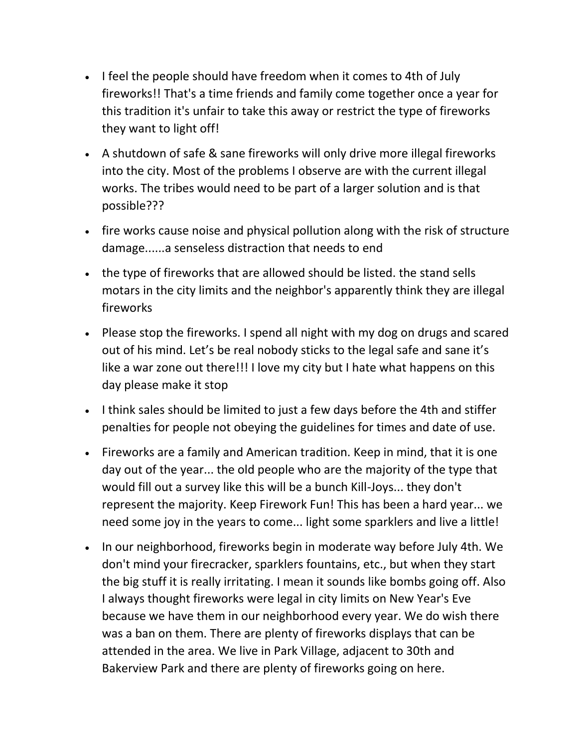- I feel the people should have freedom when it comes to 4th of July fireworks!! That's a time friends and family come together once a year for this tradition it's unfair to take this away or restrict the type of fireworks they want to light off!
- A shutdown of safe & sane fireworks will only drive more illegal fireworks into the city. Most of the problems I observe are with the current illegal works. The tribes would need to be part of a larger solution and is that possible???
- fire works cause noise and physical pollution along with the risk of structure damage......a senseless distraction that needs to end
- the type of fireworks that are allowed should be listed. the stand sells motars in the city limits and the neighbor's apparently think they are illegal fireworks
- Please stop the fireworks. I spend all night with my dog on drugs and scared out of his mind. Let's be real nobody sticks to the legal safe and sane it's like a war zone out there!!! I love my city but I hate what happens on this day please make it stop
- I think sales should be limited to just a few days before the 4th and stiffer penalties for people not obeying the guidelines for times and date of use.
- Fireworks are a family and American tradition. Keep in mind, that it is one day out of the year... the old people who are the majority of the type that would fill out a survey like this will be a bunch Kill-Joys... they don't represent the majority. Keep Firework Fun! This has been a hard year... we need some joy in the years to come... light some sparklers and live a little!
- In our neighborhood, fireworks begin in moderate way before July 4th. We don't mind your firecracker, sparklers fountains, etc., but when they start the big stuff it is really irritating. I mean it sounds like bombs going off. Also I always thought fireworks were legal in city limits on New Year's Eve because we have them in our neighborhood every year. We do wish there was a ban on them. There are plenty of fireworks displays that can be attended in the area. We live in Park Village, adjacent to 30th and Bakerview Park and there are plenty of fireworks going on here.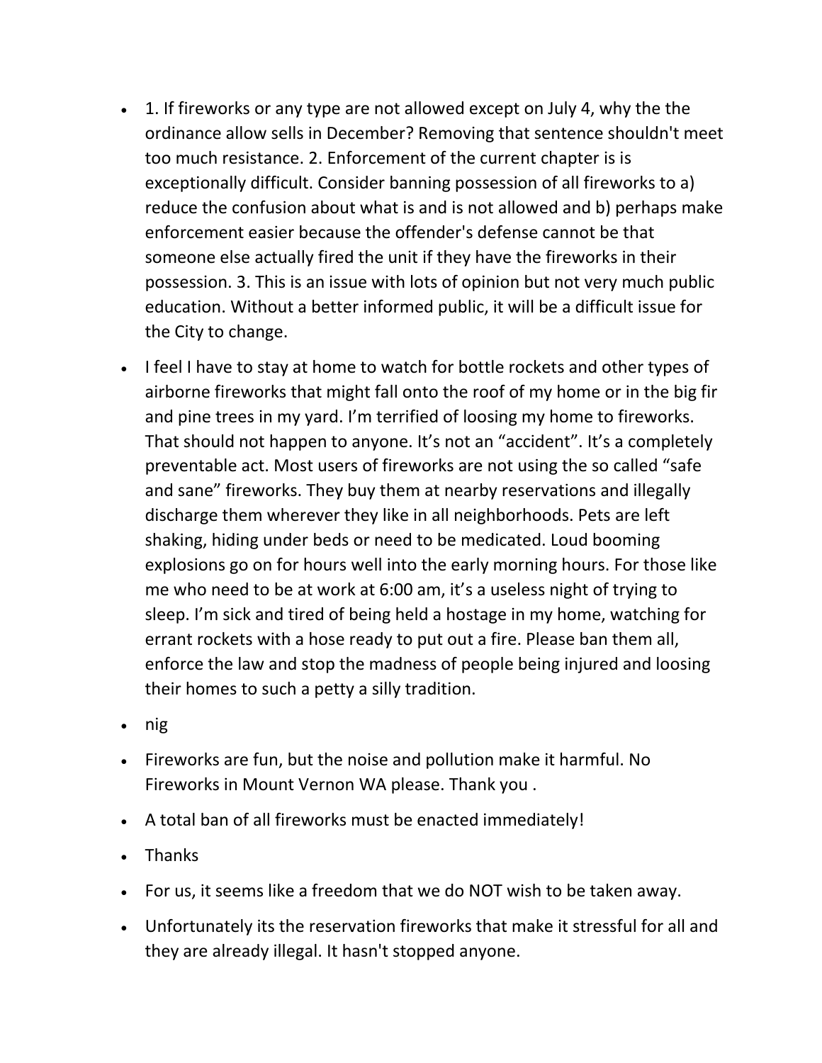- 1. If fireworks or any type are not allowed except on July 4, why the the ordinance allow sells in December? Removing that sentence shouldn't meet too much resistance. 2. Enforcement of the current chapter is is exceptionally difficult. Consider banning possession of all fireworks to a) reduce the confusion about what is and is not allowed and b) perhaps make enforcement easier because the offender's defense cannot be that someone else actually fired the unit if they have the fireworks in their possession. 3. This is an issue with lots of opinion but not very much public education. Without a better informed public, it will be a difficult issue for the City to change.
- I feel I have to stay at home to watch for bottle rockets and other types of airborne fireworks that might fall onto the roof of my home or in the big fir and pine trees in my yard. I'm terrified of loosing my home to fireworks. That should not happen to anyone. It's not an "accident". It's a completely preventable act. Most users of fireworks are not using the so called "safe and sane" fireworks. They buy them at nearby reservations and illegally discharge them wherever they like in all neighborhoods. Pets are left shaking, hiding under beds or need to be medicated. Loud booming explosions go on for hours well into the early morning hours. For those like me who need to be at work at 6:00 am, it's a useless night of trying to sleep. I'm sick and tired of being held a hostage in my home, watching for errant rockets with a hose ready to put out a fire. Please ban them all, enforce the law and stop the madness of people being injured and loosing their homes to such a petty a silly tradition.
- nig
- Fireworks are fun, but the noise and pollution make it harmful. No Fireworks in Mount Vernon WA please. Thank you .
- A total ban of all fireworks must be enacted immediately!
- Thanks
- For us, it seems like a freedom that we do NOT wish to be taken away.
- Unfortunately its the reservation fireworks that make it stressful for all and they are already illegal. It hasn't stopped anyone.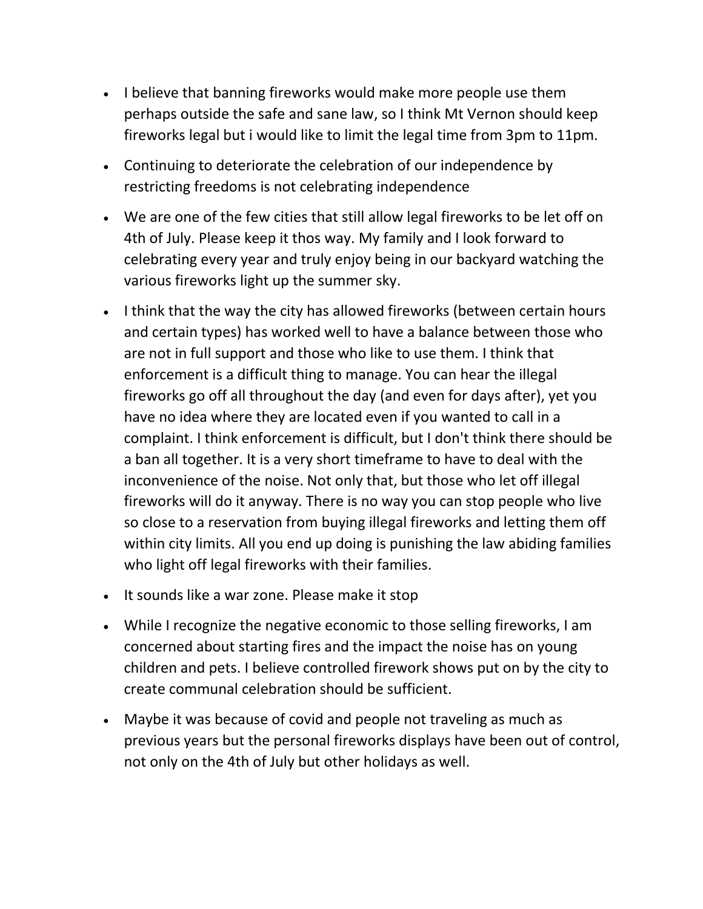- I believe that banning fireworks would make more people use them perhaps outside the safe and sane law, so I think Mt Vernon should keep fireworks legal but i would like to limit the legal time from 3pm to 11pm.
- Continuing to deteriorate the celebration of our independence by restricting freedoms is not celebrating independence
- We are one of the few cities that still allow legal fireworks to be let off on 4th of July. Please keep it thos way. My family and I look forward to celebrating every year and truly enjoy being in our backyard watching the various fireworks light up the summer sky.
- I think that the way the city has allowed fireworks (between certain hours and certain types) has worked well to have a balance between those who are not in full support and those who like to use them. I think that enforcement is a difficult thing to manage. You can hear the illegal fireworks go off all throughout the day (and even for days after), yet you have no idea where they are located even if you wanted to call in a complaint. I think enforcement is difficult, but I don't think there should be a ban all together. It is a very short timeframe to have to deal with the inconvenience of the noise. Not only that, but those who let off illegal fireworks will do it anyway. There is no way you can stop people who live so close to a reservation from buying illegal fireworks and letting them off within city limits. All you end up doing is punishing the law abiding families who light off legal fireworks with their families.
- It sounds like a war zone. Please make it stop
- While I recognize the negative economic to those selling fireworks, I am concerned about starting fires and the impact the noise has on young children and pets. I believe controlled firework shows put on by the city to create communal celebration should be sufficient.
- Maybe it was because of covid and people not traveling as much as previous years but the personal fireworks displays have been out of control, not only on the 4th of July but other holidays as well.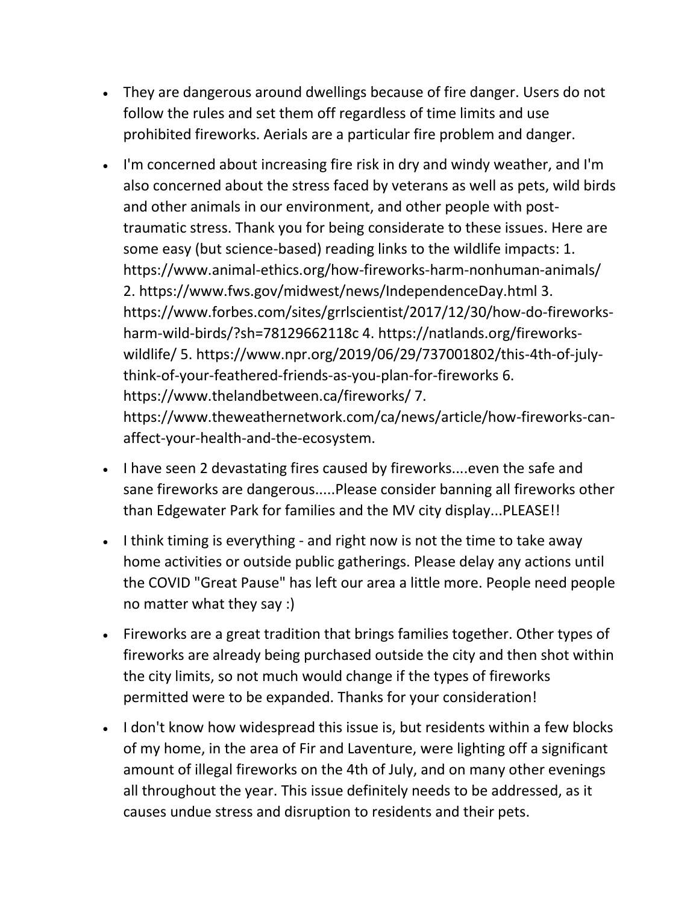- They are dangerous around dwellings because of fire danger. Users do not follow the rules and set them off regardless of time limits and use prohibited fireworks. Aerials are a particular fire problem and danger.
- I'm concerned about increasing fire risk in dry and windy weather, and I'm also concerned about the stress faced by veterans as well as pets, wild birds and other animals in our environment, and other people with post-traumatic stress. Thank you for being considerate to these issues. Here are some easy (but science-based) reading links to the wildlife impacts: 1. https://www.animal-ethics.org/how-fireworks-harm-nonhuman-animals/ 2. https://www.fws.gov/midwest/news/IndependenceDay.html 3. https://www.forbes.com/sites/grrlscientist/2017/12/30/how-do-fireworks-harm-wild-birds/?sh=78129662118c 4. https://natlands.org/fireworks-wildlife/ 5. https://www.npr.org/2019/06/29/737001802/this-4th-of-july-think-of-your-feathered-friends-as-you-plan-for-fireworks 6. https://www.thelandbetween.ca/fireworks/ 7. https://www.theweathernetwork.com/ca/news/article/how-fireworks-can-affect-your-health-and-the-ecosystem.
- I have seen 2 devastating fires caused by fireworks....even the safe and sane fireworks are dangerous.....Please consider banning all fireworks other than Edgewater Park for families and the MV city display...PLEASE!!
- I think timing is everything - and right now is not the time to take away home activities or outside public gatherings. Please delay any actions until the COVID "Great Pause" has left our area a little more. People need people no matter what they say :)
- Fireworks are a great tradition that brings families together. Other types of fireworks are already being purchased outside the city and then shot within the city limits, so not much would change if the types of fireworks permitted were to be expanded. Thanks for your consideration!
- I don't know how widespread this issue is, but residents within a few blocks of my home, in the area of Fir and Laventure, were lighting off a significant amount of illegal fireworks on the 4th of July, and on many other evenings all throughout the year. This issue definitely needs to be addressed, as it causes undue stress and disruption to residents and their pets.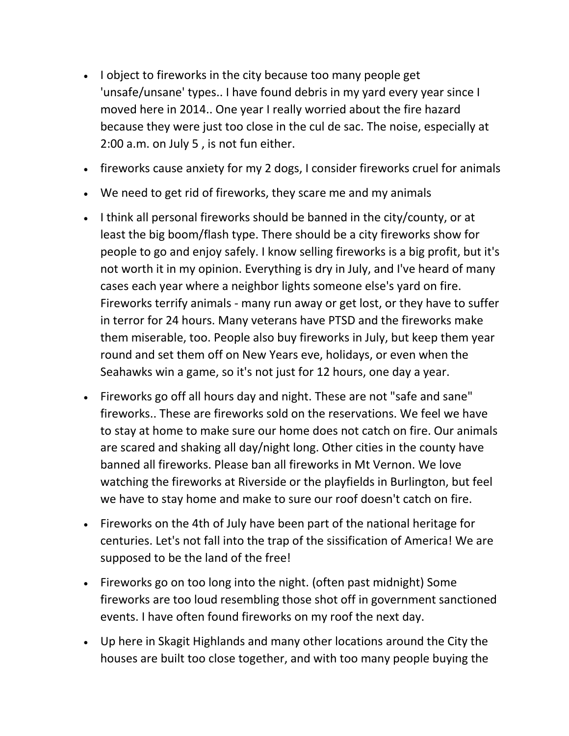- I object to fireworks in the city because too many people get 'unsafe/unsane' types.. I have found debris in my yard every year since I moved here in 2014.. One year I really worried about the fire hazard because they were just too close in the cul de sac. The noise, especially at 2:00 a.m. on July 5 , is not fun either.
- fireworks cause anxiety for my 2 dogs, I consider fireworks cruel for animals
- We need to get rid of fireworks, they scare me and my animals
- I think all personal fireworks should be banned in the city/county, or at least the big boom/flash type. There should be a city fireworks show for people to go and enjoy safely. I know selling fireworks is a big profit, but it's not worth it in my opinion. Everything is dry in July, and I've heard of many cases each year where a neighbor lights someone else's yard on fire. Fireworks terrify animals - many run away or get lost, or they have to suffer in terror for 24 hours. Many veterans have PTSD and the fireworks make them miserable, too. People also buy fireworks in July, but keep them year round and set them off on New Years eve, holidays, or even when the Seahawks win a game, so it's not just for 12 hours, one day a year.
- Fireworks go off all hours day and night. These are not "safe and sane" fireworks.. These are fireworks sold on the reservations. We feel we have to stay at home to make sure our home does not catch on fire. Our animals are scared and shaking all day/night long. Other cities in the county have banned all fireworks. Please ban all fireworks in Mt Vernon. We love watching the fireworks at Riverside or the playfields in Burlington, but feel we have to stay home and make to sure our roof doesn't catch on fire.
- Fireworks on the 4th of July have been part of the national heritage for centuries. Let's not fall into the trap of the sissification of America! We are supposed to be the land of the free!
- Fireworks go on too long into the night. (often past midnight) Some fireworks are too loud resembling those shot off in government sanctioned events. I have often found fireworks on my roof the next day.
- Up here in Skagit Highlands and many other locations around the City the houses are built too close together, and with too many people buying the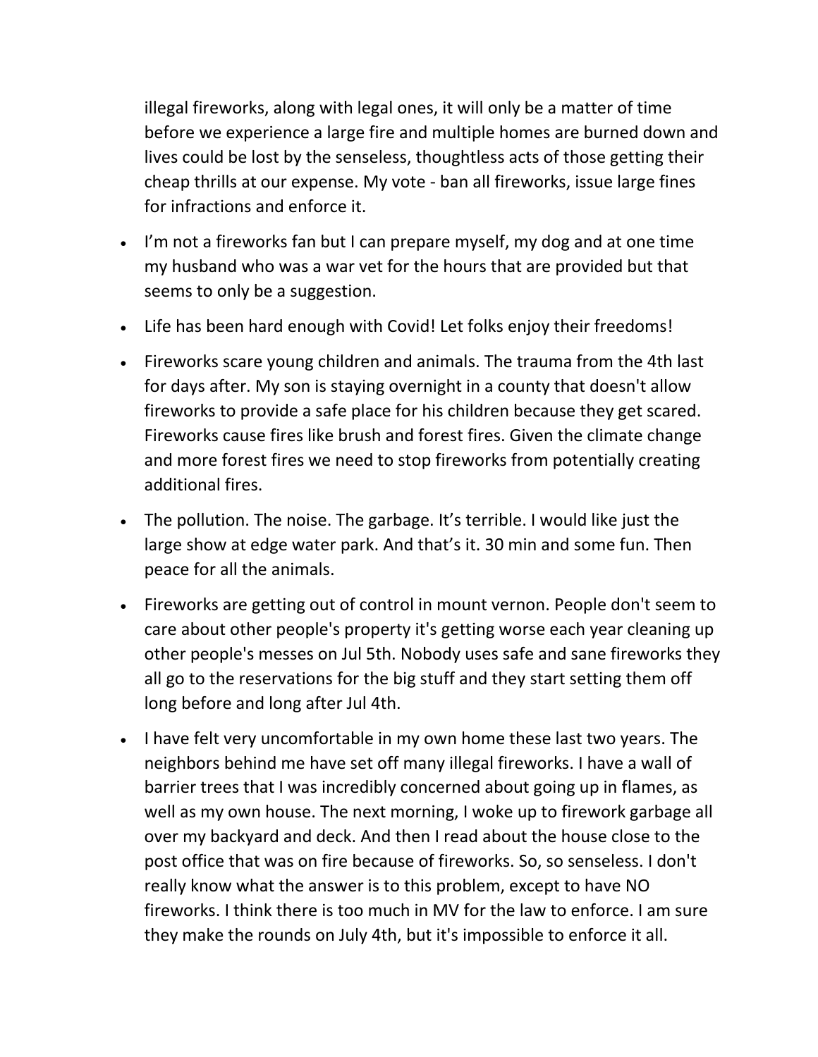illegal fireworks, along with legal ones, it will only be a matter of time before we experience a large fire and multiple homes are burned down and lives could be lost by the senseless, thoughtless acts of those getting their cheap thrills at our expense. My vote - ban all fireworks, issue large fines for infractions and enforce it.

- I'm not a fireworks fan but I can prepare myself, my dog and at one time my husband who was a war vet for the hours that are provided but that seems to only be a suggestion.
- Life has been hard enough with Covid! Let folks enjoy their freedoms!
- Fireworks scare young children and animals. The trauma from the 4th last for days after. My son is staying overnight in a county that doesn't allow fireworks to provide a safe place for his children because they get scared. Fireworks cause fires like brush and forest fires. Given the climate change and more forest fires we need to stop fireworks from potentially creating additional fires.
- The pollution. The noise. The garbage. It's terrible. I would like just the large show at edge water park. And that's it. 30 min and some fun. Then peace for all the animals.
- Fireworks are getting out of control in mount vernon. People don't seem to care about other people's property it's getting worse each year cleaning up other people's messes on Jul 5th. Nobody uses safe and sane fireworks they all go to the reservations for the big stuff and they start setting them off long before and long after Jul 4th.
- I have felt very uncomfortable in my own home these last two years. The neighbors behind me have set off many illegal fireworks. I have a wall of barrier trees that I was incredibly concerned about going up in flames, as well as my own house. The next morning, I woke up to firework garbage all over my backyard and deck. And then I read about the house close to the post office that was on fire because of fireworks. So, so senseless. I don't really know what the answer is to this problem, except to have NO fireworks. I think there is too much in MV for the law to enforce. I am sure they make the rounds on July 4th, but it's impossible to enforce it all.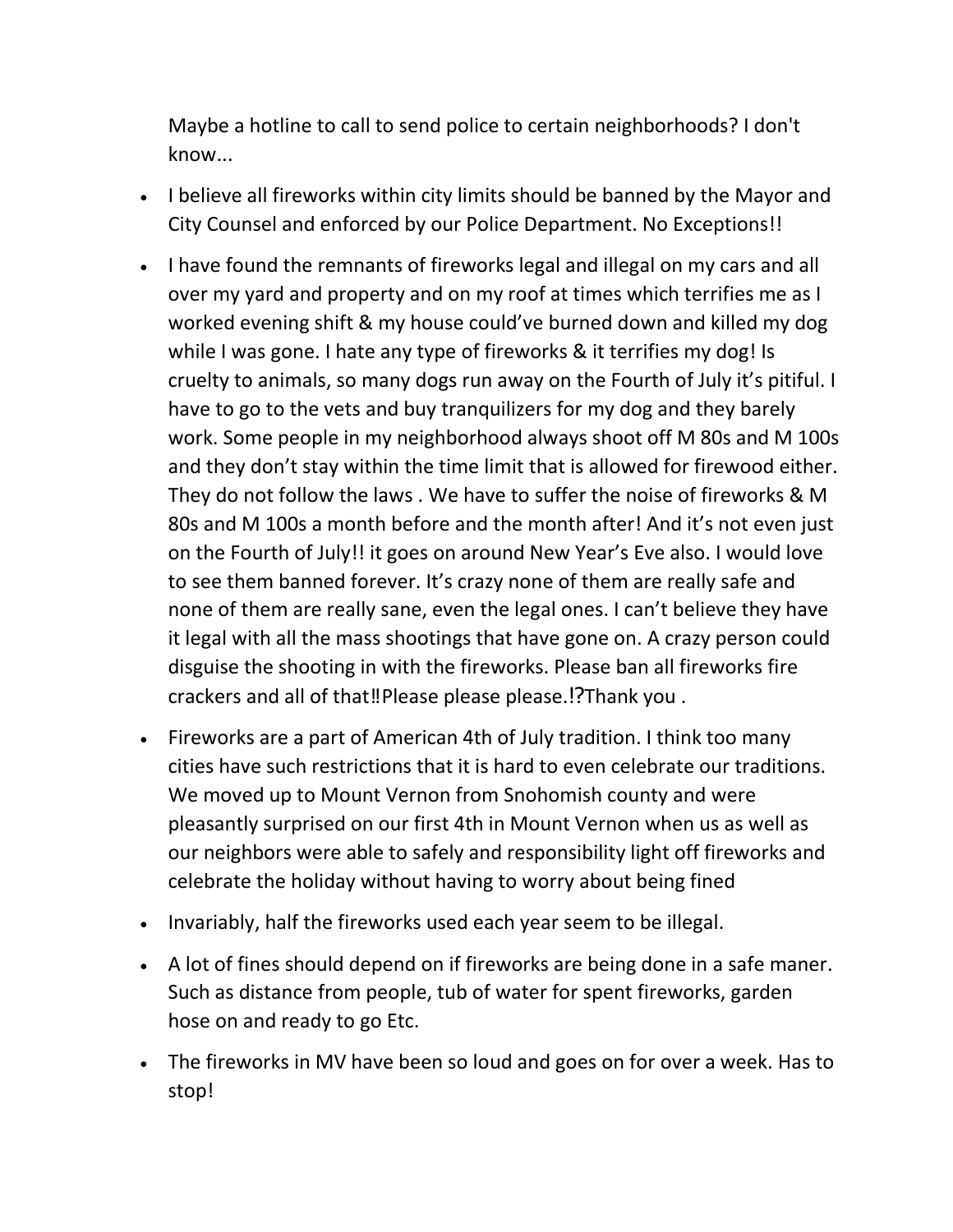Maybe a hotline to call to send police to certain neighborhoods? I don't know...

- I believe all fireworks within city limits should be banned by the Mayor and City Counsel and enforced by our Police Department. No Exceptions!!
- I have found the remnants of fireworks legal and illegal on my cars and all over my yard and property and on my roof at times which terrifies me as I worked evening shift & my house could've burned down and killed my dog while I was gone. I hate any type of fireworks & it terrifies my dog! Is cruelty to animals, so many dogs run away on the Fourth of July it's pitiful. I have to go to the vets and buy tranquilizers for my dog and they barely work. Some people in my neighborhood always shoot off M 80s and M 100s and they don't stay within the time limit that is allowed for firewood either. They do not follow the laws . We have to suffer the noise of fireworks & M 80s and M 100s a month before and the month after! And it's not even just on the Fourth of July!! it goes on around New Year's Eve also. I would love to see them banned forever. It's crazy none of them are really safe and none of them are really sane, even the legal ones. I can't believe they have it legal with all the mass shootings that have gone on. A crazy person could disguise the shooting in with the fireworks. Please ban all fireworks fire crackers and all of that‼Please please please.⁉Thank you .
- Fireworks are a part of American 4th of July tradition. I think too many cities have such restrictions that it is hard to even celebrate our traditions. We moved up to Mount Vernon from Snohomish county and were pleasantly surprised on our first 4th in Mount Vernon when us as well as our neighbors were able to safely and responsibility light off fireworks and celebrate the holiday without having to worry about being fined
- Invariably, half the fireworks used each year seem to be illegal.
- A lot of fines should depend on if fireworks are being done in a safe maner. Such as distance from people, tub of water for spent fireworks, garden hose on and ready to go Etc.
- The fireworks in MV have been so loud and goes on for over a week. Has to stop!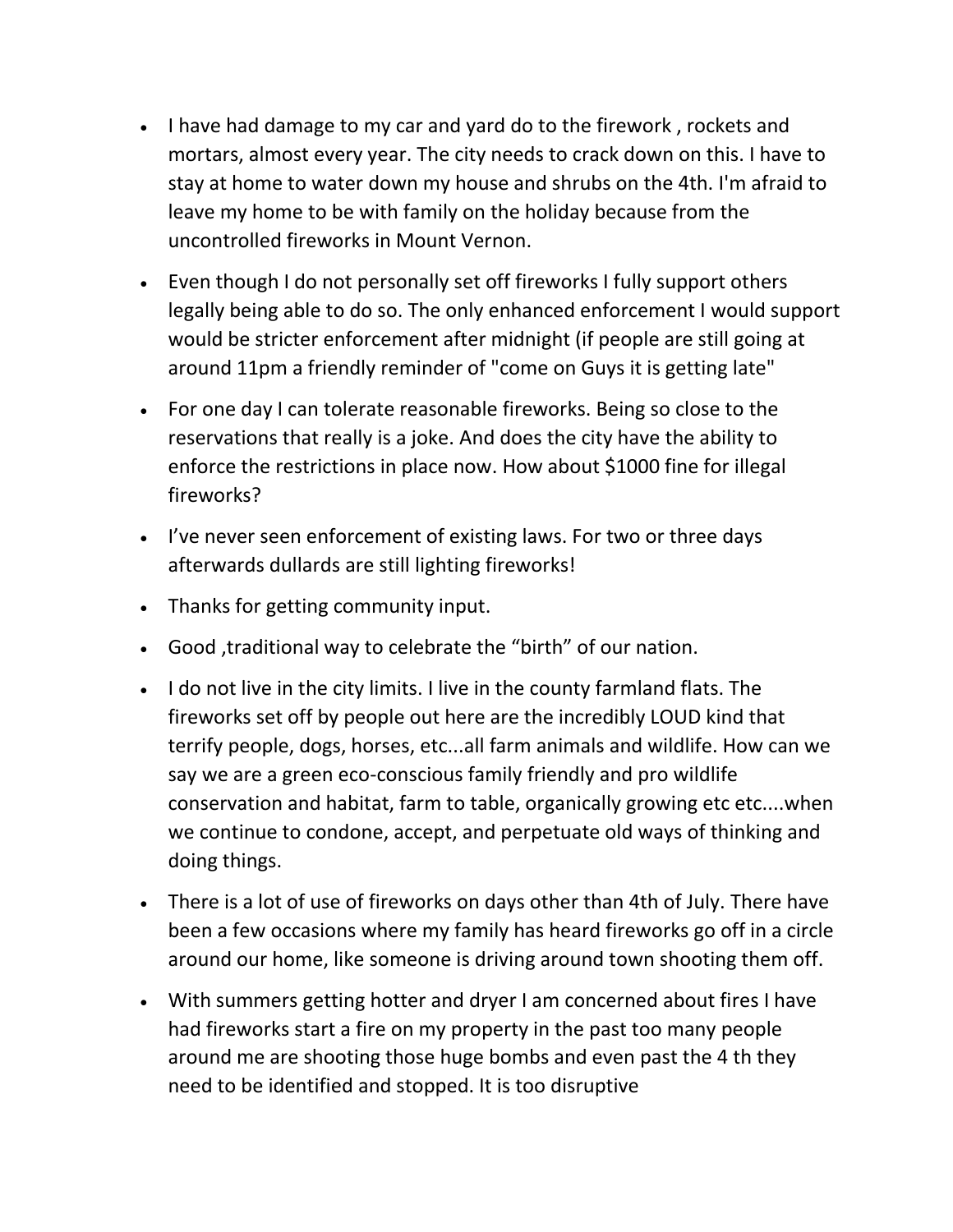- I have had damage to my car and yard do to the firework , rockets and mortars, almost every year. The city needs to crack down on this. I have to stay at home to water down my house and shrubs on the 4th. I'm afraid to leave my home to be with family on the holiday because from the uncontrolled fireworks in Mount Vernon.
- Even though I do not personally set off fireworks I fully support others legally being able to do so. The only enhanced enforcement I would support would be stricter enforcement after midnight (if people are still going at around 11pm a friendly reminder of "come on Guys it is getting late"
- For one day I can tolerate reasonable fireworks. Being so close to the reservations that really is a joke. And does the city have the ability to enforce the restrictions in place now. How about $1000 fine for illegal fireworks?
- I've never seen enforcement of existing laws. For two or three days afterwards dullards are still lighting fireworks!
- Thanks for getting community input.
- Good ,traditional way to celebrate the "birth" of our nation.
- I do not live in the city limits. I live in the county farmland flats. The fireworks set off by people out here are the incredibly LOUD kind that terrify people, dogs, horses, etc...all farm animals and wildlife. How can we say we are a green eco-conscious family friendly and pro wildlife conservation and habitat, farm to table, organically growing etc etc....when we continue to condone, accept, and perpetuate old ways of thinking and doing things.
- There is a lot of use of fireworks on days other than 4th of July. There have been a few occasions where my family has heard fireworks go off in a circle around our home, like someone is driving around town shooting them off.
- With summers getting hotter and dryer I am concerned about fires I have had fireworks start a fire on my property in the past too many people around me are shooting those huge bombs and even past the 4 th they need to be identified and stopped. It is too disruptive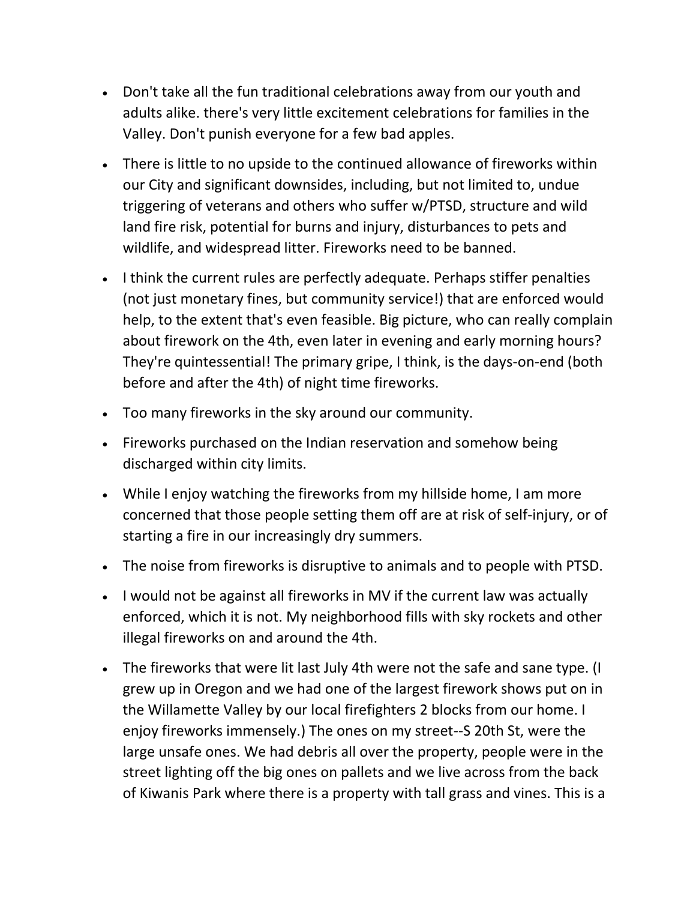- Don't take all the fun traditional celebrations away from our youth and adults alike. there's very little excitement celebrations for families in the Valley. Don't punish everyone for a few bad apples.

- There is little to no upside to the continued allowance of fireworks within our City and significant downsides, including, but not limited to, undue triggering of veterans and others who suffer w/PTSD, structure and wild land fire risk, potential for burns and injury, disturbances to pets and wildlife, and widespread litter. Fireworks need to be banned.

- I think the current rules are perfectly adequate. Perhaps stiffer penalties (not just monetary fines, but community service!) that are enforced would help, to the extent that's even feasible. Big picture, who can really complain about firework on the 4th, even later in evening and early morning hours? They're quintessential! The primary gripe, I think, is the days-on-end (both before and after the 4th) of night time fireworks.

- Too many fireworks in the sky around our community.

- Fireworks purchased on the Indian reservation and somehow being discharged within city limits.

- While I enjoy watching the fireworks from my hillside home, I am more concerned that those people setting them off are at risk of self-injury, or of starting a fire in our increasingly dry summers.

- The noise from fireworks is disruptive to animals and to people with PTSD.

- I would not be against all fireworks in MV if the current law was actually enforced, which it is not. My neighborhood fills with sky rockets and other illegal fireworks on and around the 4th.

- The fireworks that were lit last July 4th were not the safe and sane type. (I grew up in Oregon and we had one of the largest firework shows put on in the Willamette Valley by our local firefighters 2 blocks from our home. I enjoy fireworks immensely.) The ones on my street--S 20th St, were the large unsafe ones. We had debris all over the property, people were in the street lighting off the big ones on pallets and we live across from the back of Kiwanis Park where there is a property with tall grass and vines. This is a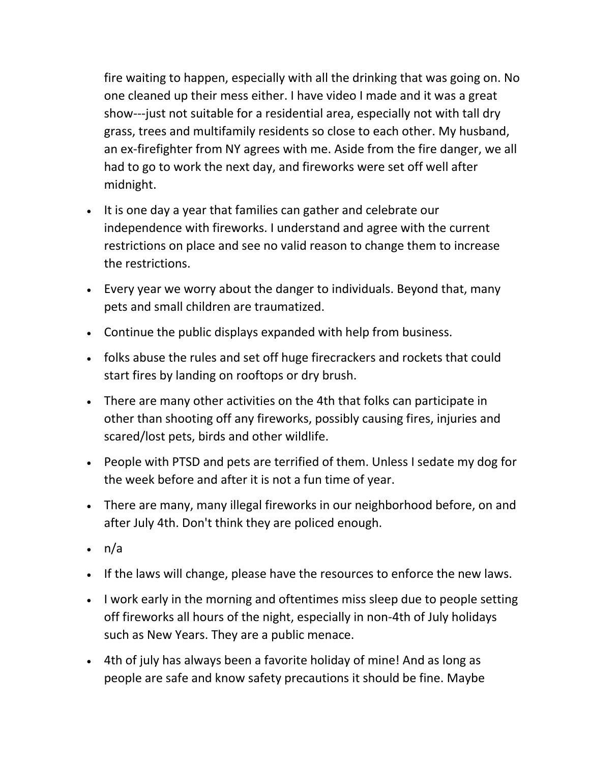fire waiting to happen, especially with all the drinking that was going on. No one cleaned up their mess either. I have video I made and it was a great show---just not suitable for a residential area, especially not with tall dry grass, trees and multifamily residents so close to each other. My husband, an ex-firefighter from NY agrees with me. Aside from the fire danger, we all had to go to work the next day, and fireworks were set off well after midnight.

- It is one day a year that families can gather and celebrate our independence with fireworks. I understand and agree with the current restrictions on place and see no valid reason to change them to increase the restrictions.
- Every year we worry about the danger to individuals. Beyond that, many pets and small children are traumatized.
- Continue the public displays expanded with help from business.
- folks abuse the rules and set off huge firecrackers and rockets that could start fires by landing on rooftops or dry brush.
- There are many other activities on the 4th that folks can participate in other than shooting off any fireworks, possibly causing fires, injuries and scared/lost pets, birds and other wildlife.
- People with PTSD and pets are terrified of them. Unless I sedate my dog for the week before and after it is not a fun time of year.
- There are many, many illegal fireworks in our neighborhood before, on and after July 4th. Don't think they are policed enough.
- n/a
- If the laws will change, please have the resources to enforce the new laws.
- I work early in the morning and oftentimes miss sleep due to people setting off fireworks all hours of the night, especially in non-4th of July holidays such as New Years. They are a public menace.
- 4th of july has always been a favorite holiday of mine! And as long as people are safe and know safety precautions it should be fine. Maybe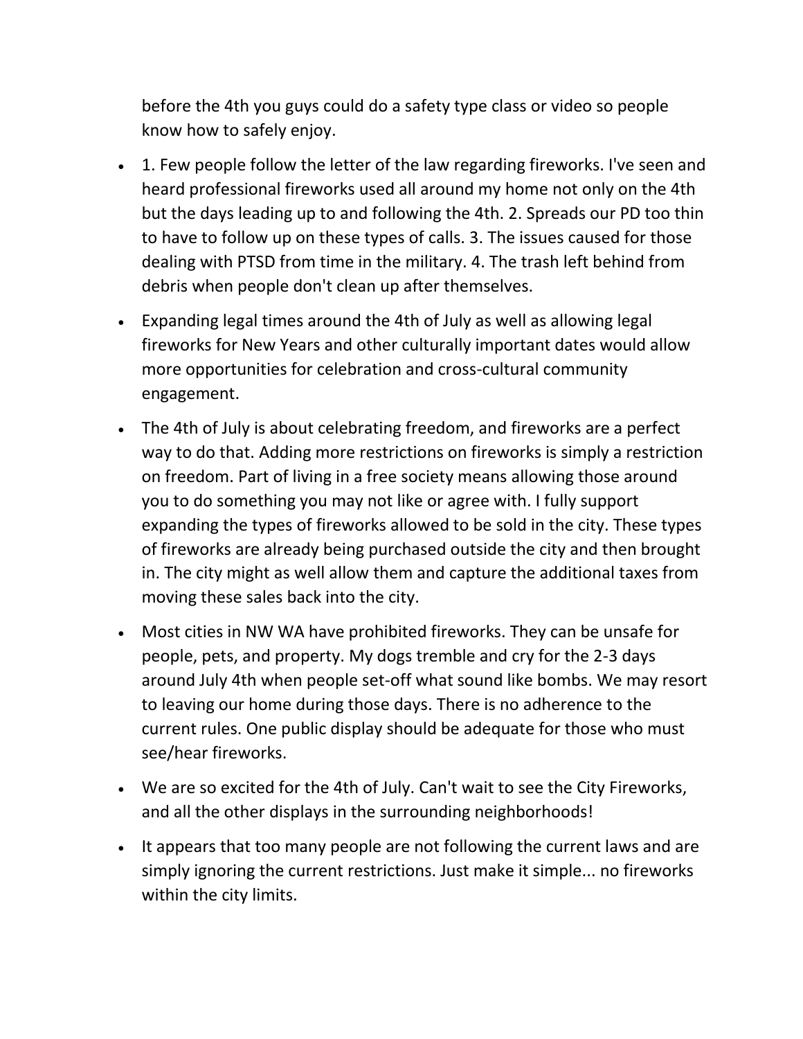before the 4th you guys could do a safety type class or video so people know how to safely enjoy.

- 1. Few people follow the letter of the law regarding fireworks. I've seen and heard professional fireworks used all around my home not only on the 4th but the days leading up to and following the 4th. 2. Spreads our PD too thin to have to follow up on these types of calls. 3. The issues caused for those dealing with PTSD from time in the military. 4. The trash left behind from debris when people don't clean up after themselves.
- Expanding legal times around the 4th of July as well as allowing legal fireworks for New Years and other culturally important dates would allow more opportunities for celebration and cross-cultural community engagement.
- The 4th of July is about celebrating freedom, and fireworks are a perfect way to do that. Adding more restrictions on fireworks is simply a restriction on freedom. Part of living in a free society means allowing those around you to do something you may not like or agree with. I fully support expanding the types of fireworks allowed to be sold in the city. These types of fireworks are already being purchased outside the city and then brought in. The city might as well allow them and capture the additional taxes from moving these sales back into the city.
- Most cities in NW WA have prohibited fireworks. They can be unsafe for people, pets, and property. My dogs tremble and cry for the 2-3 days around July 4th when people set-off what sound like bombs. We may resort to leaving our home during those days. There is no adherence to the current rules. One public display should be adequate for those who must see/hear fireworks.
- We are so excited for the 4th of July. Can't wait to see the City Fireworks, and all the other displays in the surrounding neighborhoods!
- It appears that too many people are not following the current laws and are simply ignoring the current restrictions. Just make it simple... no fireworks within the city limits.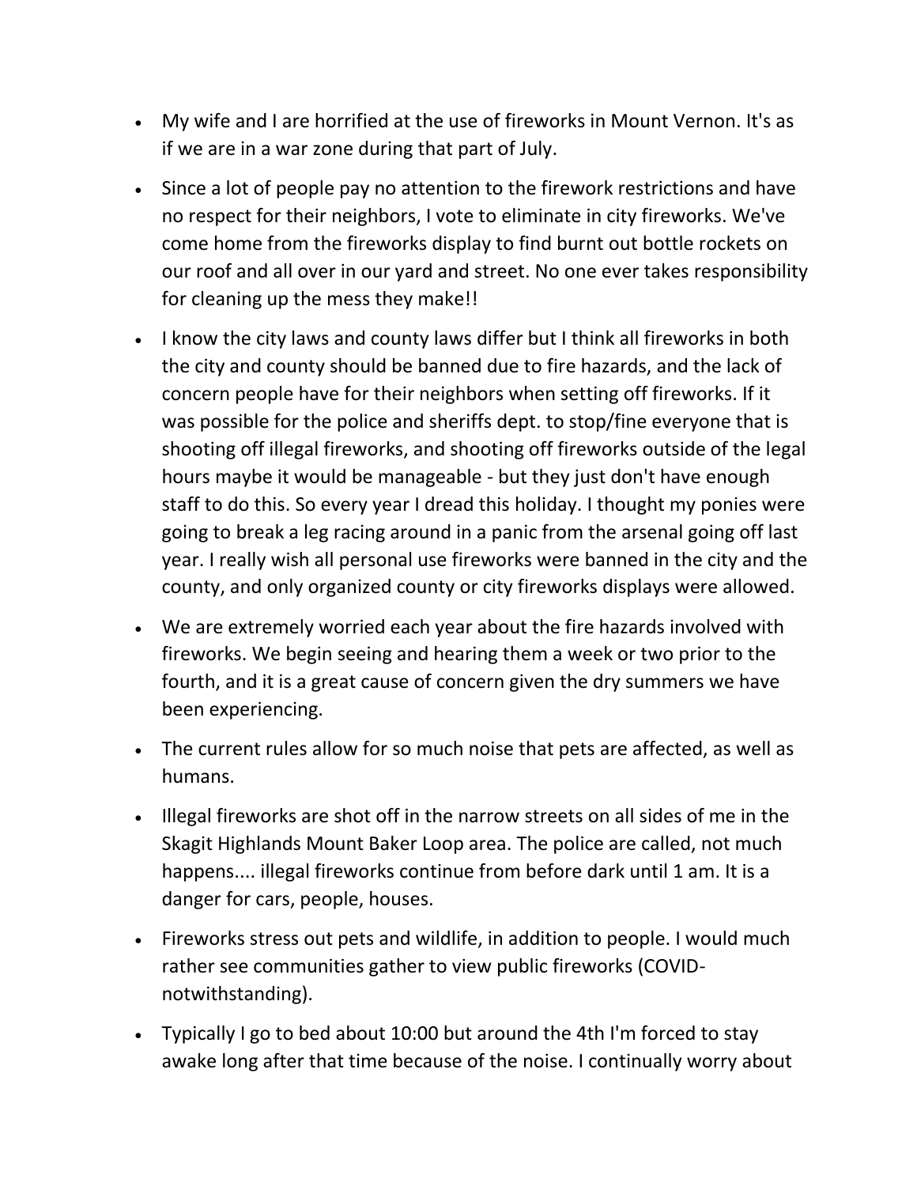- My wife and I are horrified at the use of fireworks in Mount Vernon. It's as if we are in a war zone during that part of July.
- Since a lot of people pay no attention to the firework restrictions and have no respect for their neighbors, I vote to eliminate in city fireworks. We've come home from the fireworks display to find burnt out bottle rockets on our roof and all over in our yard and street. No one ever takes responsibility for cleaning up the mess they make!!
- I know the city laws and county laws differ but I think all fireworks in both the city and county should be banned due to fire hazards, and the lack of concern people have for their neighbors when setting off fireworks. If it was possible for the police and sheriffs dept. to stop/fine everyone that is shooting off illegal fireworks, and shooting off fireworks outside of the legal hours maybe it would be manageable - but they just don't have enough staff to do this. So every year I dread this holiday. I thought my ponies were going to break a leg racing around in a panic from the arsenal going off last year. I really wish all personal use fireworks were banned in the city and the county, and only organized county or city fireworks displays were allowed.
- We are extremely worried each year about the fire hazards involved with fireworks. We begin seeing and hearing them a week or two prior to the fourth, and it is a great cause of concern given the dry summers we have been experiencing.
- The current rules allow for so much noise that pets are affected, as well as humans.
- Illegal fireworks are shot off in the narrow streets on all sides of me in the Skagit Highlands Mount Baker Loop area. The police are called, not much happens.... illegal fireworks continue from before dark until 1 am. It is a danger for cars, people, houses.
- Fireworks stress out pets and wildlife, in addition to people. I would much rather see communities gather to view public fireworks (COVID-notwithstanding).
- Typically I go to bed about 10:00 but around the 4th I'm forced to stay awake long after that time because of the noise. I continually worry about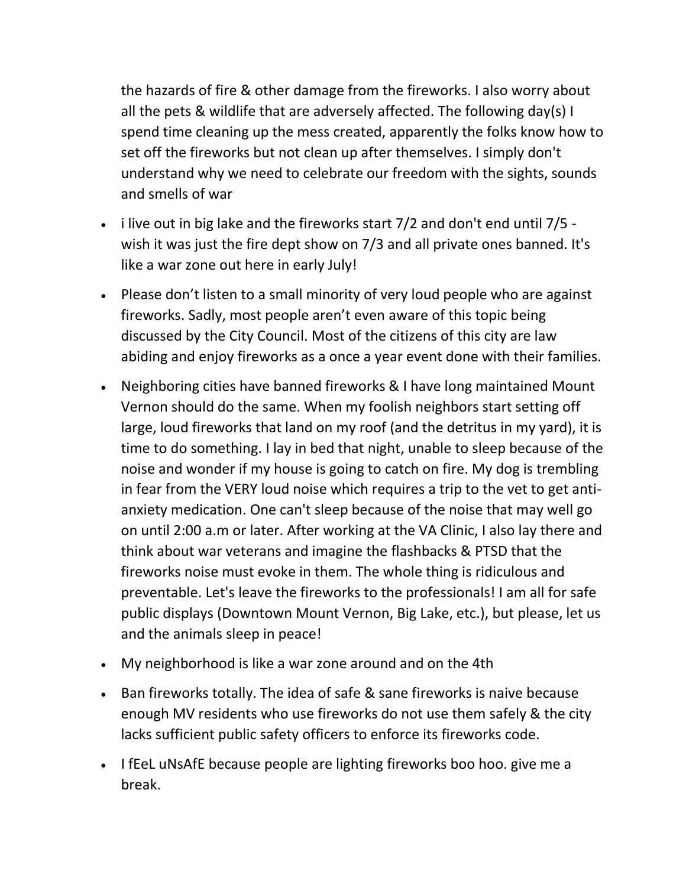the hazards of fire & other damage from the fireworks. I also worry about all the pets & wildlife that are adversely affected. The following day(s) I spend time cleaning up the mess created, apparently the folks know how to set off the fireworks but not clean up after themselves. I simply don't understand why we need to celebrate our freedom with the sights, sounds and smells of war

- i live out in big lake and the fireworks start 7/2 and don't end until 7/5 - wish it was just the fire dept show on 7/3 and all private ones banned. It's like a war zone out here in early July!
- Please don't listen to a small minority of very loud people who are against fireworks. Sadly, most people aren't even aware of this topic being discussed by the City Council. Most of the citizens of this city are law abiding and enjoy fireworks as a once a year event done with their families.
- Neighboring cities have banned fireworks & I have long maintained Mount Vernon should do the same. When my foolish neighbors start setting off large, loud fireworks that land on my roof (and the detritus in my yard), it is time to do something. I lay in bed that night, unable to sleep because of the noise and wonder if my house is going to catch on fire. My dog is trembling in fear from the VERY loud noise which requires a trip to the vet to get anti-anxiety medication. One can't sleep because of the noise that may well go on until 2:00 a.m or later. After working at the VA Clinic, I also lay there and think about war veterans and imagine the flashbacks & PTSD that the fireworks noise must evoke in them. The whole thing is ridiculous and preventable. Let's leave the fireworks to the professionals! I am all for safe public displays (Downtown Mount Vernon, Big Lake, etc.), but please, let us and the animals sleep in peace!
- My neighborhood is like a war zone around and on the 4th
- Ban fireworks totally. The idea of safe & sane fireworks is naive because enough MV residents who use fireworks do not use them safely & the city lacks sufficient public safety officers to enforce its fireworks code.
- I fEeL uNsAfE because people are lighting fireworks boo hoo. give me a break.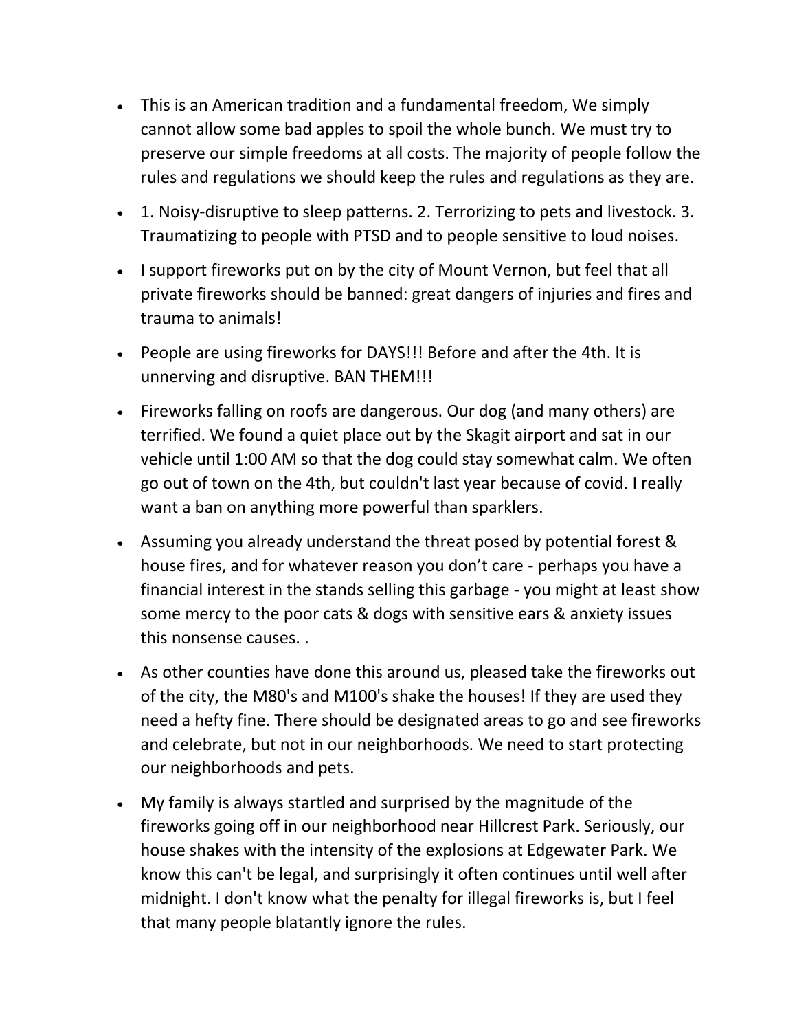- This is an American tradition and a fundamental freedom, We simply cannot allow some bad apples to spoil the whole bunch. We must try to preserve our simple freedoms at all costs. The majority of people follow the rules and regulations we should keep the rules and regulations as they are.
- 1. Noisy-disruptive to sleep patterns. 2. Terrorizing to pets and livestock. 3. Traumatizing to people with PTSD and to people sensitive to loud noises.
- I support fireworks put on by the city of Mount Vernon, but feel that all private fireworks should be banned: great dangers of injuries and fires and trauma to animals!
- People are using fireworks for DAYS!!! Before and after the 4th. It is unnerving and disruptive. BAN THEM!!!
- Fireworks falling on roofs are dangerous. Our dog (and many others) are terrified. We found a quiet place out by the Skagit airport and sat in our vehicle until 1:00 AM so that the dog could stay somewhat calm. We often go out of town on the 4th, but couldn't last year because of covid. I really want a ban on anything more powerful than sparklers.
- Assuming you already understand the threat posed by potential forest & house fires, and for whatever reason you don't care - perhaps you have a financial interest in the stands selling this garbage - you might at least show some mercy to the poor cats & dogs with sensitive ears & anxiety issues this nonsense causes. .
- As other counties have done this around us, pleased take the fireworks out of the city, the M80's and M100's shake the houses! If they are used they need a hefty fine. There should be designated areas to go and see fireworks and celebrate, but not in our neighborhoods. We need to start protecting our neighborhoods and pets.
- My family is always startled and surprised by the magnitude of the fireworks going off in our neighborhood near Hillcrest Park. Seriously, our house shakes with the intensity of the explosions at Edgewater Park. We know this can't be legal, and surprisingly it often continues until well after midnight. I don't know what the penalty for illegal fireworks is, but I feel that many people blatantly ignore the rules.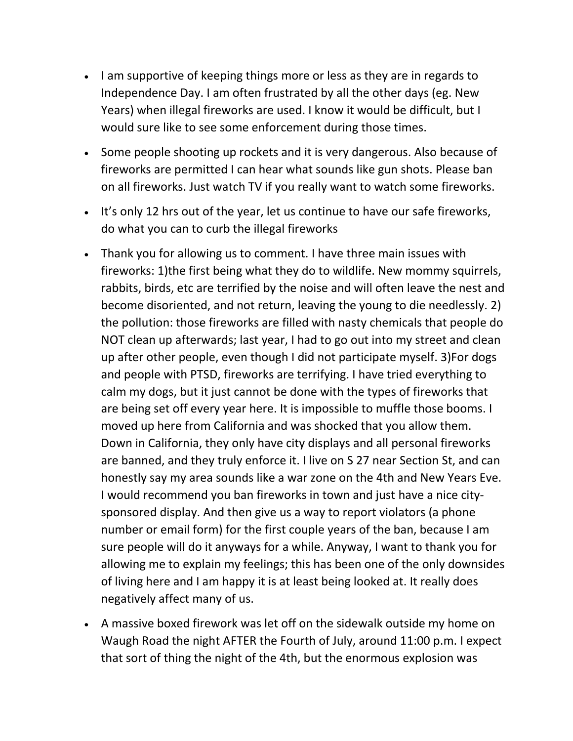- I am supportive of keeping things more or less as they are in regards to Independence Day. I am often frustrated by all the other days (eg. New Years) when illegal fireworks are used. I know it would be difficult, but I would sure like to see some enforcement during those times.

- Some people shooting up rockets and it is very dangerous. Also because of fireworks are permitted I can hear what sounds like gun shots. Please ban on all fireworks. Just watch TV if you really want to watch some fireworks.

- It's only 12 hrs out of the year, let us continue to have our safe fireworks, do what you can to curb the illegal fireworks

- Thank you for allowing us to comment. I have three main issues with fireworks: 1)the first being what they do to wildlife. New mommy squirrels, rabbits, birds, etc are terrified by the noise and will often leave the nest and become disoriented, and not return, leaving the young to die needlessly. 2) the pollution: those fireworks are filled with nasty chemicals that people do NOT clean up afterwards; last year, I had to go out into my street and clean up after other people, even though I did not participate myself. 3)For dogs and people with PTSD, fireworks are terrifying. I have tried everything to calm my dogs, but it just cannot be done with the types of fireworks that are being set off every year here. It is impossible to muffle those booms. I moved up here from California and was shocked that you allow them. Down in California, they only have city displays and all personal fireworks are banned, and they truly enforce it. I live on S 27 near Section St, and can honestly say my area sounds like a war zone on the 4th and New Years Eve. I would recommend you ban fireworks in town and just have a nice city-sponsored display. And then give us a way to report violators (a phone number or email form) for the first couple years of the ban, because I am sure people will do it anyways for a while. Anyway, I want to thank you for allowing me to explain my feelings; this has been one of the only downsides of living here and I am happy it is at least being looked at. It really does negatively affect many of us.

- A massive boxed firework was let off on the sidewalk outside my home on Waugh Road the night AFTER the Fourth of July, around 11:00 p.m. I expect that sort of thing the night of the 4th, but the enormous explosion was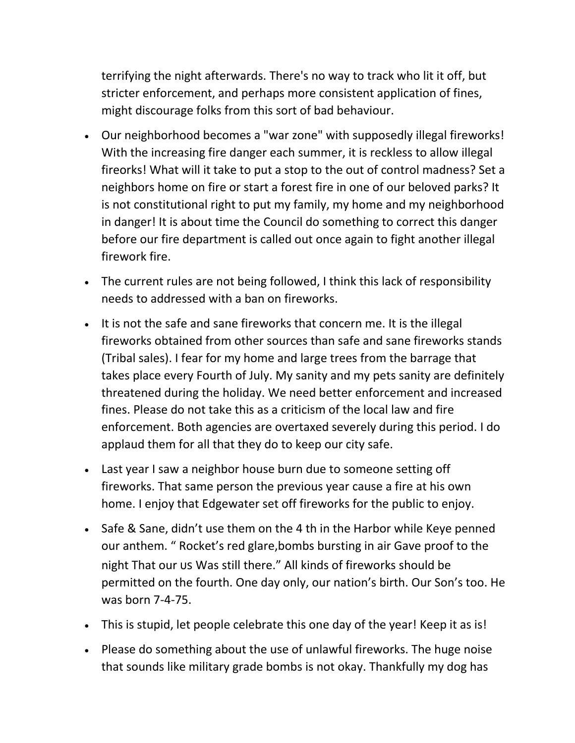terrifying the night afterwards. There's no way to track who lit it off, but stricter enforcement, and perhaps more consistent application of fines, might discourage folks from this sort of bad behaviour.

- Our neighborhood becomes a "war zone" with supposedly illegal fireworks! With the increasing fire danger each summer, it is reckless to allow illegal fireorks! What will it take to put a stop to the out of control madness? Set a neighbors home on fire or start a forest fire in one of our beloved parks? It is not constitutional right to put my family, my home and my neighborhood in danger! It is about time the Council do something to correct this danger before our fire department is called out once again to fight another illegal firework fire.
- The current rules are not being followed, I think this lack of responsibility needs to addressed with a ban on fireworks.
- It is not the safe and sane fireworks that concern me. It is the illegal fireworks obtained from other sources than safe and sane fireworks stands (Tribal sales). I fear for my home and large trees from the barrage that takes place every Fourth of July. My sanity and my pets sanity are definitely threatened during the holiday. We need better enforcement and increased fines. Please do not take this as a criticism of the local law and fire enforcement. Both agencies are overtaxed severely during this period. I do applaud them for all that they do to keep our city safe.
- Last year I saw a neighbor house burn due to someone setting off fireworks. That same person the previous year cause a fire at his own home. I enjoy that Edgewater set off fireworks for the public to enjoy.
- Safe & Sane, didn’t use them on the 4 th in the Harbor while Keye penned our anthem. “ Rocket’s red glare,bombs bursting in air Gave proof to the night That our US Was still there.” All kinds of fireworks should be permitted on the fourth. One day only, our nation’s birth. Our Son’s too. He was born 7-4-75.
- This is stupid, let people celebrate this one day of the year! Keep it as is!
- Please do something about the use of unlawful fireworks. The huge noise that sounds like military grade bombs is not okay. Thankfully my dog has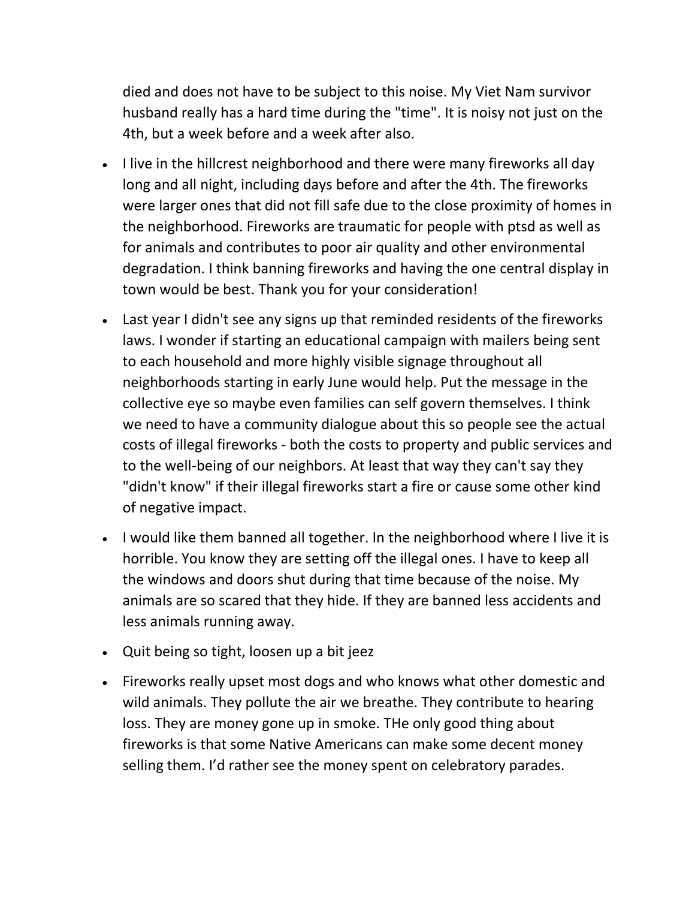died and does not have to be subject to this noise. My Viet Nam survivor husband really has a hard time during the "time". It is noisy not just on the 4th, but a week before and a week after also.

- I live in the hillcrest neighborhood and there were many fireworks all day long and all night, including days before and after the 4th. The fireworks were larger ones that did not fill safe due to the close proximity of homes in the neighborhood. Fireworks are traumatic for people with ptsd as well as for animals and contributes to poor air quality and other environmental degradation. I think banning fireworks and having the one central display in town would be best. Thank you for your consideration!
- Last year I didn't see any signs up that reminded residents of the fireworks laws. I wonder if starting an educational campaign with mailers being sent to each household and more highly visible signage throughout all neighborhoods starting in early June would help. Put the message in the collective eye so maybe even families can self govern themselves. I think we need to have a community dialogue about this so people see the actual costs of illegal fireworks - both the costs to property and public services and to the well-being of our neighbors. At least that way they can't say they "didn't know" if their illegal fireworks start a fire or cause some other kind of negative impact.
- I would like them banned all together. In the neighborhood where I live it is horrible. You know they are setting off the illegal ones. I have to keep all the windows and doors shut during that time because of the noise. My animals are so scared that they hide. If they are banned less accidents and less animals running away.
- Quit being so tight, loosen up a bit jeez
- Fireworks really upset most dogs and who knows what other domestic and wild animals. They pollute the air we breathe. They contribute to hearing loss. They are money gone up in smoke. THe only good thing about fireworks is that some Native Americans can make some decent money selling them. I'd rather see the money spent on celebratory parades.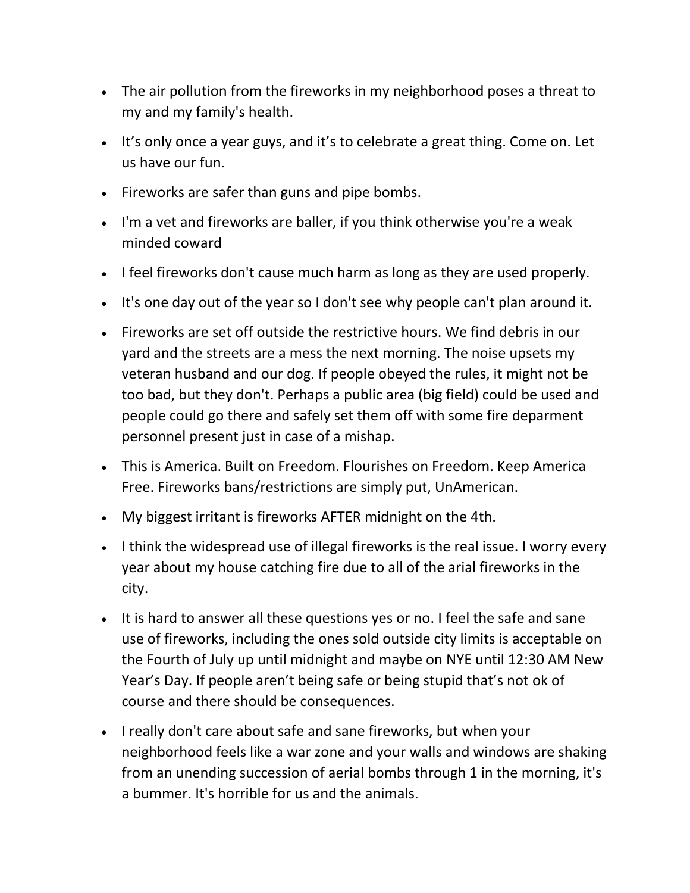- The air pollution from the fireworks in my neighborhood poses a threat to my and my family's health.
- It's only once a year guys, and it's to celebrate a great thing. Come on. Let us have our fun.
- Fireworks are safer than guns and pipe bombs.
- I'm a vet and fireworks are baller, if you think otherwise you're a weak minded coward
- I feel fireworks don't cause much harm as long as they are used properly.
- It's one day out of the year so I don't see why people can't plan around it.
- Fireworks are set off outside the restrictive hours. We find debris in our yard and the streets are a mess the next morning. The noise upsets my veteran husband and our dog. If people obeyed the rules, it might not be too bad, but they don't. Perhaps a public area (big field) could be used and people could go there and safely set them off with some fire deparment personnel present just in case of a mishap.
- This is America. Built on Freedom. Flourishes on Freedom. Keep America Free. Fireworks bans/restrictions are simply put, UnAmerican.
- My biggest irritant is fireworks AFTER midnight on the 4th.
- I think the widespread use of illegal fireworks is the real issue. I worry every year about my house catching fire due to all of the arial fireworks in the city.
- It is hard to answer all these questions yes or no. I feel the safe and sane use of fireworks, including the ones sold outside city limits is acceptable on the Fourth of July up until midnight and maybe on NYE until 12:30 AM New Year's Day. If people aren't being safe or being stupid that's not ok of course and there should be consequences.
- I really don't care about safe and sane fireworks, but when your neighborhood feels like a war zone and your walls and windows are shaking from an unending succession of aerial bombs through 1 in the morning, it's a bummer. It's horrible for us and the animals.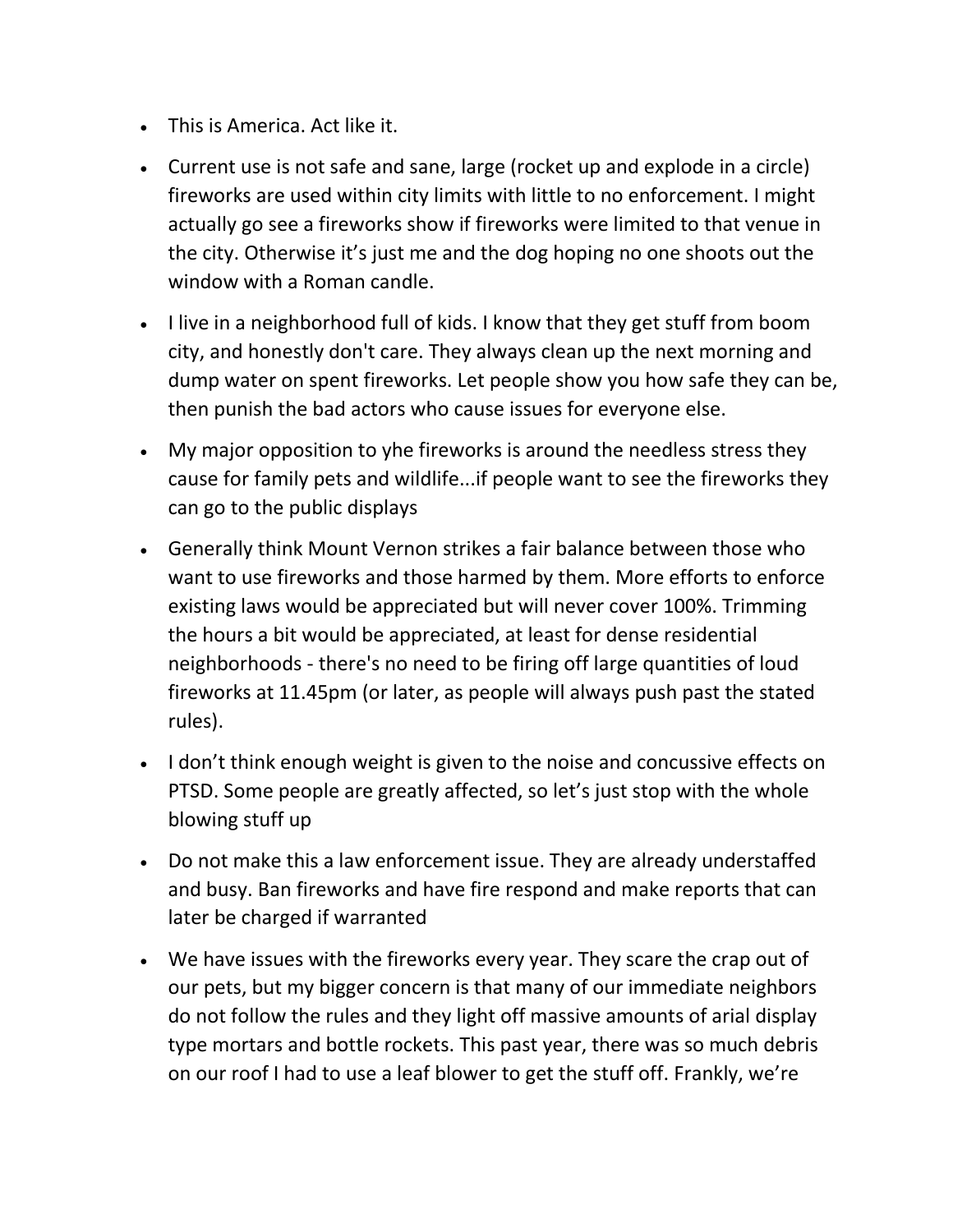- This is America. Act like it.
- Current use is not safe and sane, large (rocket up and explode in a circle) fireworks are used within city limits with little to no enforcement. I might actually go see a fireworks show if fireworks were limited to that venue in the city. Otherwise it's just me and the dog hoping no one shoots out the window with a Roman candle.
- I live in a neighborhood full of kids. I know that they get stuff from boom city, and honestly don't care. They always clean up the next morning and dump water on spent fireworks. Let people show you how safe they can be, then punish the bad actors who cause issues for everyone else.
- My major opposition to yhe fireworks is around the needless stress they cause for family pets and wildlife...if people want to see the fireworks they can go to the public displays
- Generally think Mount Vernon strikes a fair balance between those who want to use fireworks and those harmed by them. More efforts to enforce existing laws would be appreciated but will never cover 100%. Trimming the hours a bit would be appreciated, at least for dense residential neighborhoods - there's no need to be firing off large quantities of loud fireworks at 11.45pm (or later, as people will always push past the stated rules).
- I don't think enough weight is given to the noise and concussive effects on PTSD. Some people are greatly affected, so let's just stop with the whole blowing stuff up
- Do not make this a law enforcement issue. They are already understaffed and busy. Ban fireworks and have fire respond and make reports that can later be charged if warranted
- We have issues with the fireworks every year. They scare the crap out of our pets, but my bigger concern is that many of our immediate neighbors do not follow the rules and they light off massive amounts of arial display type mortars and bottle rockets. This past year, there was so much debris on our roof I had to use a leaf blower to get the stuff off. Frankly, we're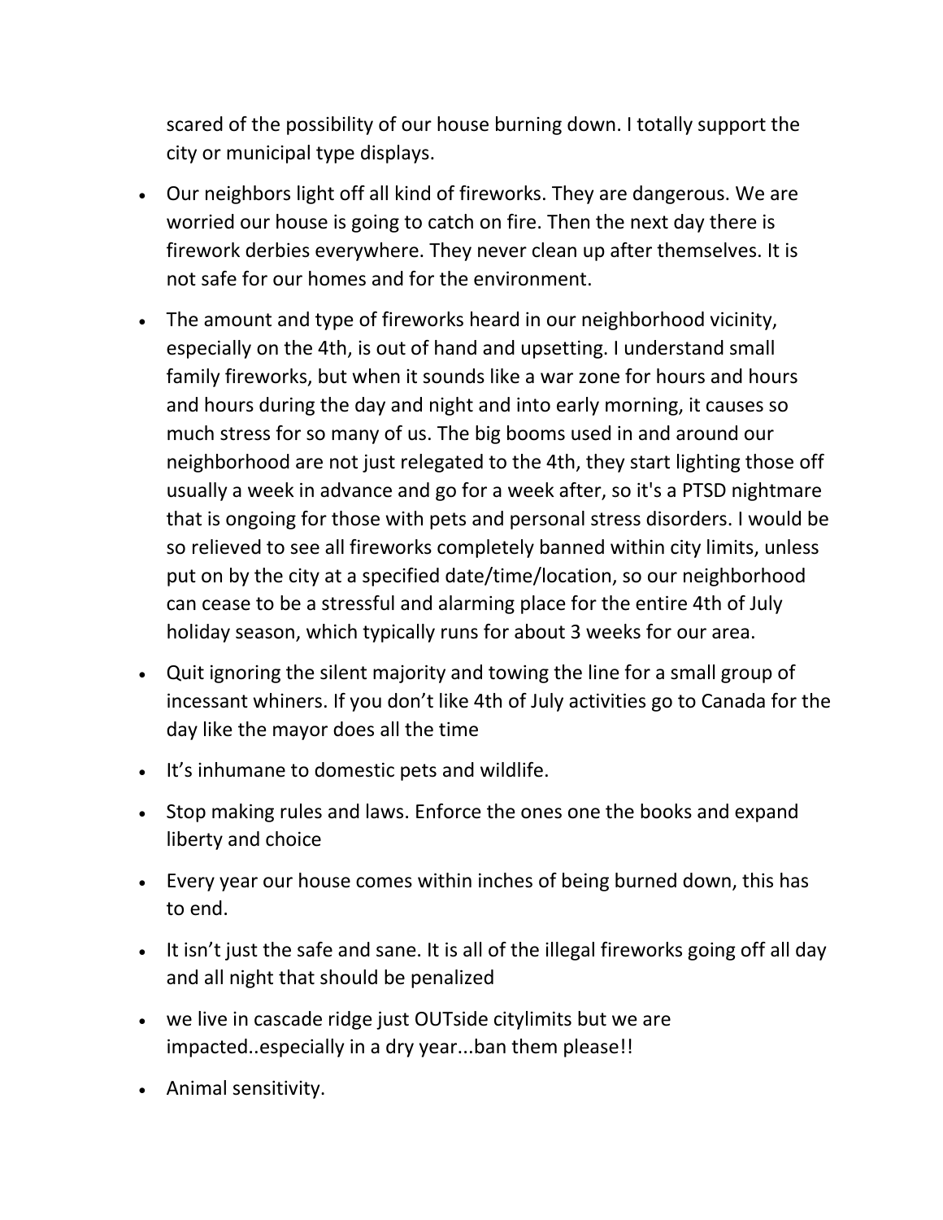scared of the possibility of our house burning down. I totally support the city or municipal type displays.

- Our neighbors light off all kind of fireworks. They are dangerous. We are worried our house is going to catch on fire. Then the next day there is firework derbies everywhere. They never clean up after themselves. It is not safe for our homes and for the environment.
- The amount and type of fireworks heard in our neighborhood vicinity, especially on the 4th, is out of hand and upsetting. I understand small family fireworks, but when it sounds like a war zone for hours and hours and hours during the day and night and into early morning, it causes so much stress for so many of us. The big booms used in and around our neighborhood are not just relegated to the 4th, they start lighting those off usually a week in advance and go for a week after, so it's a PTSD nightmare that is ongoing for those with pets and personal stress disorders. I would be so relieved to see all fireworks completely banned within city limits, unless put on by the city at a specified date/time/location, so our neighborhood can cease to be a stressful and alarming place for the entire 4th of July holiday season, which typically runs for about 3 weeks for our area.
- Quit ignoring the silent majority and towing the line for a small group of incessant whiners. If you don't like 4th of July activities go to Canada for the day like the mayor does all the time
- It's inhumane to domestic pets and wildlife.
- Stop making rules and laws. Enforce the ones one the books and expand liberty and choice
- Every year our house comes within inches of being burned down, this has to end.
- It isn't just the safe and sane. It is all of the illegal fireworks going off all day and all night that should be penalized
- we live in cascade ridge just OUTside citylimits but we are impacted..especially in a dry year...ban them please!!
- Animal sensitivity.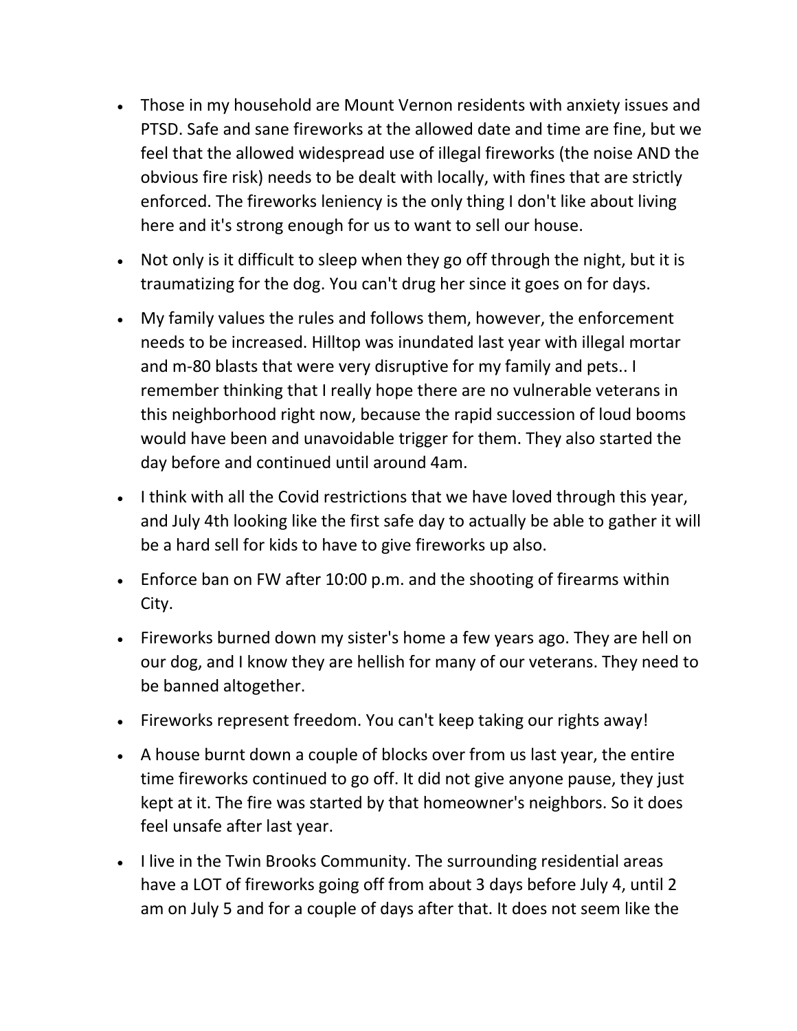- Those in my household are Mount Vernon residents with anxiety issues and PTSD. Safe and sane fireworks at the allowed date and time are fine, but we feel that the allowed widespread use of illegal fireworks (the noise AND the obvious fire risk) needs to be dealt with locally, with fines that are strictly enforced. The fireworks leniency is the only thing I don't like about living here and it's strong enough for us to want to sell our house.
- Not only is it difficult to sleep when they go off through the night, but it is traumatizing for the dog. You can't drug her since it goes on for days.
- My family values the rules and follows them, however, the enforcement needs to be increased. Hilltop was inundated last year with illegal mortar and m-80 blasts that were very disruptive for my family and pets.. I remember thinking that I really hope there are no vulnerable veterans in this neighborhood right now, because the rapid succession of loud booms would have been and unavoidable trigger for them. They also started the day before and continued until around 4am.
- I think with all the Covid restrictions that we have loved through this year, and July 4th looking like the first safe day to actually be able to gather it will be a hard sell for kids to have to give fireworks up also.
- Enforce ban on FW after 10:00 p.m. and the shooting of firearms within City.
- Fireworks burned down my sister's home a few years ago. They are hell on our dog, and I know they are hellish for many of our veterans. They need to be banned altogether.
- Fireworks represent freedom. You can't keep taking our rights away!
- A house burnt down a couple of blocks over from us last year, the entire time fireworks continued to go off. It did not give anyone pause, they just kept at it. The fire was started by that homeowner's neighbors. So it does feel unsafe after last year.
- I live in the Twin Brooks Community. The surrounding residential areas have a LOT of fireworks going off from about 3 days before July 4, until 2 am on July 5 and for a couple of days after that. It does not seem like the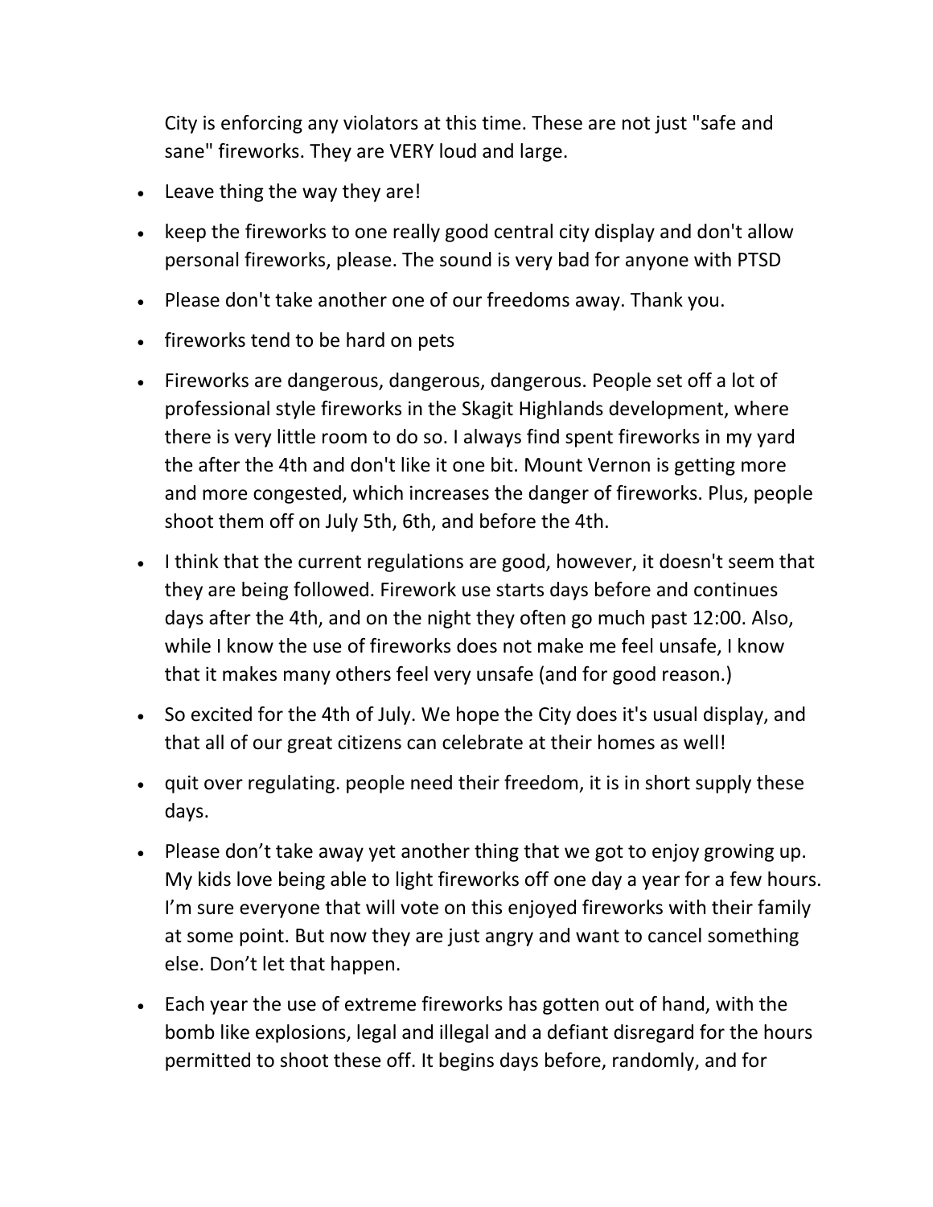City is enforcing any violators at this time. These are not just "safe and sane" fireworks. They are VERY loud and large.

- Leave thing the way they are!
- keep the fireworks to one really good central city display and don't allow personal fireworks, please. The sound is very bad for anyone with PTSD
- Please don't take another one of our freedoms away. Thank you.
- fireworks tend to be hard on pets
- Fireworks are dangerous, dangerous, dangerous. People set off a lot of professional style fireworks in the Skagit Highlands development, where there is very little room to do so. I always find spent fireworks in my yard the after the 4th and don't like it one bit. Mount Vernon is getting more and more congested, which increases the danger of fireworks. Plus, people shoot them off on July 5th, 6th, and before the 4th.
- I think that the current regulations are good, however, it doesn't seem that they are being followed. Firework use starts days before and continues days after the 4th, and on the night they often go much past 12:00. Also, while I know the use of fireworks does not make me feel unsafe, I know that it makes many others feel very unsafe (and for good reason.)
- So excited for the 4th of July. We hope the City does it's usual display, and that all of our great citizens can celebrate at their homes as well!
- quit over regulating. people need their freedom, it is in short supply these days.
- Please don't take away yet another thing that we got to enjoy growing up. My kids love being able to light fireworks off one day a year for a few hours. I'm sure everyone that will vote on this enjoyed fireworks with their family at some point. But now they are just angry and want to cancel something else. Don't let that happen.
- Each year the use of extreme fireworks has gotten out of hand, with the bomb like explosions, legal and illegal and a defiant disregard for the hours permitted to shoot these off. It begins days before, randomly, and for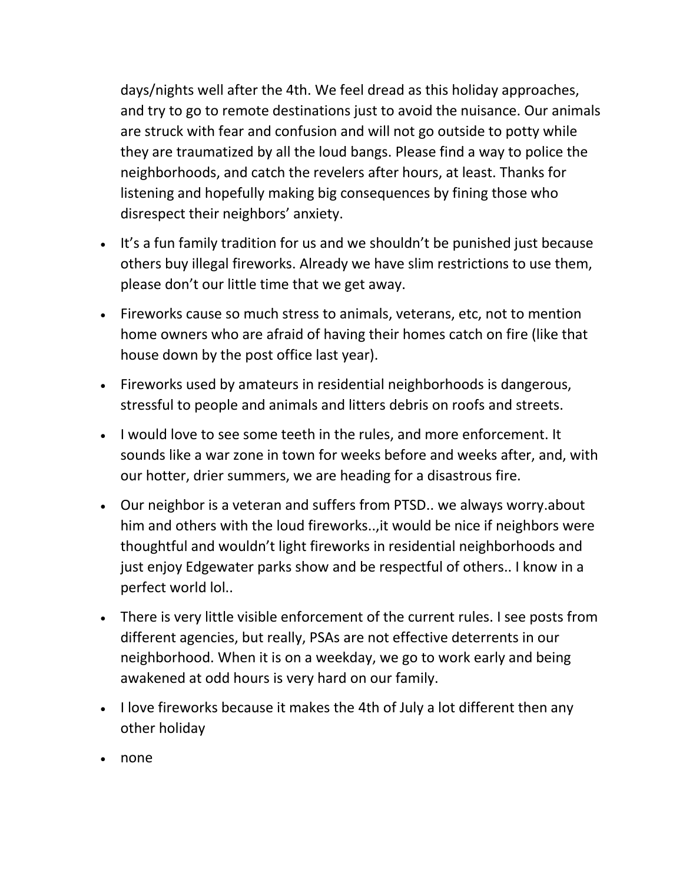days/nights well after the 4th. We feel dread as this holiday approaches, and try to go to remote destinations just to avoid the nuisance. Our animals are struck with fear and confusion and will not go outside to potty while they are traumatized by all the loud bangs. Please find a way to police the neighborhoods, and catch the revelers after hours, at least. Thanks for listening and hopefully making big consequences by fining those who disrespect their neighbors' anxiety.

- It's a fun family tradition for us and we shouldn't be punished just because others buy illegal fireworks. Already we have slim restrictions to use them, please don't our little time that we get away.
- Fireworks cause so much stress to animals, veterans, etc, not to mention home owners who are afraid of having their homes catch on fire (like that house down by the post office last year).
- Fireworks used by amateurs in residential neighborhoods is dangerous, stressful to people and animals and litters debris on roofs and streets.
- I would love to see some teeth in the rules, and more enforcement. It sounds like a war zone in town for weeks before and weeks after, and, with our hotter, drier summers, we are heading for a disastrous fire.
- Our neighbor is a veteran and suffers from PTSD.. we always worry.about him and others with the loud fireworks..,it would be nice if neighbors were thoughtful and wouldn't light fireworks in residential neighborhoods and just enjoy Edgewater parks show and be respectful of others.. I know in a perfect world lol..
- There is very little visible enforcement of the current rules. I see posts from different agencies, but really, PSAs are not effective deterrents in our neighborhood. When it is on a weekday, we go to work early and being awakened at odd hours is very hard on our family.
- I love fireworks because it makes the 4th of July a lot different then any other holiday
- none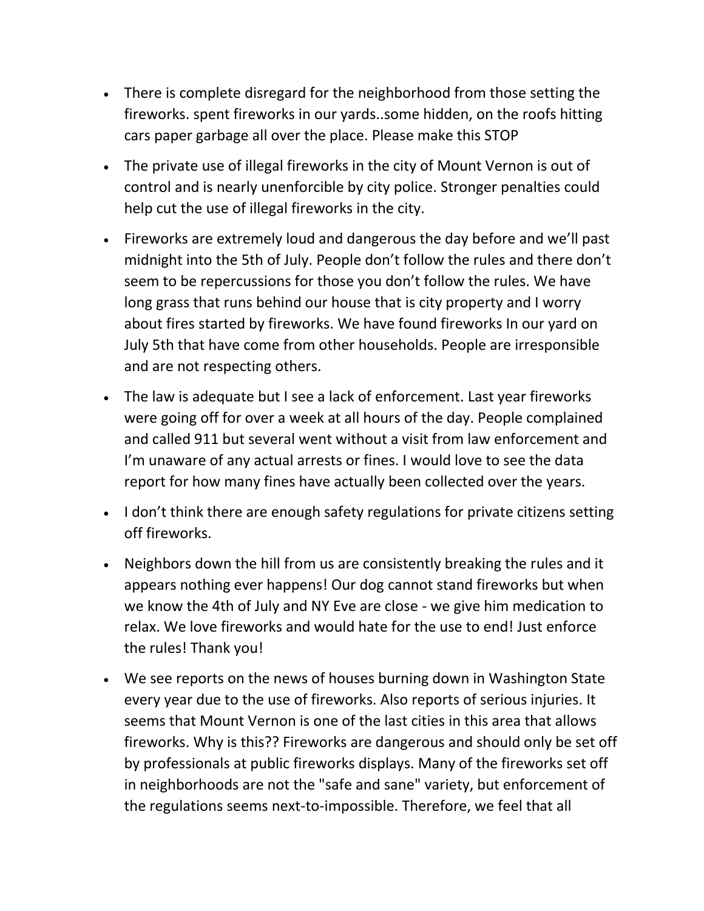- There is complete disregard for the neighborhood from those setting the fireworks. spent fireworks in our yards..some hidden, on the roofs hitting cars paper garbage all over the place. Please make this STOP

- The private use of illegal fireworks in the city of Mount Vernon is out of control and is nearly unenforcible by city police. Stronger penalties could help cut the use of illegal fireworks in the city.

- Fireworks are extremely loud and dangerous the day before and we'll past midnight into the 5th of July. People don't follow the rules and there don't seem to be repercussions for those you don't follow the rules. We have long grass that runs behind our house that is city property and I worry about fires started by fireworks. We have found fireworks In our yard on July 5th that have come from other households. People are irresponsible and are not respecting others.

- The law is adequate but I see a lack of enforcement. Last year fireworks were going off for over a week at all hours of the day. People complained and called 911 but several went without a visit from law enforcement and I'm unaware of any actual arrests or fines. I would love to see the data report for how many fines have actually been collected over the years.

- I don't think there are enough safety regulations for private citizens setting off fireworks.

- Neighbors down the hill from us are consistently breaking the rules and it appears nothing ever happens! Our dog cannot stand fireworks but when we know the 4th of July and NY Eve are close - we give him medication to relax. We love fireworks and would hate for the use to end! Just enforce the rules! Thank you!

- We see reports on the news of houses burning down in Washington State every year due to the use of fireworks. Also reports of serious injuries. It seems that Mount Vernon is one of the last cities in this area that allows fireworks. Why is this?? Fireworks are dangerous and should only be set off by professionals at public fireworks displays. Many of the fireworks set off in neighborhoods are not the "safe and sane" variety, but enforcement of the regulations seems next-to-impossible. Therefore, we feel that all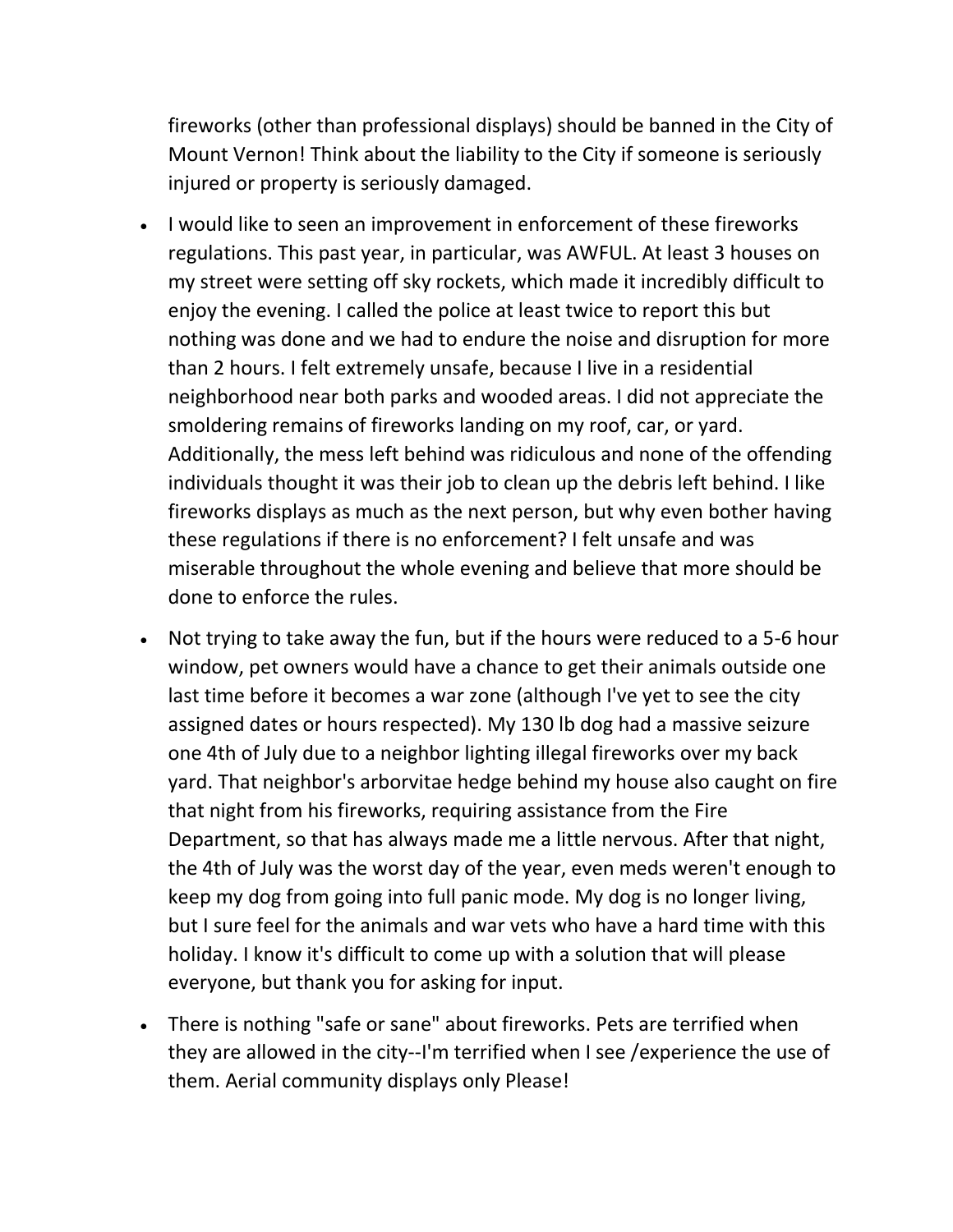fireworks (other than professional displays) should be banned in the City of Mount Vernon! Think about the liability to the City if someone is seriously injured or property is seriously damaged.

- I would like to seen an improvement in enforcement of these fireworks regulations. This past year, in particular, was AWFUL. At least 3 houses on my street were setting off sky rockets, which made it incredibly difficult to enjoy the evening. I called the police at least twice to report this but nothing was done and we had to endure the noise and disruption for more than 2 hours. I felt extremely unsafe, because I live in a residential neighborhood near both parks and wooded areas. I did not appreciate the smoldering remains of fireworks landing on my roof, car, or yard. Additionally, the mess left behind was ridiculous and none of the offending individuals thought it was their job to clean up the debris left behind. I like fireworks displays as much as the next person, but why even bother having these regulations if there is no enforcement? I felt unsafe and was miserable throughout the whole evening and believe that more should be done to enforce the rules.
- Not trying to take away the fun, but if the hours were reduced to a 5-6 hour window, pet owners would have a chance to get their animals outside one last time before it becomes a war zone (although I've yet to see the city assigned dates or hours respected). My 130 lb dog had a massive seizure one 4th of July due to a neighbor lighting illegal fireworks over my back yard. That neighbor's arborvitae hedge behind my house also caught on fire that night from his fireworks, requiring assistance from the Fire Department, so that has always made me a little nervous. After that night, the 4th of July was the worst day of the year, even meds weren't enough to keep my dog from going into full panic mode. My dog is no longer living, but I sure feel for the animals and war vets who have a hard time with this holiday. I know it's difficult to come up with a solution that will please everyone, but thank you for asking for input.
- There is nothing "safe or sane" about fireworks. Pets are terrified when they are allowed in the city--I'm terrified when I see /experience the use of them. Aerial community displays only Please!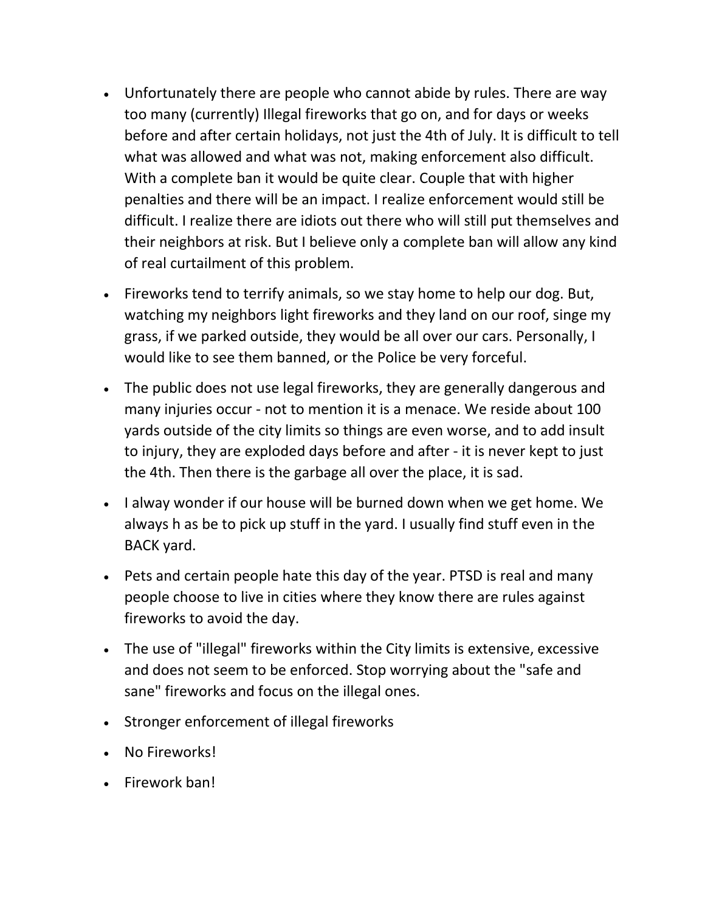- Unfortunately there are people who cannot abide by rules. There are way too many (currently) Illegal fireworks that go on, and for days or weeks before and after certain holidays, not just the 4th of July. It is difficult to tell what was allowed and what was not, making enforcement also difficult. With a complete ban it would be quite clear. Couple that with higher penalties and there will be an impact. I realize enforcement would still be difficult. I realize there are idiots out there who will still put themselves and their neighbors at risk. But I believe only a complete ban will allow any kind of real curtailment of this problem.
- Fireworks tend to terrify animals, so we stay home to help our dog. But, watching my neighbors light fireworks and they land on our roof, singe my grass, if we parked outside, they would be all over our cars. Personally, I would like to see them banned, or the Police be very forceful.
- The public does not use legal fireworks, they are generally dangerous and many injuries occur - not to mention it is a menace. We reside about 100 yards outside of the city limits so things are even worse, and to add insult to injury, they are exploded days before and after - it is never kept to just the 4th. Then there is the garbage all over the place, it is sad.
- I alway wonder if our house will be burned down when we get home. We always h as be to pick up stuff in the yard. I usually find stuff even in the BACK yard.
- Pets and certain people hate this day of the year. PTSD is real and many people choose to live in cities where they know there are rules against fireworks to avoid the day.
- The use of "illegal" fireworks within the City limits is extensive, excessive and does not seem to be enforced. Stop worrying about the "safe and sane" fireworks and focus on the illegal ones.
- Stronger enforcement of illegal fireworks
- No Fireworks!
- Firework ban!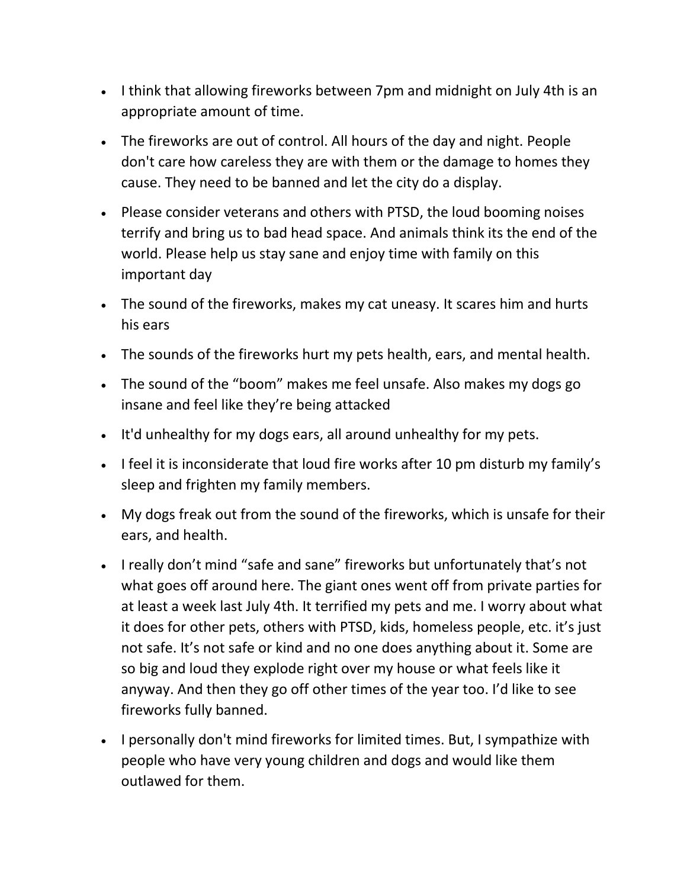- I think that allowing fireworks between 7pm and midnight on July 4th is an appropriate amount of time.
- The fireworks are out of control. All hours of the day and night. People don't care how careless they are with them or the damage to homes they cause. They need to be banned and let the city do a display.
- Please consider veterans and others with PTSD, the loud booming noises terrify and bring us to bad head space. And animals think its the end of the world. Please help us stay sane and enjoy time with family on this important day
- The sound of the fireworks, makes my cat uneasy. It scares him and hurts his ears
- The sounds of the fireworks hurt my pets health, ears, and mental health.
- The sound of the "boom" makes me feel unsafe. Also makes my dogs go insane and feel like they're being attacked
- It'd unhealthy for my dogs ears, all around unhealthy for my pets.
- I feel it is inconsiderate that loud fire works after 10 pm disturb my family's sleep and frighten my family members.
- My dogs freak out from the sound of the fireworks, which is unsafe for their ears, and health.
- I really don't mind "safe and sane" fireworks but unfortunately that's not what goes off around here. The giant ones went off from private parties for at least a week last July 4th. It terrified my pets and me. I worry about what it does for other pets, others with PTSD, kids, homeless people, etc. it's just not safe. It's not safe or kind and no one does anything about it. Some are so big and loud they explode right over my house or what feels like it anyway. And then they go off other times of the year too. I'd like to see fireworks fully banned.
- I personally don't mind fireworks for limited times. But, I sympathize with people who have very young children and dogs and would like them outlawed for them.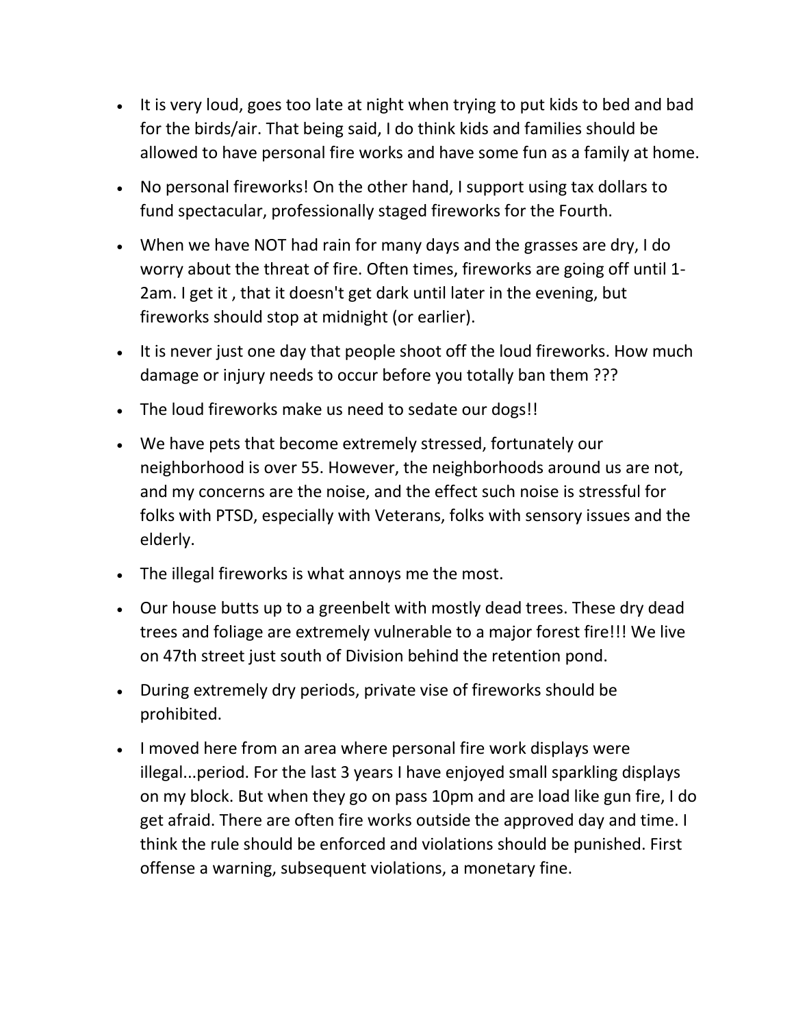- It is very loud, goes too late at night when trying to put kids to bed and bad for the birds/air. That being said, I do think kids and families should be allowed to have personal fire works and have some fun as a family at home.
- No personal fireworks! On the other hand, I support using tax dollars to fund spectacular, professionally staged fireworks for the Fourth.
- When we have NOT had rain for many days and the grasses are dry, I do worry about the threat of fire. Often times, fireworks are going off until 1-2am. I get it , that it doesn't get dark until later in the evening, but fireworks should stop at midnight (or earlier).
- It is never just one day that people shoot off the loud fireworks. How much damage or injury needs to occur before you totally ban them ???
- The loud fireworks make us need to sedate our dogs!!
- We have pets that become extremely stressed, fortunately our neighborhood is over 55. However, the neighborhoods around us are not, and my concerns are the noise, and the effect such noise is stressful for folks with PTSD, especially with Veterans, folks with sensory issues and the elderly.
- The illegal fireworks is what annoys me the most.
- Our house butts up to a greenbelt with mostly dead trees. These dry dead trees and foliage are extremely vulnerable to a major forest fire!!! We live on 47th street just south of Division behind the retention pond.
- During extremely dry periods, private vise of fireworks should be prohibited.
- I moved here from an area where personal fire work displays were illegal...period. For the last 3 years I have enjoyed small sparkling displays on my block. But when they go on pass 10pm and are load like gun fire, I do get afraid. There are often fire works outside the approved day and time. I think the rule should be enforced and violations should be punished. First offense a warning, subsequent violations, a monetary fine.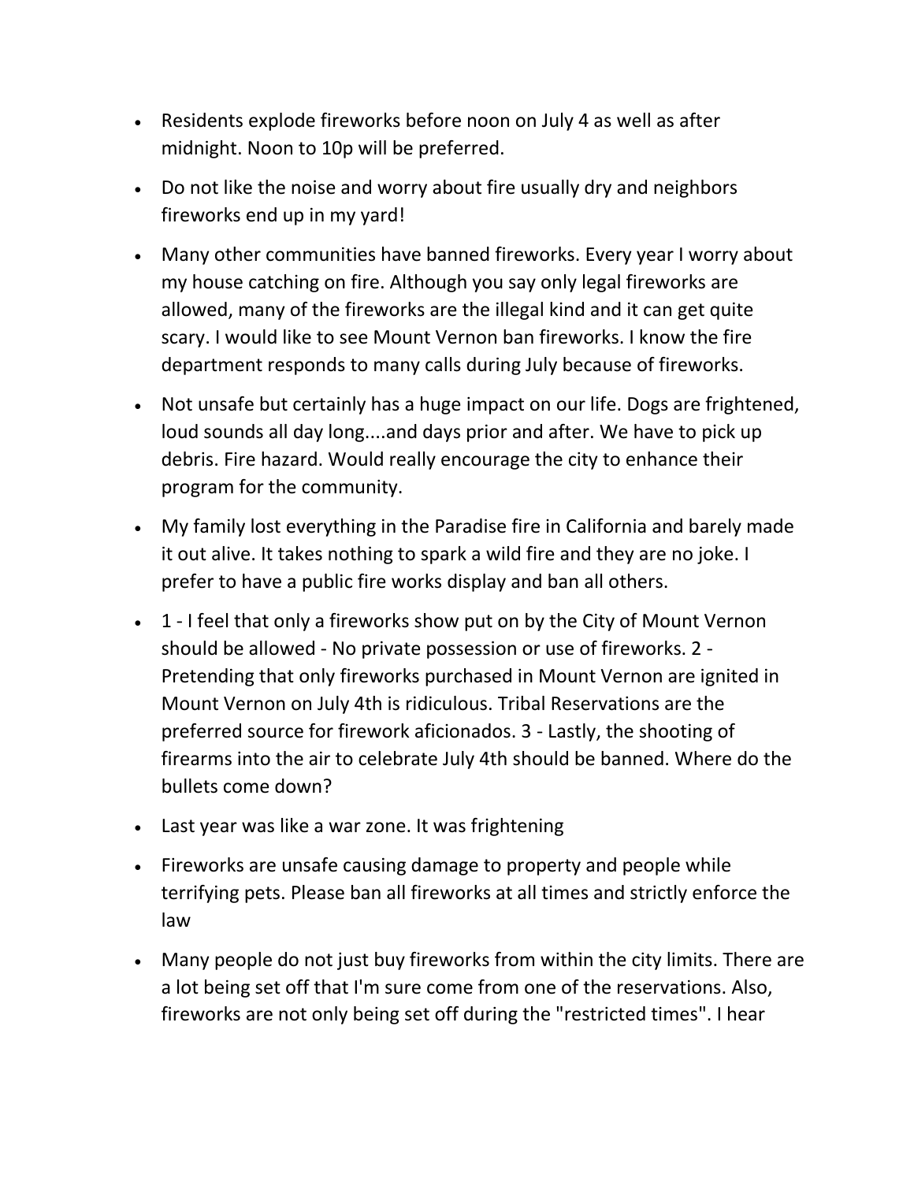- Residents explode fireworks before noon on July 4 as well as after midnight. Noon to 10p will be preferred.
- Do not like the noise and worry about fire usually dry and neighbors fireworks end up in my yard!
- Many other communities have banned fireworks. Every year I worry about my house catching on fire. Although you say only legal fireworks are allowed, many of the fireworks are the illegal kind and it can get quite scary. I would like to see Mount Vernon ban fireworks. I know the fire department responds to many calls during July because of fireworks.
- Not unsafe but certainly has a huge impact on our life. Dogs are frightened, loud sounds all day long....and days prior and after. We have to pick up debris. Fire hazard. Would really encourage the city to enhance their program for the community.
- My family lost everything in the Paradise fire in California and barely made it out alive. It takes nothing to spark a wild fire and they are no joke. I prefer to have a public fire works display and ban all others.
- 1 - I feel that only a fireworks show put on by the City of Mount Vernon should be allowed - No private possession or use of fireworks. 2 - Pretending that only fireworks purchased in Mount Vernon are ignited in Mount Vernon on July 4th is ridiculous. Tribal Reservations are the preferred source for firework aficionados. 3 - Lastly, the shooting of firearms into the air to celebrate July 4th should be banned. Where do the bullets come down?
- Last year was like a war zone. It was frightening
- Fireworks are unsafe causing damage to property and people while terrifying pets. Please ban all fireworks at all times and strictly enforce the law
- Many people do not just buy fireworks from within the city limits. There are a lot being set off that I'm sure come from one of the reservations. Also, fireworks are not only being set off during the "restricted times". I hear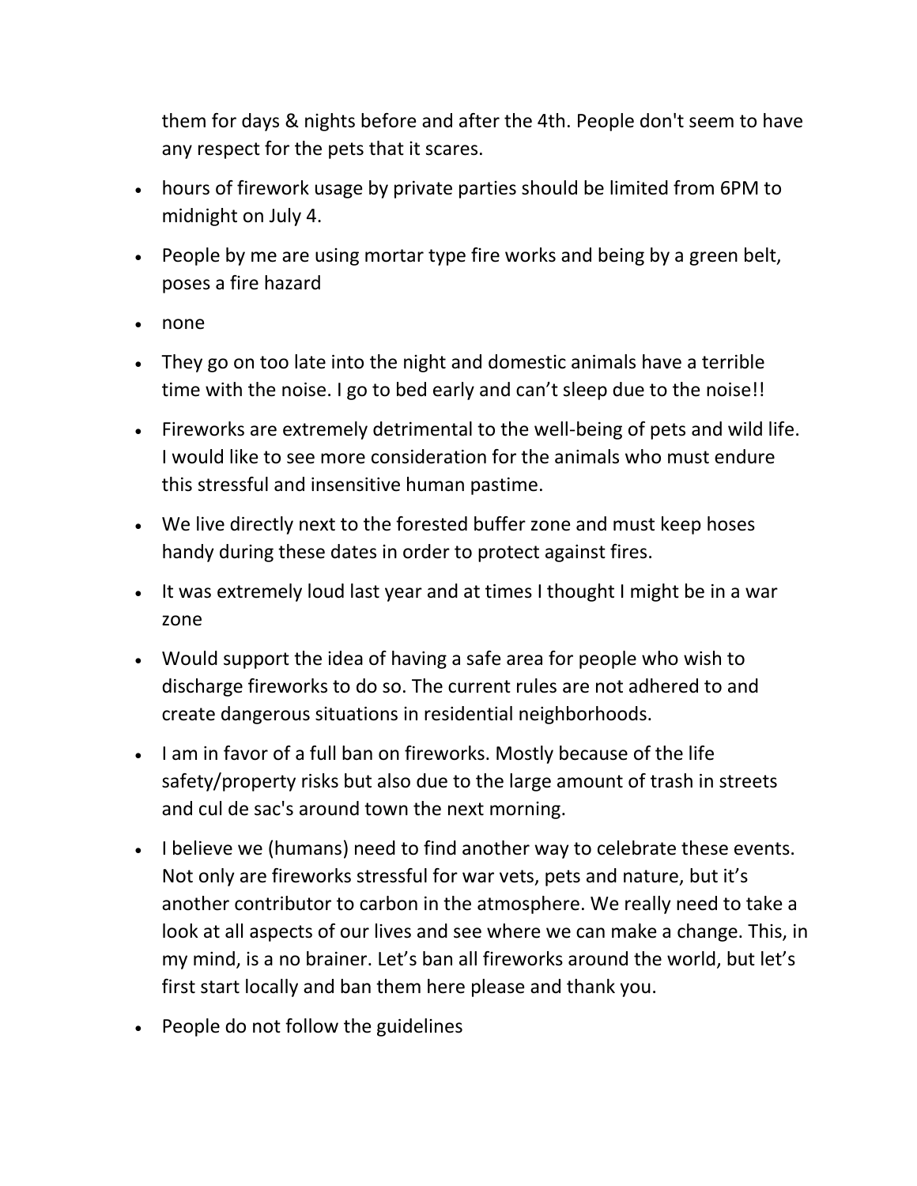them for days & nights before and after the 4th. People don't seem to have any respect for the pets that it scares.

- hours of firework usage by private parties should be limited from 6PM to midnight on July 4.
- People by me are using mortar type fire works and being by a green belt, poses a fire hazard
- none
- They go on too late into the night and domestic animals have a terrible time with the noise. I go to bed early and can't sleep due to the noise!!
- Fireworks are extremely detrimental to the well-being of pets and wild life. I would like to see more consideration for the animals who must endure this stressful and insensitive human pastime.
- We live directly next to the forested buffer zone and must keep hoses handy during these dates in order to protect against fires.
- It was extremely loud last year and at times I thought I might be in a war zone
- Would support the idea of having a safe area for people who wish to discharge fireworks to do so. The current rules are not adhered to and create dangerous situations in residential neighborhoods.
- I am in favor of a full ban on fireworks. Mostly because of the life safety/property risks but also due to the large amount of trash in streets and cul de sac's around town the next morning.
- I believe we (humans) need to find another way to celebrate these events. Not only are fireworks stressful for war vets, pets and nature, but it's another contributor to carbon in the atmosphere. We really need to take a look at all aspects of our lives and see where we can make a change. This, in my mind, is a no brainer. Let's ban all fireworks around the world, but let's first start locally and ban them here please and thank you.
- People do not follow the guidelines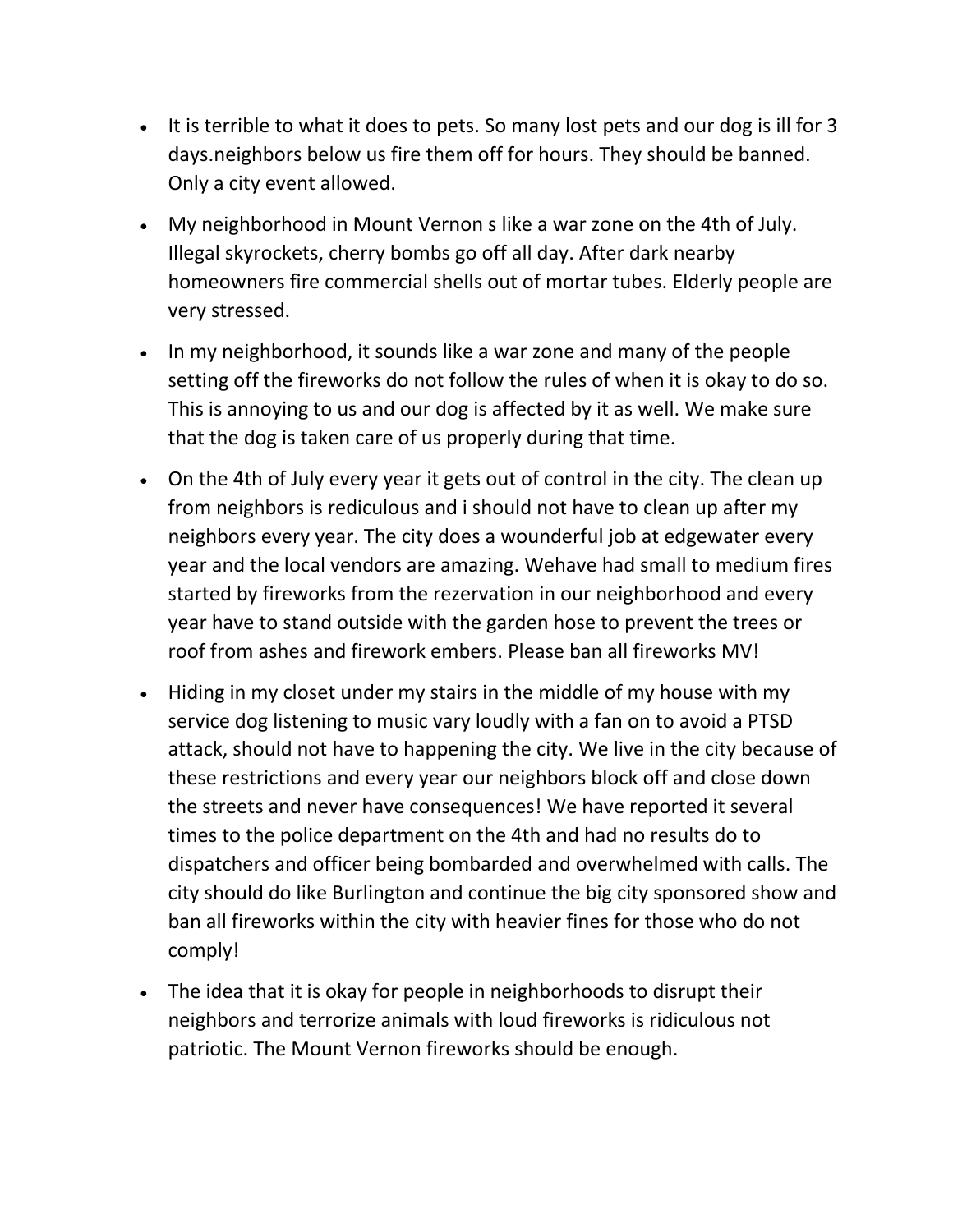- It is terrible to what it does to pets. So many lost pets and our dog is ill for 3 days.neighbors below us fire them off for hours. They should be banned. Only a city event allowed.
- My neighborhood in Mount Vernon s like a war zone on the 4th of July. Illegal skyrockets, cherry bombs go off all day. After dark nearby homeowners fire commercial shells out of mortar tubes. Elderly people are very stressed.
- In my neighborhood, it sounds like a war zone and many of the people setting off the fireworks do not follow the rules of when it is okay to do so. This is annoying to us and our dog is affected by it as well. We make sure that the dog is taken care of us properly during that time.
- On the 4th of July every year it gets out of control in the city. The clean up from neighbors is rediculous and i should not have to clean up after my neighbors every year. The city does a wounderful job at edgewater every year and the local vendors are amazing. Wehave had small to medium fires started by fireworks from the rezervation in our neighborhood and every year have to stand outside with the garden hose to prevent the trees or roof from ashes and firework embers. Please ban all fireworks MV!
- Hiding in my closet under my stairs in the middle of my house with my service dog listening to music vary loudly with a fan on to avoid a PTSD attack, should not have to happening the city. We live in the city because of these restrictions and every year our neighbors block off and close down the streets and never have consequences! We have reported it several times to the police department on the 4th and had no results do to dispatchers and officer being bombarded and overwhelmed with calls. The city should do like Burlington and continue the big city sponsored show and ban all fireworks within the city with heavier fines for those who do not comply!
- The idea that it is okay for people in neighborhoods to disrupt their neighbors and terrorize animals with loud fireworks is ridiculous not patriotic. The Mount Vernon fireworks should be enough.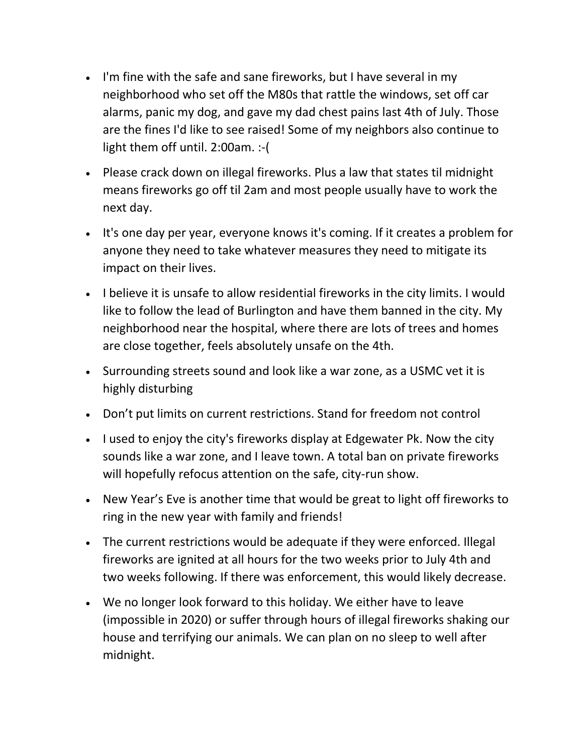- I'm fine with the safe and sane fireworks, but I have several in my neighborhood who set off the M80s that rattle the windows, set off car alarms, panic my dog, and gave my dad chest pains last 4th of July. Those are the fines I'd like to see raised! Some of my neighbors also continue to light them off until. 2:00am. :-(
- Please crack down on illegal fireworks. Plus a law that states til midnight means fireworks go off til 2am and most people usually have to work the next day.
- It's one day per year, everyone knows it's coming. If it creates a problem for anyone they need to take whatever measures they need to mitigate its impact on their lives.
- I believe it is unsafe to allow residential fireworks in the city limits. I would like to follow the lead of Burlington and have them banned in the city. My neighborhood near the hospital, where there are lots of trees and homes are close together, feels absolutely unsafe on the 4th.
- Surrounding streets sound and look like a war zone, as a USMC vet it is highly disturbing
- Don't put limits on current restrictions. Stand for freedom not control
- I used to enjoy the city's fireworks display at Edgewater Pk. Now the city sounds like a war zone, and I leave town. A total ban on private fireworks will hopefully refocus attention on the safe, city-run show.
- New Year's Eve is another time that would be great to light off fireworks to ring in the new year with family and friends!
- The current restrictions would be adequate if they were enforced. Illegal fireworks are ignited at all hours for the two weeks prior to July 4th and two weeks following. If there was enforcement, this would likely decrease.
- We no longer look forward to this holiday. We either have to leave (impossible in 2020) or suffer through hours of illegal fireworks shaking our house and terrifying our animals. We can plan on no sleep to well after midnight.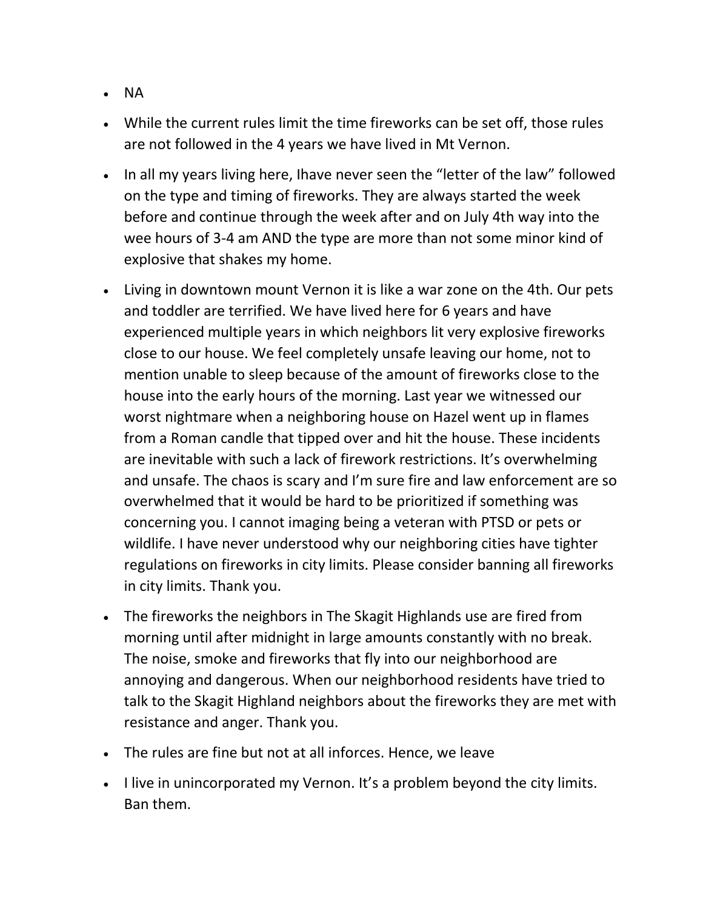- NA
- While the current rules limit the time fireworks can be set off, those rules are not followed in the 4 years we have lived in Mt Vernon.
- In all my years living here, Ihave never seen the "letter of the law" followed on the type and timing of fireworks. They are always started the week before and continue through the week after and on July 4th way into the wee hours of 3-4 am AND the type are more than not some minor kind of explosive that shakes my home.
- Living in downtown mount Vernon it is like a war zone on the 4th. Our pets and toddler are terrified. We have lived here for 6 years and have experienced multiple years in which neighbors lit very explosive fireworks close to our house. We feel completely unsafe leaving our home, not to mention unable to sleep because of the amount of fireworks close to the house into the early hours of the morning. Last year we witnessed our worst nightmare when a neighboring house on Hazel went up in flames from a Roman candle that tipped over and hit the house. These incidents are inevitable with such a lack of firework restrictions. It's overwhelming and unsafe. The chaos is scary and I'm sure fire and law enforcement are so overwhelmed that it would be hard to be prioritized if something was concerning you. I cannot imaging being a veteran with PTSD or pets or wildlife. I have never understood why our neighboring cities have tighter regulations on fireworks in city limits. Please consider banning all fireworks in city limits. Thank you.
- The fireworks the neighbors in The Skagit Highlands use are fired from morning until after midnight in large amounts constantly with no break. The noise, smoke and fireworks that fly into our neighborhood are annoying and dangerous. When our neighborhood residents have tried to talk to the Skagit Highland neighbors about the fireworks they are met with resistance and anger. Thank you.
- The rules are fine but not at all inforces. Hence, we leave
- I live in unincorporated my Vernon. It's a problem beyond the city limits. Ban them.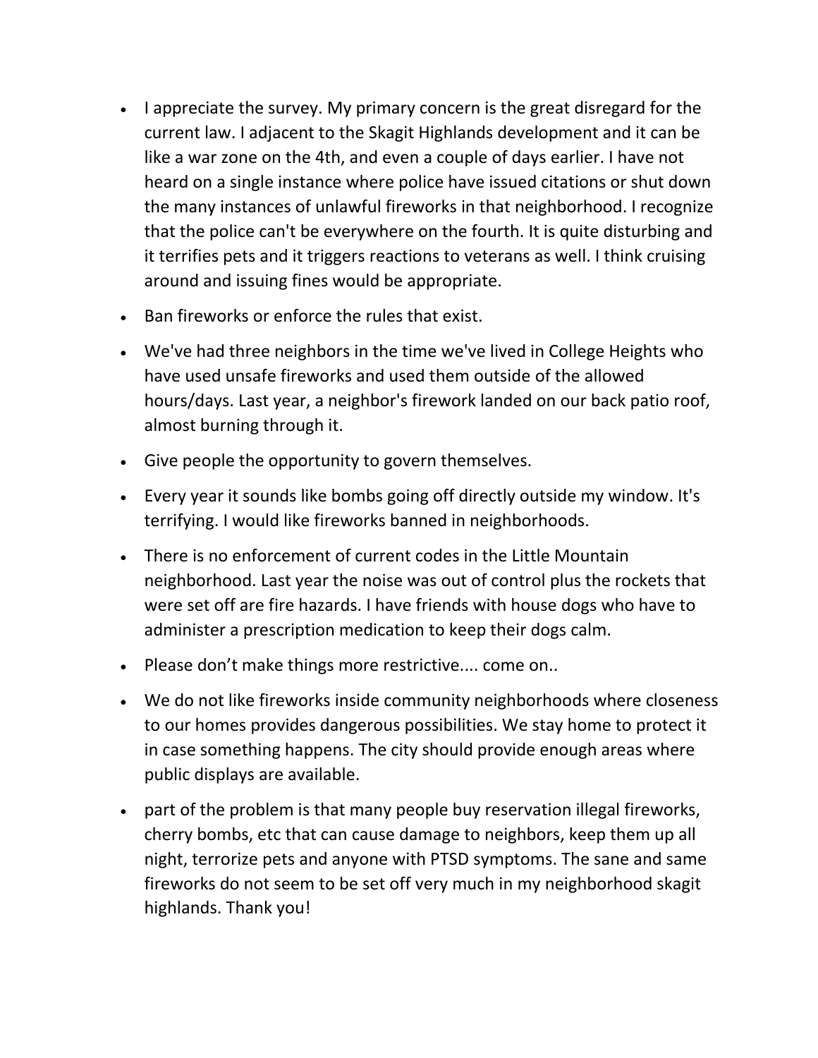- I appreciate the survey. My primary concern is the great disregard for the current law. I adjacent to the Skagit Highlands development and it can be like a war zone on the 4th, and even a couple of days earlier. I have not heard on a single instance where police have issued citations or shut down the many instances of unlawful fireworks in that neighborhood. I recognize that the police can't be everywhere on the fourth. It is quite disturbing and it terrifies pets and it triggers reactions to veterans as well. I think cruising around and issuing fines would be appropriate.
- Ban fireworks or enforce the rules that exist.
- We've had three neighbors in the time we've lived in College Heights who have used unsafe fireworks and used them outside of the allowed hours/days. Last year, a neighbor's firework landed on our back patio roof, almost burning through it.
- Give people the opportunity to govern themselves.
- Every year it sounds like bombs going off directly outside my window. It's terrifying. I would like fireworks banned in neighborhoods.
- There is no enforcement of current codes in the Little Mountain neighborhood. Last year the noise was out of control plus the rockets that were set off are fire hazards. I have friends with house dogs who have to administer a prescription medication to keep their dogs calm.
- Please don't make things more restrictive.... come on..
- We do not like fireworks inside community neighborhoods where closeness to our homes provides dangerous possibilities. We stay home to protect it in case something happens. The city should provide enough areas where public displays are available.
- part of the problem is that many people buy reservation illegal fireworks, cherry bombs, etc that can cause damage to neighbors, keep them up all night, terrorize pets and anyone with PTSD symptoms. The sane and same fireworks do not seem to be set off very much in my neighborhood skagit highlands. Thank you!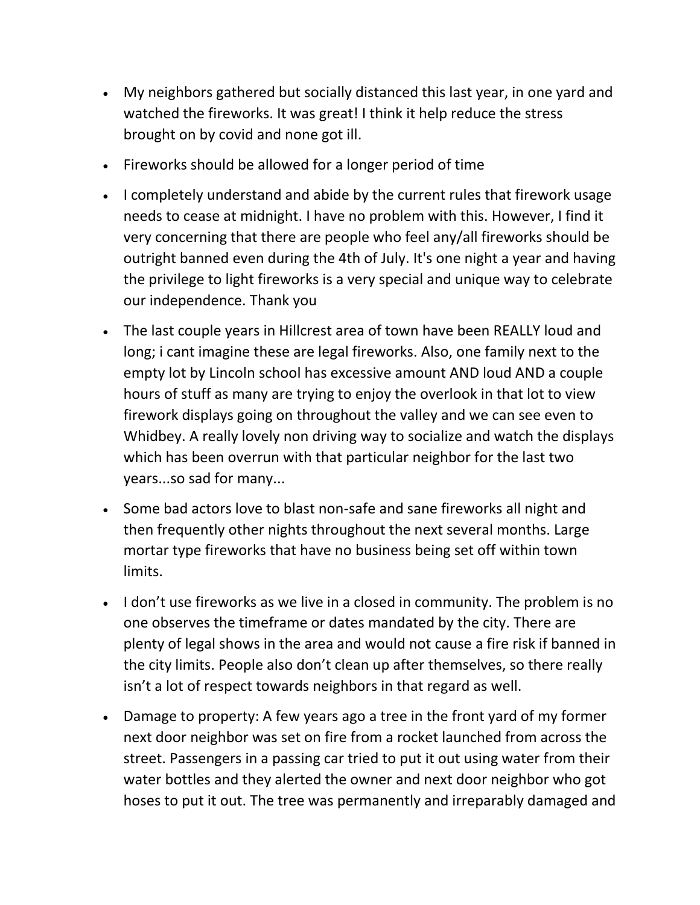- My neighbors gathered but socially distanced this last year, in one yard and watched the fireworks. It was great! I think it help reduce the stress brought on by covid and none got ill.
- Fireworks should be allowed for a longer period of time
- I completely understand and abide by the current rules that firework usage needs to cease at midnight. I have no problem with this. However, I find it very concerning that there are people who feel any/all fireworks should be outright banned even during the 4th of July. It's one night a year and having the privilege to light fireworks is a very special and unique way to celebrate our independence. Thank you
- The last couple years in Hillcrest area of town have been REALLY loud and long; i cant imagine these are legal fireworks. Also, one family next to the empty lot by Lincoln school has excessive amount AND loud AND a couple hours of stuff as many are trying to enjoy the overlook in that lot to view firework displays going on throughout the valley and we can see even to Whidbey. A really lovely non driving way to socialize and watch the displays which has been overrun with that particular neighbor for the last two years...so sad for many...
- Some bad actors love to blast non-safe and sane fireworks all night and then frequently other nights throughout the next several months. Large mortar type fireworks that have no business being set off within town limits.
- I don't use fireworks as we live in a closed in community. The problem is no one observes the timeframe or dates mandated by the city. There are plenty of legal shows in the area and would not cause a fire risk if banned in the city limits. People also don't clean up after themselves, so there really isn't a lot of respect towards neighbors in that regard as well.
- Damage to property: A few years ago a tree in the front yard of my former next door neighbor was set on fire from a rocket launched from across the street. Passengers in a passing car tried to put it out using water from their water bottles and they alerted the owner and next door neighbor who got hoses to put it out. The tree was permanently and irreparably damaged and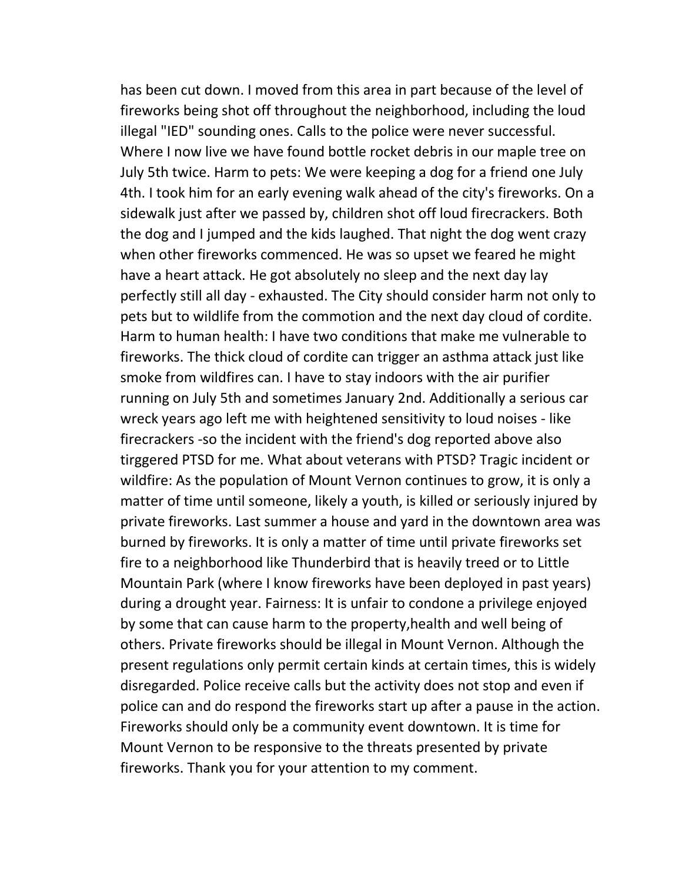has been cut down. I moved from this area in part because of the level of fireworks being shot off throughout the neighborhood, including the loud illegal "IED" sounding ones. Calls to the police were never successful. Where I now live we have found bottle rocket debris in our maple tree on July 5th twice. Harm to pets: We were keeping a dog for a friend one July 4th. I took him for an early evening walk ahead of the city's fireworks. On a sidewalk just after we passed by, children shot off loud firecrackers. Both the dog and I jumped and the kids laughed. That night the dog went crazy when other fireworks commenced. He was so upset we feared he might have a heart attack. He got absolutely no sleep and the next day lay perfectly still all day - exhausted. The City should consider harm not only to pets but to wildlife from the commotion and the next day cloud of cordite. Harm to human health: I have two conditions that make me vulnerable to fireworks. The thick cloud of cordite can trigger an asthma attack just like smoke from wildfires can. I have to stay indoors with the air purifier running on July 5th and sometimes January 2nd. Additionally a serious car wreck years ago left me with heightened sensitivity to loud noises - like firecrackers -so the incident with the friend's dog reported above also tirggered PTSD for me. What about veterans with PTSD? Tragic incident or wildfire: As the population of Mount Vernon continues to grow, it is only a matter of time until someone, likely a youth, is killed or seriously injured by private fireworks. Last summer a house and yard in the downtown area was burned by fireworks. It is only a matter of time until private fireworks set fire to a neighborhood like Thunderbird that is heavily treed or to Little Mountain Park (where I know fireworks have been deployed in past years) during a drought year. Fairness: It is unfair to condone a privilege enjoyed by some that can cause harm to the property,health and well being of others. Private fireworks should be illegal in Mount Vernon. Although the present regulations only permit certain kinds at certain times, this is widely disregarded. Police receive calls but the activity does not stop and even if police can and do respond the fireworks start up after a pause in the action. Fireworks should only be a community event downtown. It is time for Mount Vernon to be responsive to the threats presented by private fireworks. Thank you for your attention to my comment.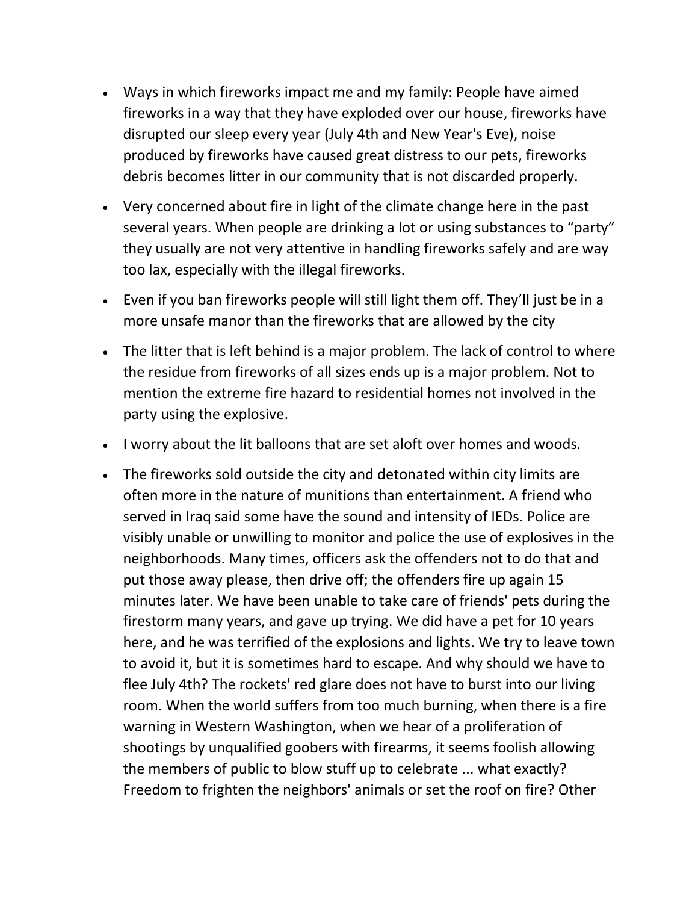- Ways in which fireworks impact me and my family: People have aimed fireworks in a way that they have exploded over our house, fireworks have disrupted our sleep every year (July 4th and New Year's Eve), noise produced by fireworks have caused great distress to our pets, fireworks debris becomes litter in our community that is not discarded properly.
- Very concerned about fire in light of the climate change here in the past several years. When people are drinking a lot or using substances to "party" they usually are not very attentive in handling fireworks safely and are way too lax, especially with the illegal fireworks.
- Even if you ban fireworks people will still light them off. They'll just be in a more unsafe manor than the fireworks that are allowed by the city
- The litter that is left behind is a major problem. The lack of control to where the residue from fireworks of all sizes ends up is a major problem. Not to mention the extreme fire hazard to residential homes not involved in the party using the explosive.
- I worry about the lit balloons that are set aloft over homes and woods.
- The fireworks sold outside the city and detonated within city limits are often more in the nature of munitions than entertainment. A friend who served in Iraq said some have the sound and intensity of IEDs. Police are visibly unable or unwilling to monitor and police the use of explosives in the neighborhoods. Many times, officers ask the offenders not to do that and put those away please, then drive off; the offenders fire up again 15 minutes later. We have been unable to take care of friends' pets during the firestorm many years, and gave up trying. We did have a pet for 10 years here, and he was terrified of the explosions and lights. We try to leave town to avoid it, but it is sometimes hard to escape. And why should we have to flee July 4th? The rockets' red glare does not have to burst into our living room. When the world suffers from too much burning, when there is a fire warning in Western Washington, when we hear of a proliferation of shootings by unqualified goobers with firearms, it seems foolish allowing the members of public to blow stuff up to celebrate ... what exactly? Freedom to frighten the neighbors' animals or set the roof on fire? Other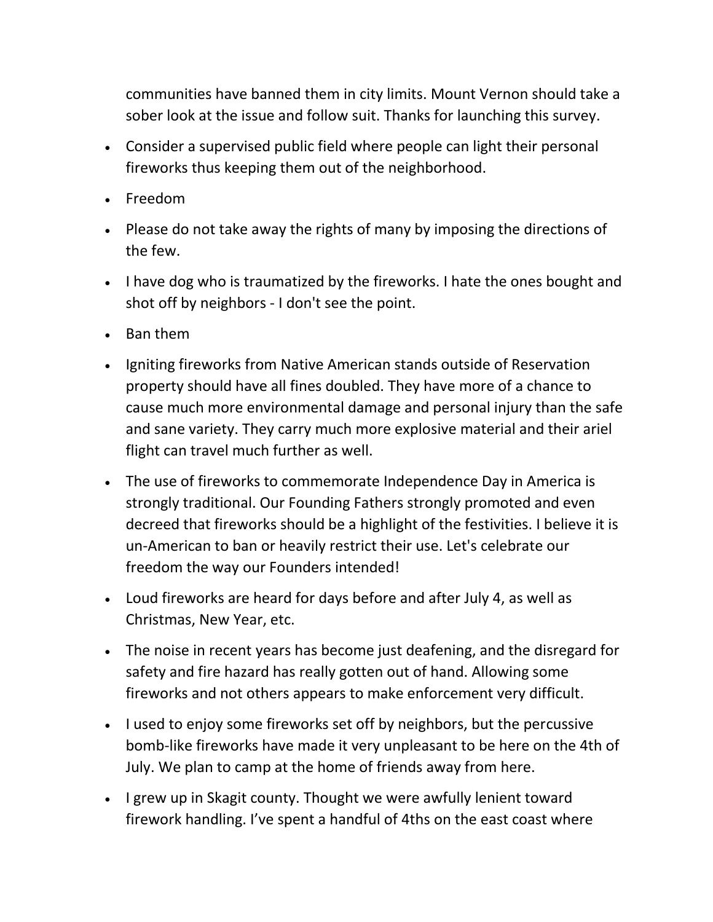communities have banned them in city limits. Mount Vernon should take a sober look at the issue and follow suit. Thanks for launching this survey.

- Consider a supervised public field where people can light their personal fireworks thus keeping them out of the neighborhood.
- Freedom
- Please do not take away the rights of many by imposing the directions of the few.
- I have dog who is traumatized by the fireworks. I hate the ones bought and shot off by neighbors - I don't see the point.
- Ban them
- Igniting fireworks from Native American stands outside of Reservation property should have all fines doubled. They have more of a chance to cause much more environmental damage and personal injury than the safe and sane variety. They carry much more explosive material and their ariel flight can travel much further as well.
- The use of fireworks to commemorate Independence Day in America is strongly traditional. Our Founding Fathers strongly promoted and even decreed that fireworks should be a highlight of the festivities. I believe it is un-American to ban or heavily restrict their use. Let's celebrate our freedom the way our Founders intended!
- Loud fireworks are heard for days before and after July 4, as well as Christmas, New Year, etc.
- The noise in recent years has become just deafening, and the disregard for safety and fire hazard has really gotten out of hand. Allowing some fireworks and not others appears to make enforcement very difficult.
- I used to enjoy some fireworks set off by neighbors, but the percussive bomb-like fireworks have made it very unpleasant to be here on the 4th of July. We plan to camp at the home of friends away from here.
- I grew up in Skagit county. Thought we were awfully lenient toward firework handling. I've spent a handful of 4ths on the east coast where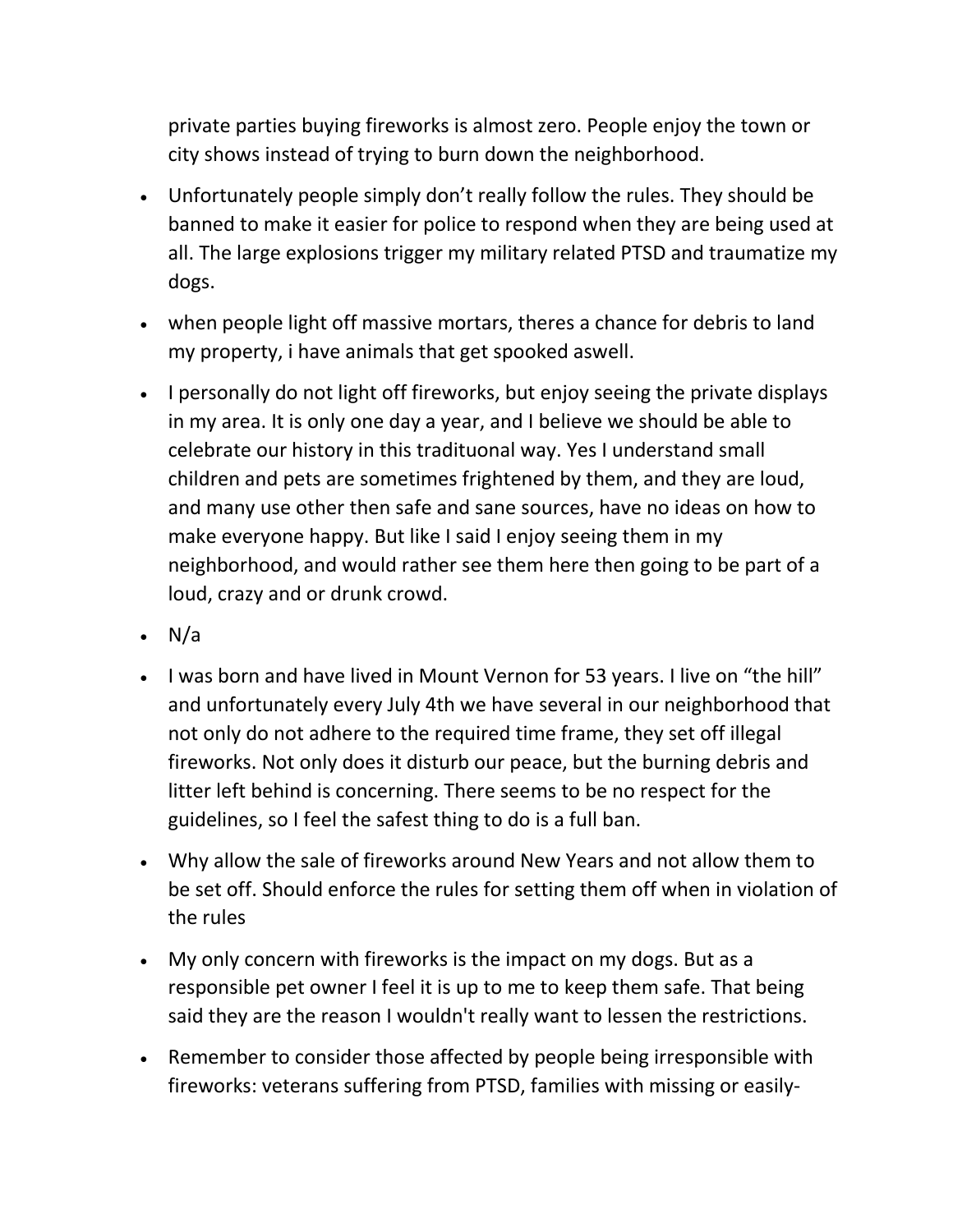private parties buying fireworks is almost zero. People enjoy the town or city shows instead of trying to burn down the neighborhood.

- Unfortunately people simply don't really follow the rules. They should be banned to make it easier for police to respond when they are being used at all. The large explosions trigger my military related PTSD and traumatize my dogs.
- when people light off massive mortars, theres a chance for debris to land my property, i have animals that get spooked aswell.
- I personally do not light off fireworks, but enjoy seeing the private displays in my area. It is only one day a year, and I believe we should be able to celebrate our history in this traditounal way. Yes I understand small children and pets are sometimes frightened by them, and they are loud, and many use other then safe and sane sources, have no ideas on how to make everyone happy. But like I said I enjoy seeing them in my neighborhood, and would rather see them here then going to be part of a loud, crazy and or drunk crowd.
- N/a
- I was born and have lived in Mount Vernon for 53 years. I live on "the hill" and unfortunately every July 4th we have several in our neighborhood that not only do not adhere to the required time frame, they set off illegal fireworks. Not only does it disturb our peace, but the burning debris and litter left behind is concerning. There seems to be no respect for the guidelines, so I feel the safest thing to do is a full ban.
- Why allow the sale of fireworks around New Years and not allow them to be set off. Should enforce the rules for setting them off when in violation of the rules
- My only concern with fireworks is the impact on my dogs. But as a responsible pet owner I feel it is up to me to keep them safe. That being said they are the reason I wouldn't really want to lessen the restrictions.
- Remember to consider those affected by people being irresponsible with fireworks: veterans suffering from PTSD, families with missing or easily-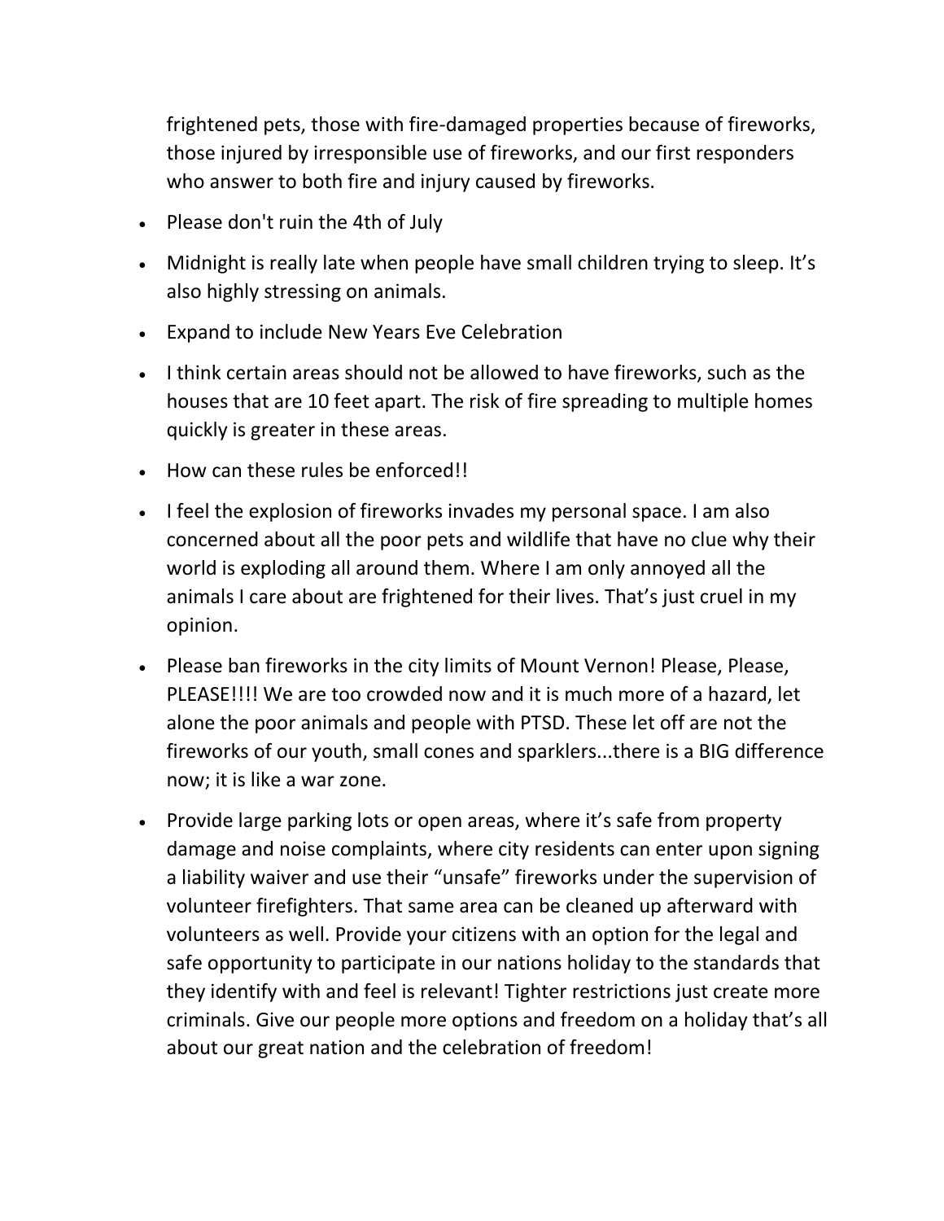frightened pets, those with fire-damaged properties because of fireworks, those injured by irresponsible use of fireworks, and our first responders who answer to both fire and injury caused by fireworks.

- Please don't ruin the 4th of July
- Midnight is really late when people have small children trying to sleep. It's also highly stressing on animals.
- Expand to include New Years Eve Celebration
- I think certain areas should not be allowed to have fireworks, such as the houses that are 10 feet apart. The risk of fire spreading to multiple homes quickly is greater in these areas.
- How can these rules be enforced!!
- I feel the explosion of fireworks invades my personal space. I am also concerned about all the poor pets and wildlife that have no clue why their world is exploding all around them. Where I am only annoyed all the animals I care about are frightened for their lives. That's just cruel in my opinion.
- Please ban fireworks in the city limits of Mount Vernon! Please, Please, PLEASE!!!! We are too crowded now and it is much more of a hazard, let alone the poor animals and people with PTSD. These let off are not the fireworks of our youth, small cones and sparklers...there is a BIG difference now; it is like a war zone.
- Provide large parking lots or open areas, where it's safe from property damage and noise complaints, where city residents can enter upon signing a liability waiver and use their "unsafe" fireworks under the supervision of volunteer firefighters. That same area can be cleaned up afterward with volunteers as well. Provide your citizens with an option for the legal and safe opportunity to participate in our nations holiday to the standards that they identify with and feel is relevant! Tighter restrictions just create more criminals. Give our people more options and freedom on a holiday that's all about our great nation and the celebration of freedom!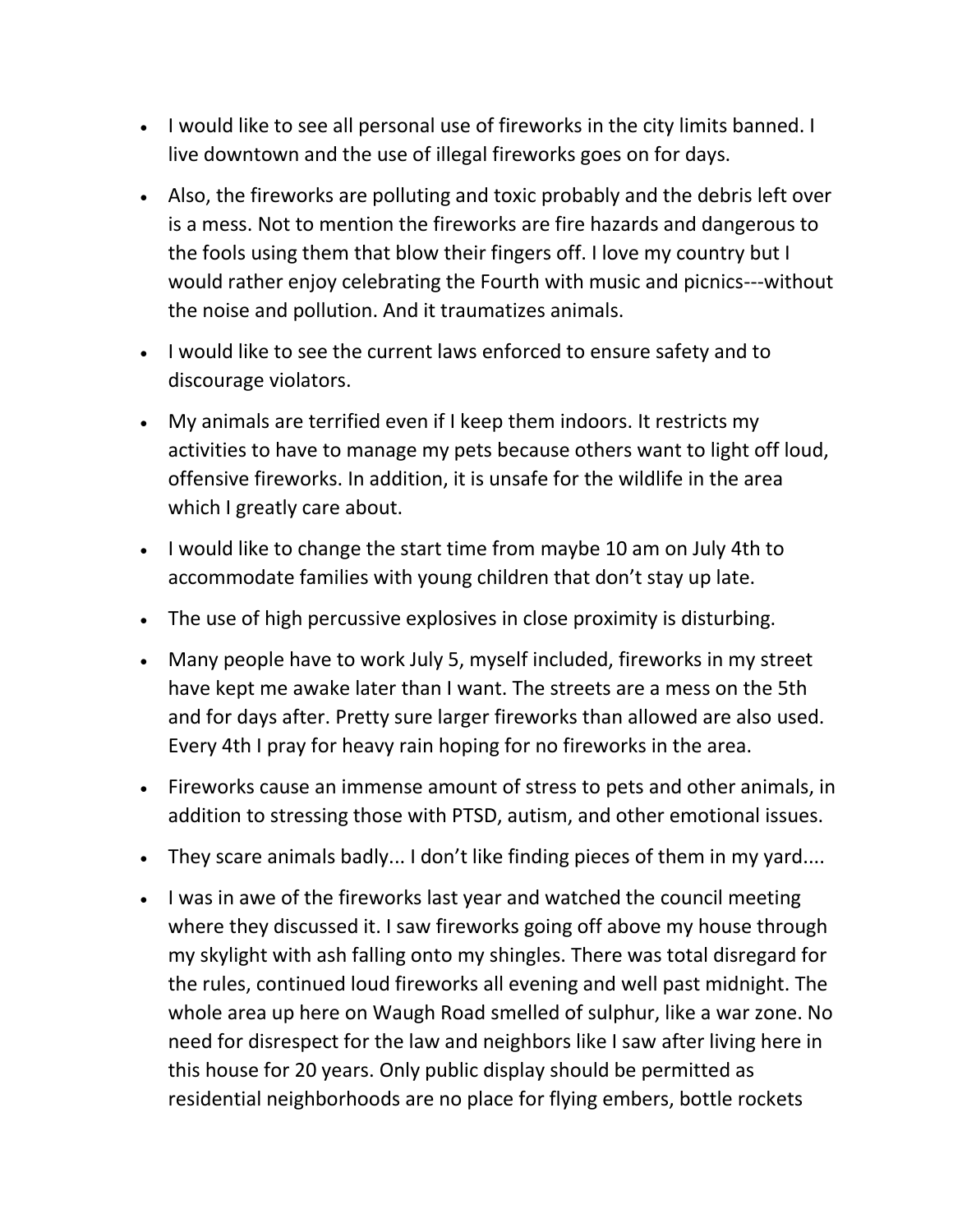- I would like to see all personal use of fireworks in the city limits banned. I live downtown and the use of illegal fireworks goes on for days.
- Also, the fireworks are polluting and toxic probably and the debris left over is a mess. Not to mention the fireworks are fire hazards and dangerous to the fools using them that blow their fingers off. I love my country but I would rather enjoy celebrating the Fourth with music and picnics---without the noise and pollution. And it traumatizes animals.
- I would like to see the current laws enforced to ensure safety and to discourage violators.
- My animals are terrified even if I keep them indoors. It restricts my activities to have to manage my pets because others want to light off loud, offensive fireworks. In addition, it is unsafe for the wildlife in the area which I greatly care about.
- I would like to change the start time from maybe 10 am on July 4th to accommodate families with young children that don't stay up late.
- The use of high percussive explosives in close proximity is disturbing.
- Many people have to work July 5, myself included, fireworks in my street have kept me awake later than I want. The streets are a mess on the 5th and for days after. Pretty sure larger fireworks than allowed are also used. Every 4th I pray for heavy rain hoping for no fireworks in the area.
- Fireworks cause an immense amount of stress to pets and other animals, in addition to stressing those with PTSD, autism, and other emotional issues.
- They scare animals badly... I don't like finding pieces of them in my yard....
- I was in awe of the fireworks last year and watched the council meeting where they discussed it. I saw fireworks going off above my house through my skylight with ash falling onto my shingles. There was total disregard for the rules, continued loud fireworks all evening and well past midnight. The whole area up here on Waugh Road smelled of sulphur, like a war zone. No need for disrespect for the law and neighbors like I saw after living here in this house for 20 years. Only public display should be permitted as residential neighborhoods are no place for flying embers, bottle rockets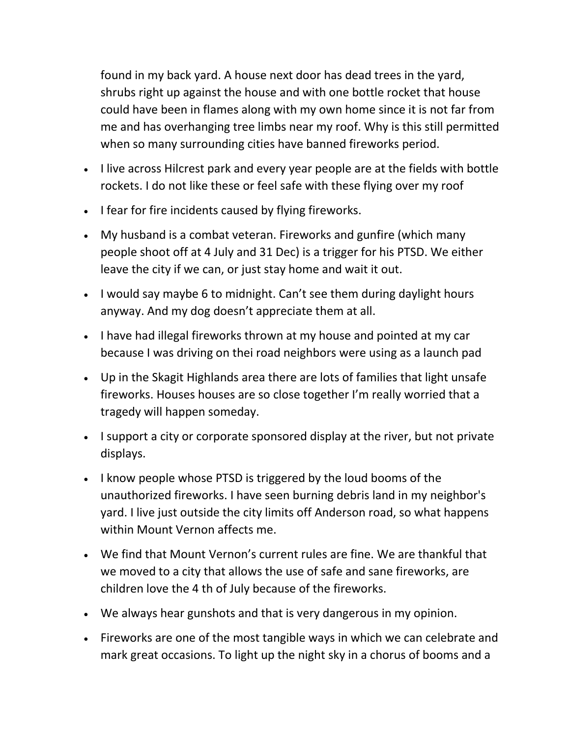found in my back yard. A house next door has dead trees in the yard, shrubs right up against the house and with one bottle rocket that house could have been in flames along with my own home since it is not far from me and has overhanging tree limbs near my roof. Why is this still permitted when so many surrounding cities have banned fireworks period.

- I live across Hilcrest park and every year people are at the fields with bottle rockets. I do not like these or feel safe with these flying over my roof
- I fear for fire incidents caused by flying fireworks.
- My husband is a combat veteran. Fireworks and gunfire (which many people shoot off at 4 July and 31 Dec) is a trigger for his PTSD. We either leave the city if we can, or just stay home and wait it out.
- I would say maybe 6 to midnight. Can't see them during daylight hours anyway. And my dog doesn't appreciate them at all.
- I have had illegal fireworks thrown at my house and pointed at my car because I was driving on thei road neighbors were using as a launch pad
- Up in the Skagit Highlands area there are lots of families that light unsafe fireworks. Houses houses are so close together I'm really worried that a tragedy will happen someday.
- I support a city or corporate sponsored display at the river, but not private displays.
- I know people whose PTSD is triggered by the loud booms of the unauthorized fireworks. I have seen burning debris land in my neighbor's yard. I live just outside the city limits off Anderson road, so what happens within Mount Vernon affects me.
- We find that Mount Vernon's current rules are fine. We are thankful that we moved to a city that allows the use of safe and sane fireworks, are children love the 4 th of July because of the fireworks.
- We always hear gunshots and that is very dangerous in my opinion.
- Fireworks are one of the most tangible ways in which we can celebrate and mark great occasions. To light up the night sky in a chorus of booms and a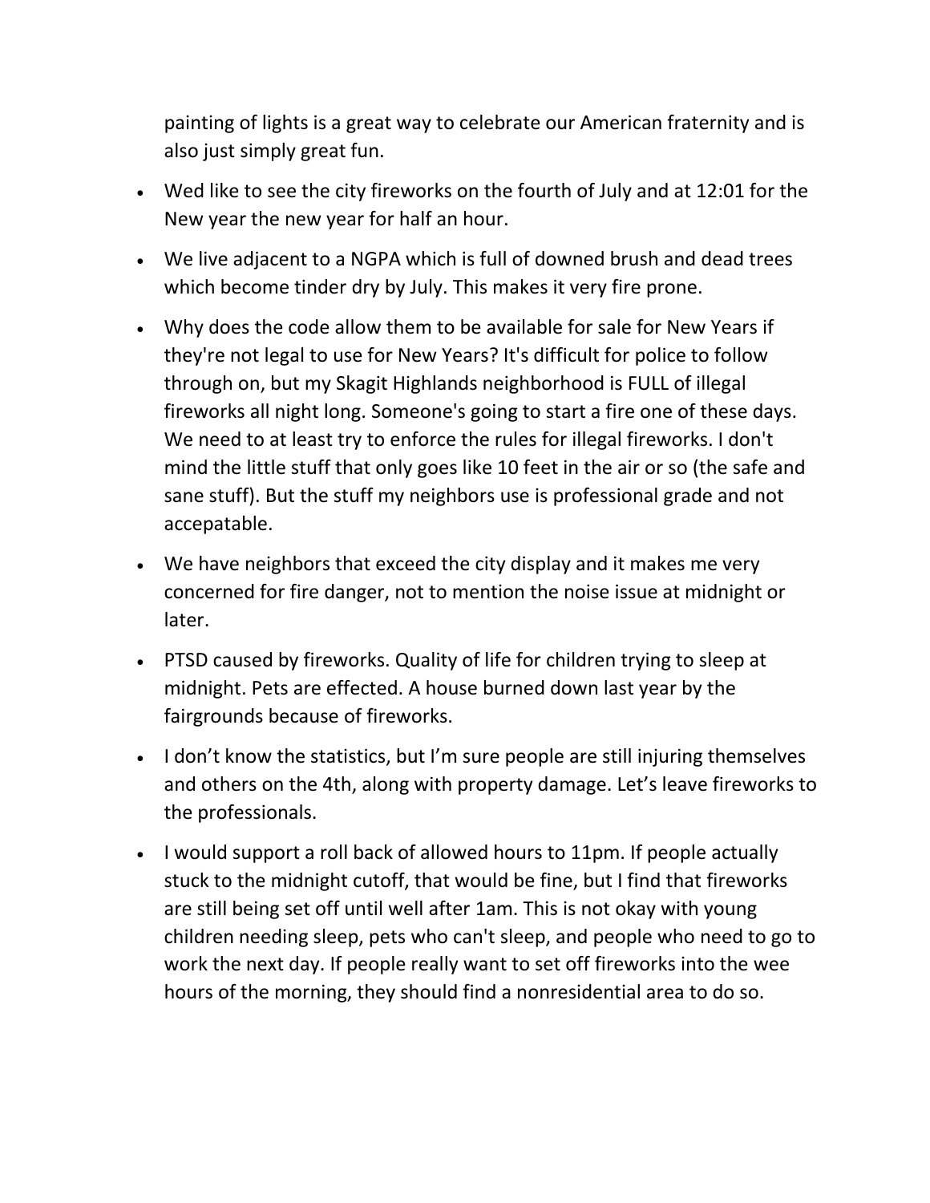painting of lights is a great way to celebrate our American fraternity and is also just simply great fun.

- Wed like to see the city fireworks on the fourth of July and at 12:01 for the New year the new year for half an hour.
- We live adjacent to a NGPA which is full of downed brush and dead trees which become tinder dry by July. This makes it very fire prone.
- Why does the code allow them to be available for sale for New Years if they're not legal to use for New Years? It's difficult for police to follow through on, but my Skagit Highlands neighborhood is FULL of illegal fireworks all night long. Someone's going to start a fire one of these days. We need to at least try to enforce the rules for illegal fireworks. I don't mind the little stuff that only goes like 10 feet in the air or so (the safe and sane stuff). But the stuff my neighbors use is professional grade and not accepatable.
- We have neighbors that exceed the city display and it makes me very concerned for fire danger, not to mention the noise issue at midnight or later.
- PTSD caused by fireworks. Quality of life for children trying to sleep at midnight. Pets are effected. A house burned down last year by the fairgrounds because of fireworks.
- I don't know the statistics, but I'm sure people are still injuring themselves and others on the 4th, along with property damage. Let's leave fireworks to the professionals.
- I would support a roll back of allowed hours to 11pm. If people actually stuck to the midnight cutoff, that would be fine, but I find that fireworks are still being set off until well after 1am. This is not okay with young children needing sleep, pets who can't sleep, and people who need to go to work the next day. If people really want to set off fireworks into the wee hours of the morning, they should find a nonresidential area to do so.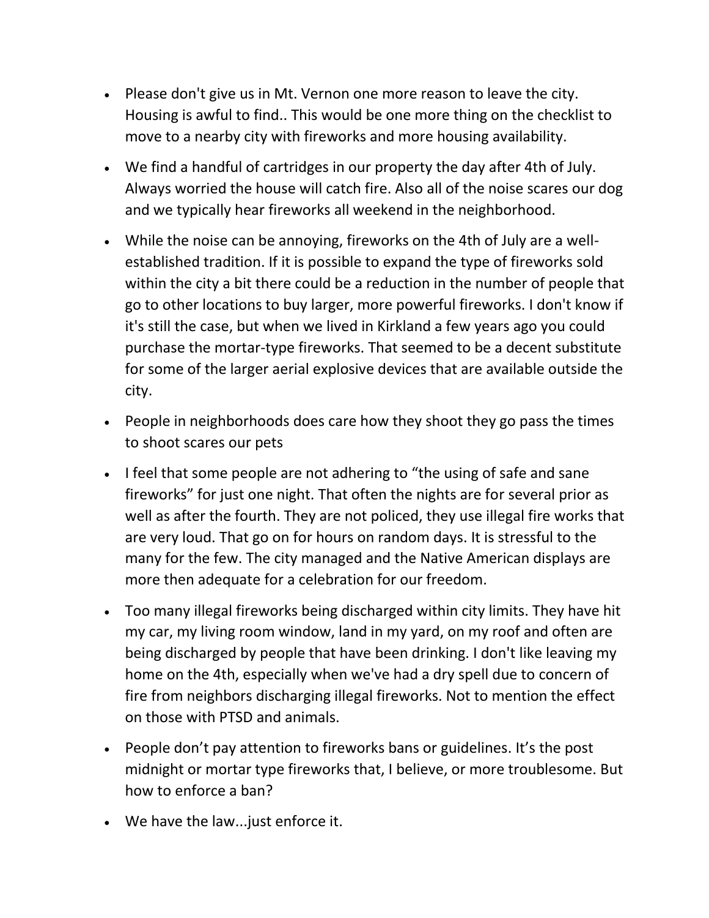- Please don't give us in Mt. Vernon one more reason to leave the city. Housing is awful to find.. This would be one more thing on the checklist to move to a nearby city with fireworks and more housing availability.
- We find a handful of cartridges in our property the day after 4th of July. Always worried the house will catch fire. Also all of the noise scares our dog and we typically hear fireworks all weekend in the neighborhood.
- While the noise can be annoying, fireworks on the 4th of July are a well-established tradition. If it is possible to expand the type of fireworks sold within the city a bit there could be a reduction in the number of people that go to other locations to buy larger, more powerful fireworks. I don't know if it's still the case, but when we lived in Kirkland a few years ago you could purchase the mortar-type fireworks. That seemed to be a decent substitute for some of the larger aerial explosive devices that are available outside the city.
- People in neighborhoods does care how they shoot they go pass the times to shoot scares our pets
- I feel that some people are not adhering to "the using of safe and sane fireworks" for just one night. That often the nights are for several prior as well as after the fourth. They are not policed, they use illegal fire works that are very loud. That go on for hours on random days. It is stressful to the many for the few. The city managed and the Native American displays are more then adequate for a celebration for our freedom.
- Too many illegal fireworks being discharged within city limits. They have hit my car, my living room window, land in my yard, on my roof and often are being discharged by people that have been drinking. I don't like leaving my home on the 4th, especially when we've had a dry spell due to concern of fire from neighbors discharging illegal fireworks. Not to mention the effect on those with PTSD and animals.
- People don't pay attention to fireworks bans or guidelines. It's the post midnight or mortar type fireworks that, I believe, or more troublesome. But how to enforce a ban?
- We have the law...just enforce it.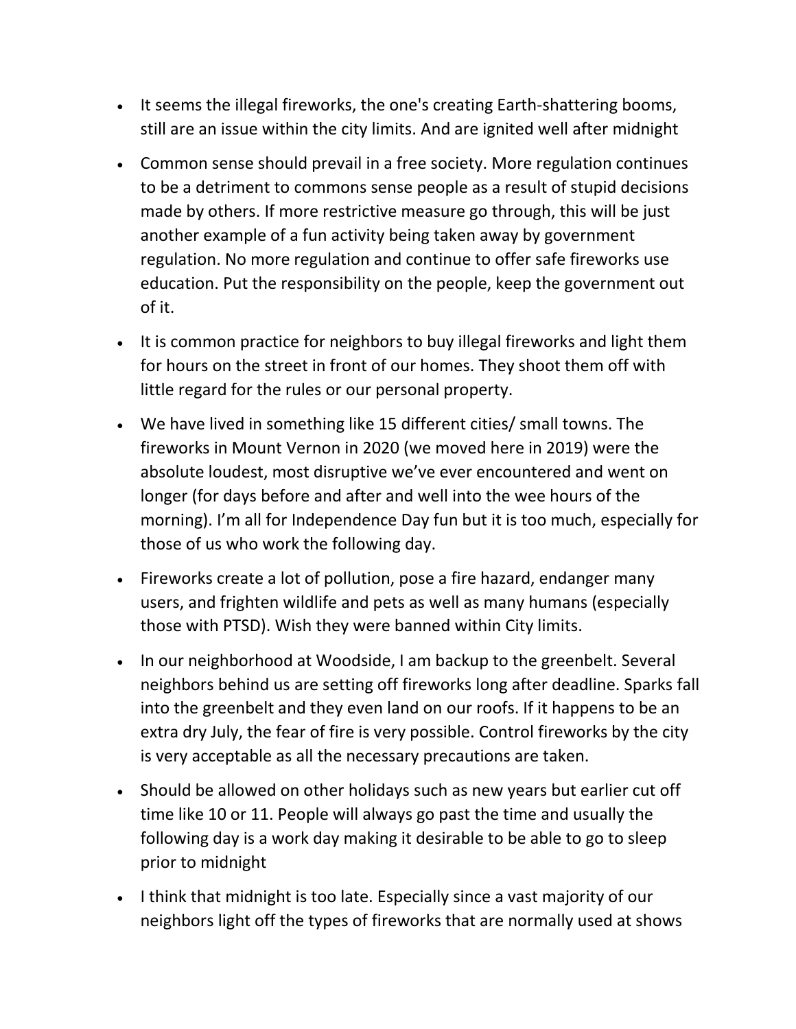- It seems the illegal fireworks, the one's creating Earth-shattering booms, still are an issue within the city limits. And are ignited well after midnight
- Common sense should prevail in a free society. More regulation continues to be a detriment to commons sense people as a result of stupid decisions made by others. If more restrictive measure go through, this will be just another example of a fun activity being taken away by government regulation. No more regulation and continue to offer safe fireworks use education. Put the responsibility on the people, keep the government out of it.
- It is common practice for neighbors to buy illegal fireworks and light them for hours on the street in front of our homes. They shoot them off with little regard for the rules or our personal property.
- We have lived in something like 15 different cities/ small towns. The fireworks in Mount Vernon in 2020 (we moved here in 2019) were the absolute loudest, most disruptive we've ever encountered and went on longer (for days before and after and well into the wee hours of the morning). I'm all for Independence Day fun but it is too much, especially for those of us who work the following day.
- Fireworks create a lot of pollution, pose a fire hazard, endanger many users, and frighten wildlife and pets as well as many humans (especially those with PTSD). Wish they were banned within City limits.
- In our neighborhood at Woodside, I am backup to the greenbelt. Several neighbors behind us are setting off fireworks long after deadline. Sparks fall into the greenbelt and they even land on our roofs. If it happens to be an extra dry July, the fear of fire is very possible. Control fireworks by the city is very acceptable as all the necessary precautions are taken.
- Should be allowed on other holidays such as new years but earlier cut off time like 10 or 11. People will always go past the time and usually the following day is a work day making it desirable to be able to go to sleep prior to midnight
- I think that midnight is too late. Especially since a vast majority of our neighbors light off the types of fireworks that are normally used at shows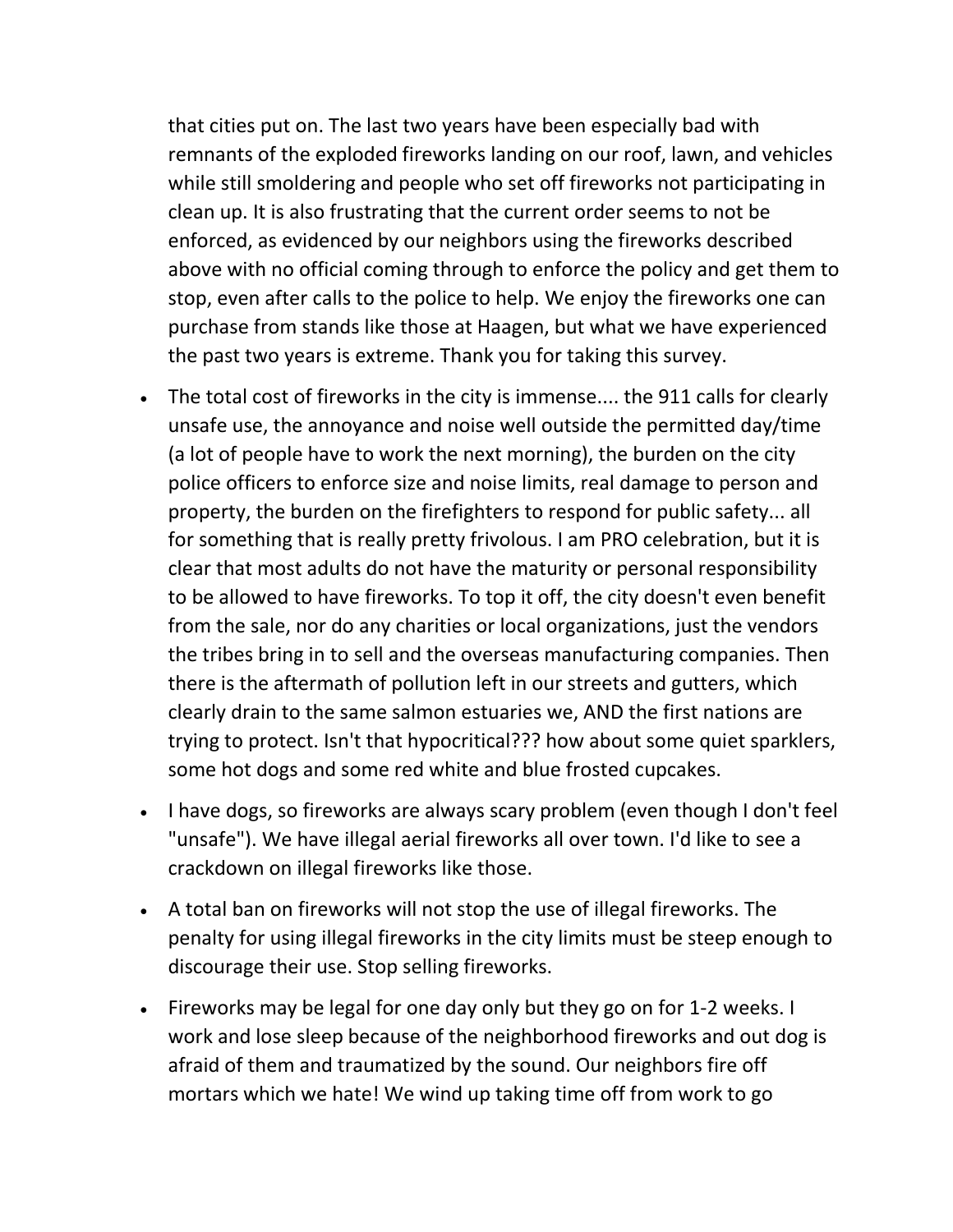that cities put on. The last two years have been especially bad with remnants of the exploded fireworks landing on our roof, lawn, and vehicles while still smoldering and people who set off fireworks not participating in clean up. It is also frustrating that the current order seems to not be enforced, as evidenced by our neighbors using the fireworks described above with no official coming through to enforce the policy and get them to stop, even after calls to the police to help. We enjoy the fireworks one can purchase from stands like those at Haagen, but what we have experienced the past two years is extreme. Thank you for taking this survey.

- The total cost of fireworks in the city is immense.... the 911 calls for clearly unsafe use, the annoyance and noise well outside the permitted day/time (a lot of people have to work the next morning), the burden on the city police officers to enforce size and noise limits, real damage to person and property, the burden on the firefighters to respond for public safety... all for something that is really pretty frivolous. I am PRO celebration, but it is clear that most adults do not have the maturity or personal responsibility to be allowed to have fireworks. To top it off, the city doesn't even benefit from the sale, nor do any charities or local organizations, just the vendors the tribes bring in to sell and the overseas manufacturing companies. Then there is the aftermath of pollution left in our streets and gutters, which clearly drain to the same salmon estuaries we, AND the first nations are trying to protect. Isn't that hypocritical??? how about some quiet sparklers, some hot dogs and some red white and blue frosted cupcakes.
- I have dogs, so fireworks are always scary problem (even though I don't feel "unsafe"). We have illegal aerial fireworks all over town. I'd like to see a crackdown on illegal fireworks like those.
- A total ban on fireworks will not stop the use of illegal fireworks. The penalty for using illegal fireworks in the city limits must be steep enough to discourage their use. Stop selling fireworks.
- Fireworks may be legal for one day only but they go on for 1-2 weeks. I work and lose sleep because of the neighborhood fireworks and out dog is afraid of them and traumatized by the sound. Our neighbors fire off mortars which we hate! We wind up taking time off from work to go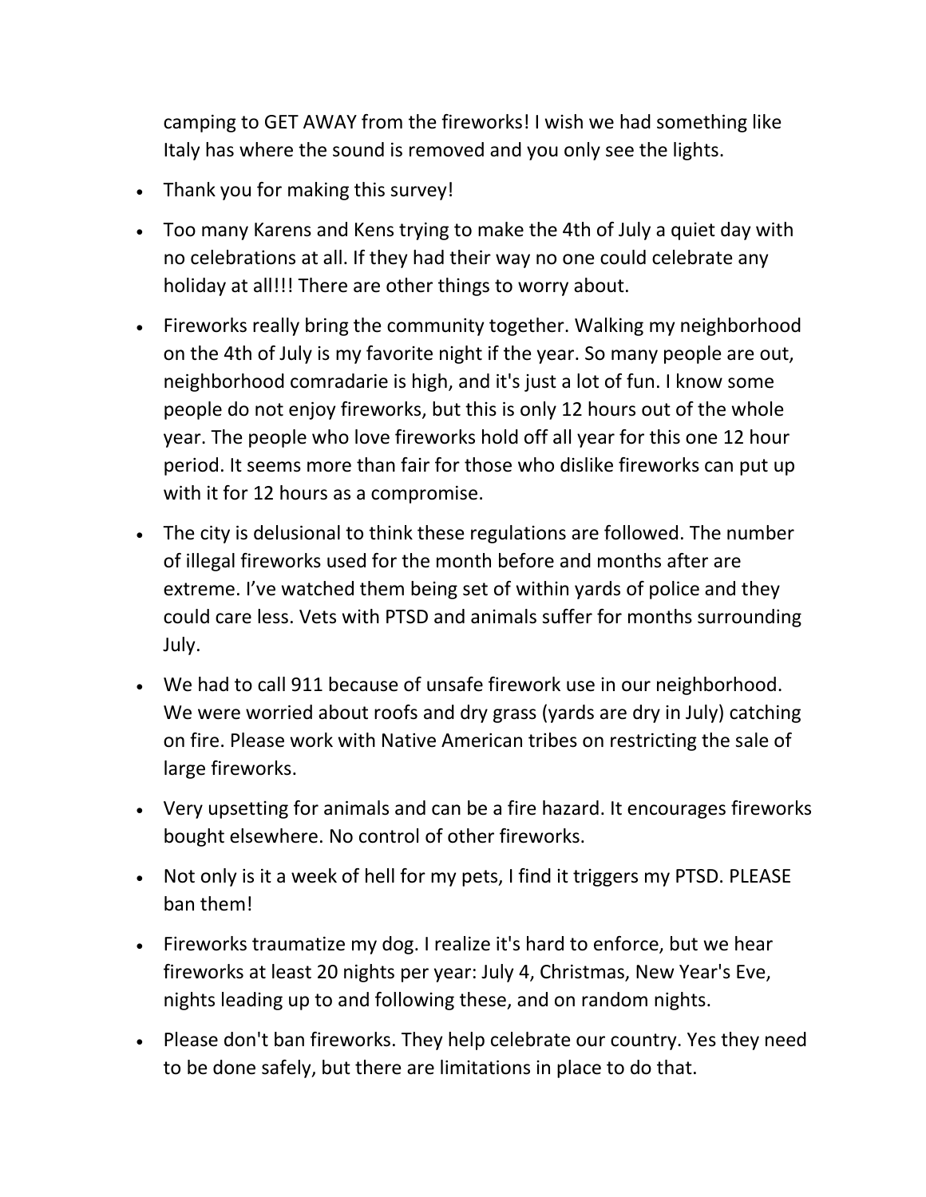camping to GET AWAY from the fireworks! I wish we had something like Italy has where the sound is removed and you only see the lights.

- Thank you for making this survey!
- Too many Karens and Kens trying to make the 4th of July a quiet day with no celebrations at all. If they had their way no one could celebrate any holiday at all!!! There are other things to worry about.
- Fireworks really bring the community together. Walking my neighborhood on the 4th of July is my favorite night if the year. So many people are out, neighborhood comradarie is high, and it's just a lot of fun. I know some people do not enjoy fireworks, but this is only 12 hours out of the whole year. The people who love fireworks hold off all year for this one 12 hour period. It seems more than fair for those who dislike fireworks can put up with it for 12 hours as a compromise.
- The city is delusional to think these regulations are followed. The number of illegal fireworks used for the month before and months after are extreme. I've watched them being set of within yards of police and they could care less. Vets with PTSD and animals suffer for months surrounding July.
- We had to call 911 because of unsafe firework use in our neighborhood. We were worried about roofs and dry grass (yards are dry in July) catching on fire. Please work with Native American tribes on restricting the sale of large fireworks.
- Very upsetting for animals and can be a fire hazard. It encourages fireworks bought elsewhere. No control of other fireworks.
- Not only is it a week of hell for my pets, I find it triggers my PTSD. PLEASE ban them!
- Fireworks traumatize my dog. I realize it's hard to enforce, but we hear fireworks at least 20 nights per year: July 4, Christmas, New Year's Eve, nights leading up to and following these, and on random nights.
- Please don't ban fireworks. They help celebrate our country. Yes they need to be done safely, but there are limitations in place to do that.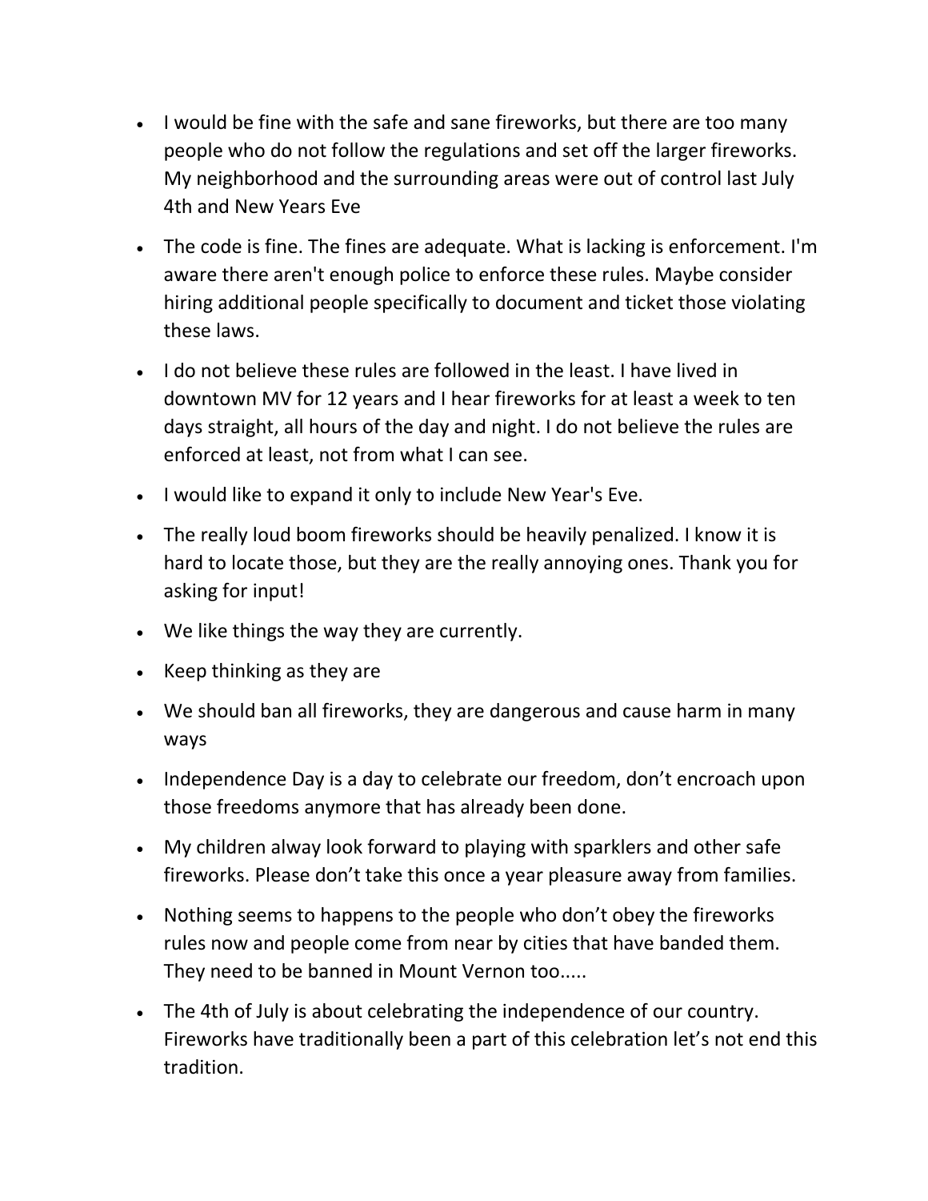- I would be fine with the safe and sane fireworks, but there are too many people who do not follow the regulations and set off the larger fireworks. My neighborhood and the surrounding areas were out of control last July 4th and New Years Eve
- The code is fine. The fines are adequate. What is lacking is enforcement. I'm aware there aren't enough police to enforce these rules. Maybe consider hiring additional people specifically to document and ticket those violating these laws.
- I do not believe these rules are followed in the least. I have lived in downtown MV for 12 years and I hear fireworks for at least a week to ten days straight, all hours of the day and night. I do not believe the rules are enforced at least, not from what I can see.
- I would like to expand it only to include New Year's Eve.
- The really loud boom fireworks should be heavily penalized. I know it is hard to locate those, but they are the really annoying ones. Thank you for asking for input!
- We like things the way they are currently.
- Keep thinking as they are
- We should ban all fireworks, they are dangerous and cause harm in many ways
- Independence Day is a day to celebrate our freedom, don't encroach upon those freedoms anymore that has already been done.
- My children alway look forward to playing with sparklers and other safe fireworks. Please don't take this once a year pleasure away from families.
- Nothing seems to happens to the people who don't obey the fireworks rules now and people come from near by cities that have banded them. They need to be banned in Mount Vernon too.....
- The 4th of July is about celebrating the independence of our country. Fireworks have traditionally been a part of this celebration let's not end this tradition.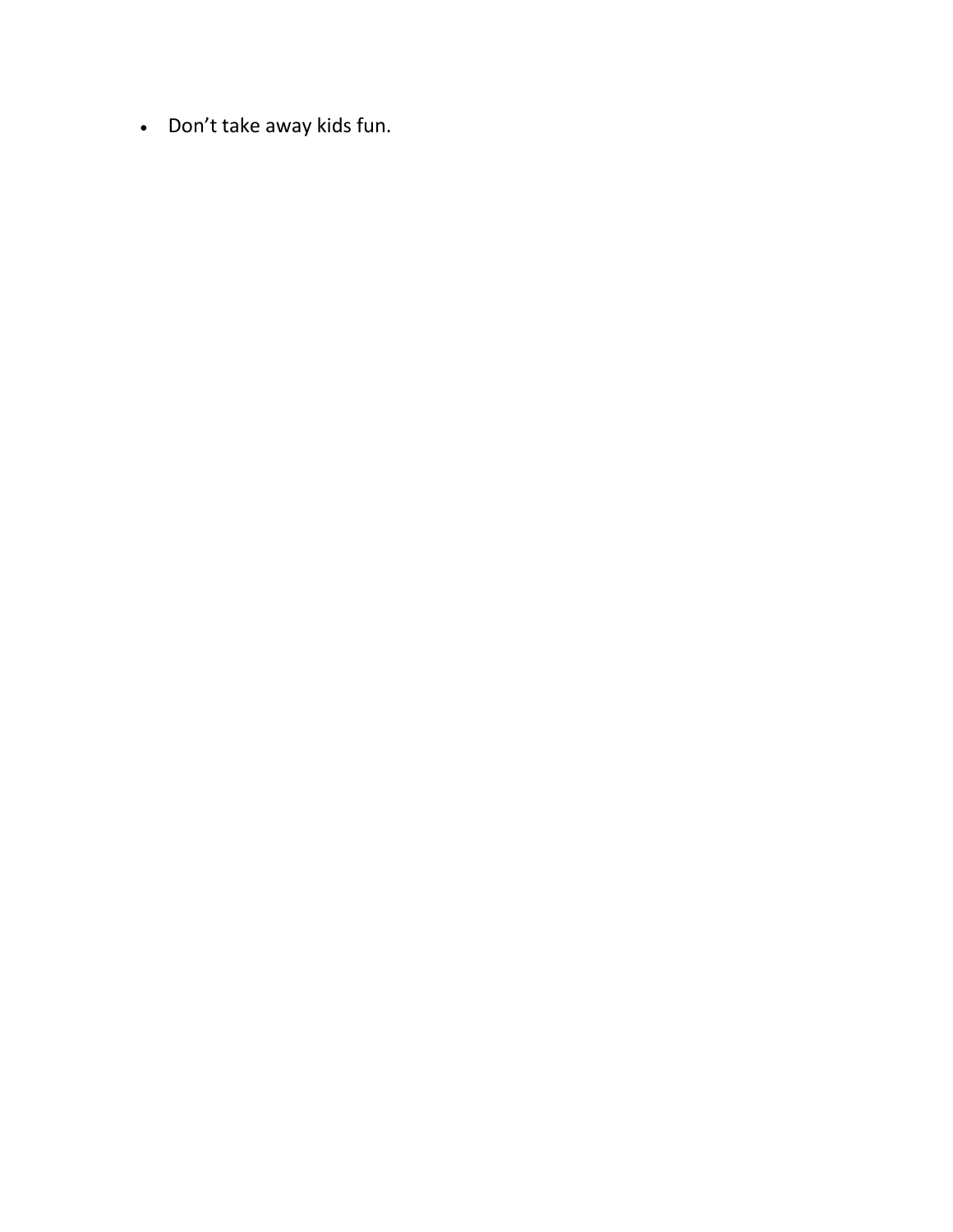- Don’t take away kids fun.